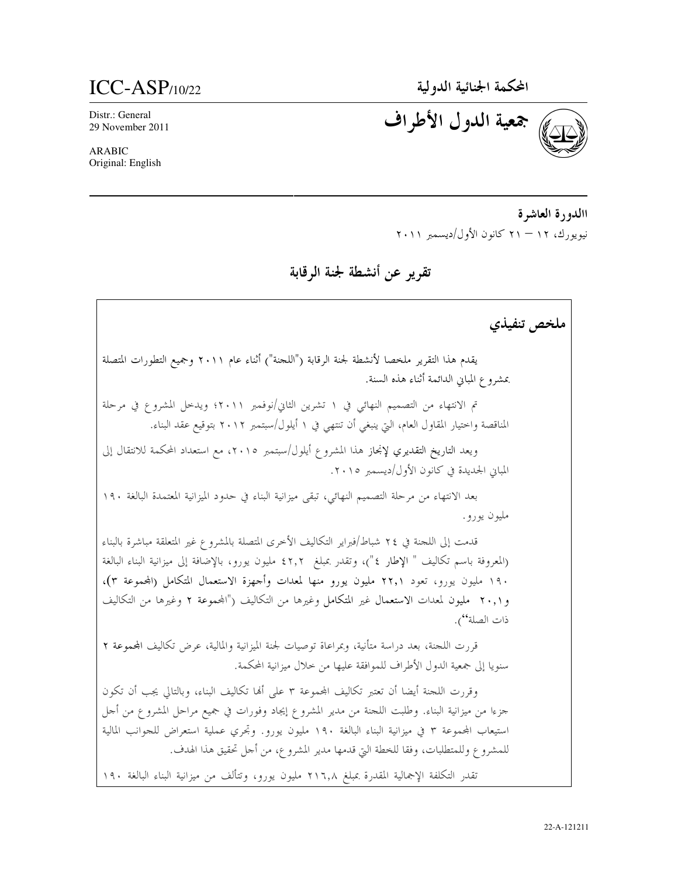ICC-ASP/10/22

Distr.: General
29 November 2011

ARABIC
Original: English

**المحكمة الجنائية الدولية**

# جمعية الدول الأطراف

**االدورة العاشرة**

نيويورك، ١٢ – ٢١ كانون الأول/ديسمبر ٢٠١١

## تقرير عن أنشطة لجنة الرقابة

### ملخص تنفيذي

يقدم هذا التقرير ملخصا لأنشطة لجنة الرقابة ("اللجنة") أثناء عام ٢٠١١ وجميع التطورات المتصلة بمشروع المباني الدائمة أثناء هذه السنة.

تم الانتهاء من التصميم النهائي في ١ تشرين الثاني/نوفمبر ٢٠١١؛ ويدخل المشروع في مرحلة المناقصة واختيار المقاول العام، التي ينبغي أن تنتهي في ١ أيلول/سبتمبر ٢٠١٢ بتوقيع عقد البناء.

ويعد التاريخ التقديري لإنجاز هذا المشروع أيلول/سبتمبر ٢٠١٥، مع استعداد المحكمة للانتقال إلى المباني الجديدة في كانون الأول/ديسمبر ٢٠١٥.

بعد الانتهاء من مرحلة التصميم النهائي، تبقى ميزانية البناء في حدود الميزانية المعتمدة البالغة ١٩٠ مليون يورو.

قدمت إلى اللجنة في ٢٤ شباط/فبراير التكاليف الأخرى المتصلة بالمشروع غير المتعلقة مباشرة بالبناء (المعروفة باسم تكاليف " الإطار ٤")، وتقدر بمبلغ ٤٢,٢ مليون يورو، بالإضافة إلى ميزانية البناء البالغة ١٩٠ مليون يورو، تعود ٢٢,١ مليون يورو منها لمعدات وأجهزة الاستعمال المتكامل (المجموعة ٣)، و٢٠,١ مليون لمعدات الاستعمال غير المتكامل وغيرها من التكاليف ("المجموعة ٢ وغيرها من التكاليف ذات الصلة").

قررت اللجنة، بعد دراسة متأنية، وبمراعاة توصيات لجنة الميزانية والمالية، عرض تكاليف المجموعة ٢ سنويا إلى جمعية الدول الأطراف للموافقة عليها من خلال ميزانية المحكمة.

وقررت اللجنة أيضا أن تعتبر تكاليف المجموعة ٣ على أنها تكاليف البناء، وبالتالي يجب أن تكون جزءا من ميزانية البناء. وطلبت اللجنة من مدير المشروع إيجاد وفورات في جميع مراحل المشروع من أجل استيعاب المجموعة ٣ في ميزانية البناء البالغة ١٩٠ مليون يورو. وتجري عملية استعراض للجوانب المالية للمشروع وللمتطلبات، وفقا للخطة التي قدمها مدير المشروع، من أجل تحقيق هذا الهدف.

تقدر التكلفة الإجمالية المقدرة بمبلغ ٢١٦,٨ مليون يورو، وتتألف من ميزانية البناء البالغة ١٩٠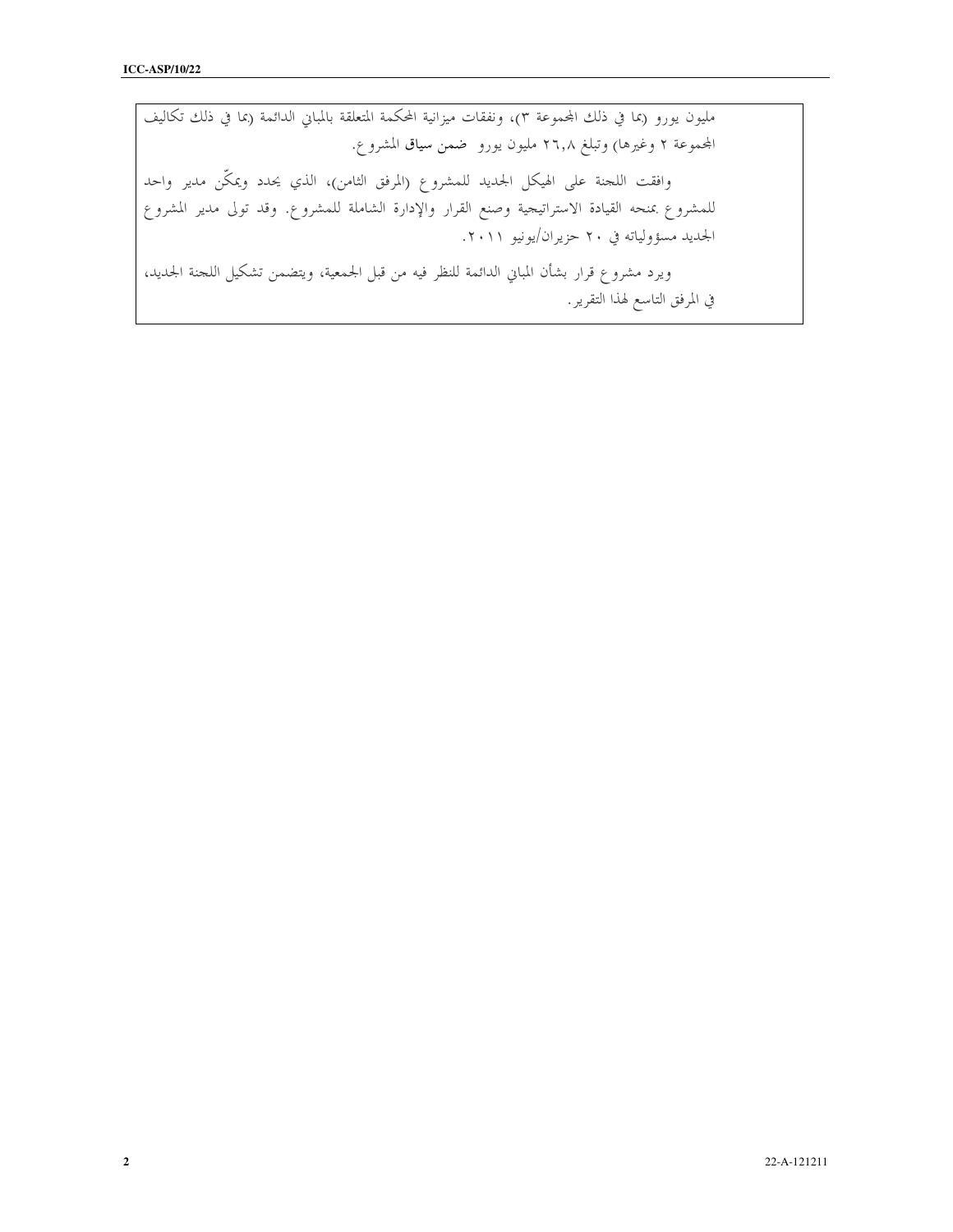مليون يورو (بما في ذلك المجموعة ٣)، ونفقات ميزانية المحكمة المتعلقة بالمباني الدائمة (بما في ذلك تكاليف المجموعة ٢ وغيرها) وتبلغ ٢٦,٨ مليون يورو ضمن سياق المشروع.

وافقت اللجنة على الهيكل الجديد للمشروع (المرفق الثامن)، الذي يحدد ويمكّن مدير واحد للمشروع بمنحه القيادة الاستراتيجية وصنع القرار والإدارة الشاملة للمشروع. وقد تولى مدير المشروع الجديد مسؤولياته في ٢٠ حزيران/يونيو ٢٠١١.

ويرد مشروع قرار بشأن المباني الدائمة للنظر فيه من قبل الجمعية، ويتضمن تشكيل اللجنة الجديد، في المرفق التاسع لهذا التقرير.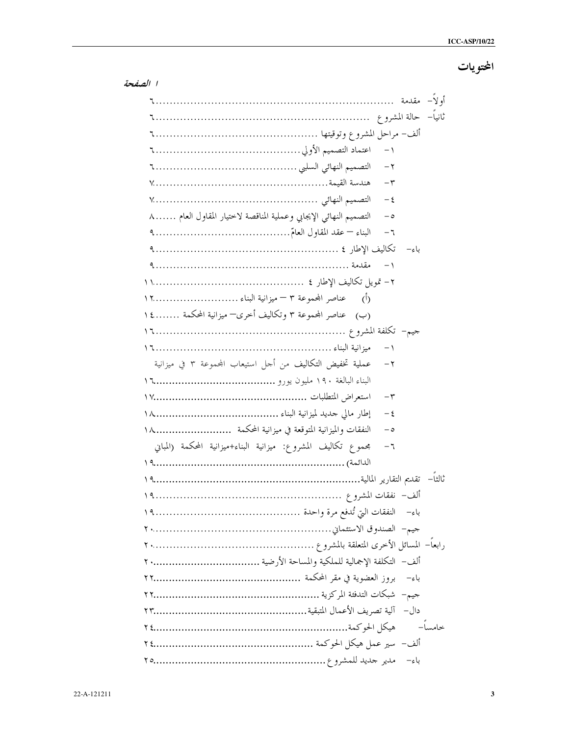# المحتويات

*ا الصفحة*

أولاً- مقدمة ........................................................................ ٦

ثانياً- حالة المشروع ................................................................. ٦

ألف- مراحل المشروع وتوقيتها ................................................. ٦

١- اعتماد التصميم الأولي ................................................ ٦

٢- التصميم النهائي السلبي ............................................... ٦

٣- هندسة القيمة ........................................................... ٧

٤- التصميم النهائي ......................................................... ٧

٥- التصميم النهائي الإيجابي وعملية المناقصة لاختيار المقاول العام ...... ٨

٦- البناء – عقد المقاول العامّ ............................................ ٩

باء- تكاليف الإطار ٤ ........................................................... ٩

١- مقدمة ....................................................................... ٩

٢- تمويل تكاليف الإطار ٤ .................................................. ١١

(أ) عناصر المجموعة ٣ – ميزانية البناء ................................. ١٢

(ب) عناصر المجموعة ٣ وتكاليف أخرى– ميزانية المحكمة ....... ١٤

جيم- تكلفة المشروع .............................................................. ١٦

١- ميزانية البناء .............................................................. ١٦

٢- عملية تخفيض التكاليف من أجل استيعاب المجموعة ٣ في ميزانية البناء البالغة ١٩٠ مليون يورو ................................................ ١٦

٣- استعراض المتطلبات ..................................................... ١٧

٤- إطار مالي جديد لميزانية البناء ........................................ ١٨

٥- النفقات والميزانية المتوقعة في ميزانية المحكمة ...................... ١٨

٦- مجموع تكاليف المشروع: ميزانية البناء+ميزانية المحكمة (المباني الدائمة) ............................................................................... ١٩

ثالثاً- تقديم التقارير المالية .......................................................... ١٩

ألف- نفقات المشروع .............................................................. ١٩

باء- النفقات التي تُدفع مرة واحدة ............................................. ١٩

جيم- الصندوق الاستئماني ........................................................ ٢٠

رابعاً- المسائل الأخرى المتعلقة بالمشروع ......................................... ٢٠

ألف- التكلفة الإجمالية للملكية والمساحة الأرضية ........................... ٢٠

باء- بروز العضوية في مقر المحكمة ............................................. ٢٢

جيم- شبكات التدفئة المركزية .................................................... ٢٢

دال- آلية تصريف الأعمال المتبقية ............................................... ٢٣

خامساً- هيكل الحوكمة .............................................................. ٢٤

ألف- سير عمل هيكل الحوكمة .................................................... ٢٤

باء- مدير جديد للمشروع ........................................................... ٢٥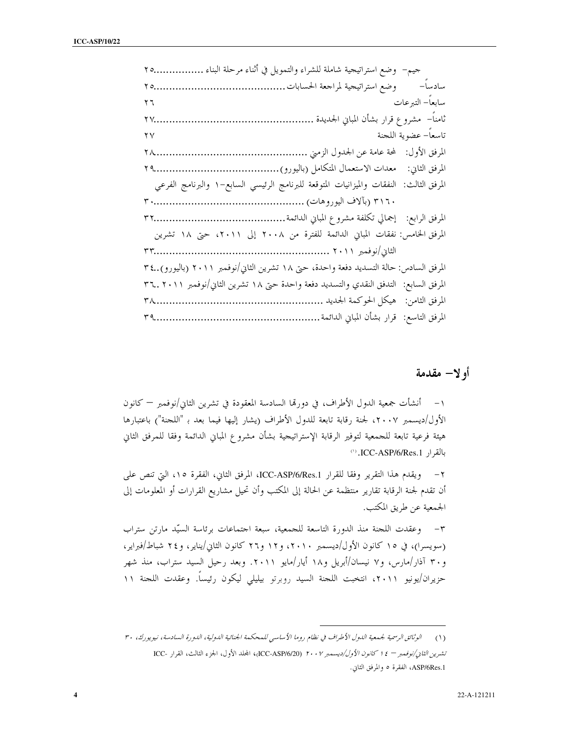جيم- وضع استراتيجية شاملة للشراء والتمويل في أثناء مرحلة البناء ................٢٥

سادساً- وضع استراتيجية لمراجعة الحسابات.........................................٢٥

سابعاً- التبرعات ٢٦

ثامناً- مشروع قرار بشأن المباني الجديدة ................................................٢٧

تاسعاً- عضوية اللجنة ٢٧

المرفق الأول: لمحة عامة عن الجدول الزمني ................................................٢٨

المرفق الثاني: معدات الاستعمال المتكامل (باليورو)........................................٢٩

المرفق الثالث: النفقات والميزانيات المتوقعة للبرنامج الرئيسي السابع-١ والبرنامج الفرعي ٣١٦٠ (بآلاف اليوروهات) ................................................٣٠

المرفق الرابع: إجمالي تكلفة مشروع المباني الدائمة..........................................٣٢

المرفق الخامس: نفقات المباني الدائمة للفترة من ٢٠٠٨ إلى ٢٠١١، حتى ١٨ تشرين الثاني/نوفمبر ٢٠١١ .......................................................٣٣

المرفق السادس: حالة التسديد دفعة واحدة، حتى ١٨ تشرين الثاني/نوفمبر ٢٠١١ (باليورو)..٣٤

المرفق السابع: التدفق النقدي والتسديد دفعة واحدة حتى ١٨ تشرين الثاني/نوفمبر ٢٠١١ ..٣٦

المرفق الثامن: هيكل الحوكمة الجديد ......................................................٣٨

المرفق التاسع: قرار بشأن المباني الدائمة....................................................٣٩

## أولا- مقدمة

١- أنشأت جمعية الدول الأطراف، في دورتها السادسة المعقودة في تشرين الثاني/نوفمبر – كانون الأول/ديسمبر ٢٠٠٧، لجنة رقابة تابعة للدول الأطراف (يشار إليها فيما بعد بـ "اللجنة") باعتبارها هيئة فرعية تابعة للجمعية لتوفير الرقابة الإستراتيجية بشأن مشروع المباني الدائمة وفقا للمرفق الثاني بالقرار ICC-ASP/6/Res.1.[١]

٢- ويقدم هذا التقرير وفقا للقرار ICC-ASP/6/Res.1، المرفق الثاني، الفقرة ١٥، التي تنص على أن تقدم لجنة الرقابة تقارير منتظمة عن الحالة إلى المكتب وأن تحيل مشاريع القرارات أو المعلومات إلى الجمعية عن طريق المكتب.

٣- وعقدت اللجنة منذ الدورة التاسعة للجمعية، سبعة اجتماعات برئاسة السيّد مارتن ستراب (سويسرا)، في ١٥ كانون الأول/ديسمبر ٢٠١٠، و١٢ و٢٦ كانون الثاني/يناير، و٢٤ شباط/فبراير، و٣٠ آذار/مارس، و٧ نيسان/أبريل و١٨ أيار/مايو ٢٠١١. وبعد رحيل السيد ستراب، منذ شهر حزيران/يونيو ٢٠١١، انتخبت اللجنة السيد روبرتو بيليلي ليكون رئيساً. وعقدت اللجنة ١١

---

(١) *الوثائق الرسمية لجمعية الدول الأطراف في نظام روما الأساسي للمحكمة الجنائية الدولية، الدورة السادسة، نيويورك، ٣٠ تشرين الثاني/نوفمبر – ١٤ كانون الأول/ديسمبر ٢٠٠٧* (ICC-ASP/6/20)، المجلد الأول، الجزء الثالث، القرار ICC-ASP/6Res.1، الفقرة ٥ والمرفق الثاني.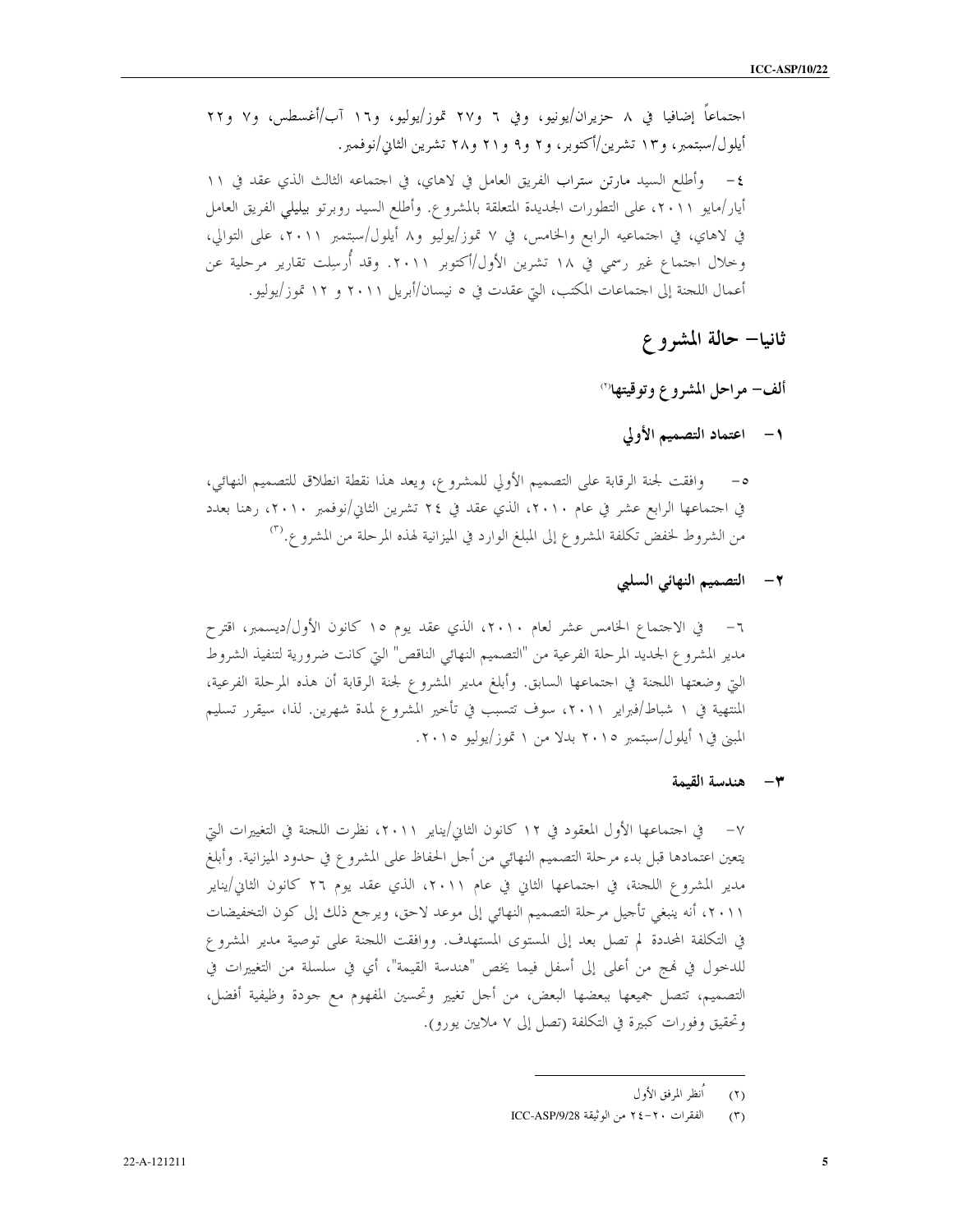اجتماعاً إضافيا في ٨ حزيران/يونيو، وفي ٦ و٢٧ تموز/يوليو، و١٦ آب/أغسطس، و٧ و٢٢ أيلول/سبتمبر، و١٣ تشرين/أكتوبر، و٢ و٩ و٢١ و٢٨ تشرين الثاني/نوفمبر.

٤- وأطلع السيد مارتن ستراب الفريق العامل في لاهاي، في اجتماعه الثالث الذي عقد في ١١ أيار/مايو ٢٠١١، على التطورات الجديدة المتعلقة بالمشروع. وأطلع السيد روبرتو بيليلي الفريق العامل في لاهاي، في اجتماعيه الرابع والخامس، في ٧ تموز/يوليو و٨ أيلول/سبتمبر ٢٠١١، على التوالي، وخلال اجتماع غير رسمي في ١٨ تشرين الأول/أكتوبر ٢٠١١. وقد أُرسلت تقارير مرحلية عن أعمال اللجنة إلى اجتماعات المكتب، التي عقدت في ٥ نيسان/أبريل ٢٠١١ و ١٢ تموز/يوليو.

## ثانيا- حالة المشروع

### ألف- مراحل المشروع وتوقيتها[(٢)]

#### ١- اعتماد التصميم الأولي

٥- وافقت لجنة الرقابة على التصميم الأولي للمشروع، ويعد هذا نقطة انطلاق للتصميم النهائي، في اجتماعها الرابع عشر في عام ٢٠١٠، الذي عقد في ٢٤ تشرين الثاني/نوفمبر ٢٠١٠، رهنا بعدد من الشروط لخفض تكلفة المشروع إلى المبلغ الوارد في الميزانية لهذه المرحلة من المشروع.[(٣)]

#### ٢- التصميم النهائي السلبي

٦- في الاجتماع الخامس عشر لعام ٢٠١٠، الذي عقد يوم ١٥ كانون الأول/ديسمبر، اقترح مدير المشروع الجديد المرحلة الفرعية من "التصميم النهائي الناقص" التي كانت ضرورية لتنفيذ الشروط التي وضعتها اللجنة في اجتماعها السابق. وأبلغ مدير المشروع لجنة الرقابة أن هذه المرحلة الفرعية، المنتهية في ١ شباط/فبراير ٢٠١١، سوف تتسبب في تأخير المشروع لمدة شهرين. لذا، سيقرر تسليم المبنى في ١ أيلول/سبتمبر ٢٠١٥ بدلا من ١ تموز/يوليو ٢٠١٥.

#### ٣- هندسة القيمة

٧- في اجتماعها الأول المعقود في ١٢ كانون الثاني/يناير ٢٠١١، نظرت اللجنة في التغييرات التي يتعين اعتمادها قبل بدء مرحلة التصميم النهائي من أجل الحفاظ على المشروع في حدود الميزانية. وأبلغ مدير المشروع اللجنة، في اجتماعها الثاني في عام ٢٠١١، الذي عقد يوم ٢٦ كانون الثاني/يناير ٢٠١١، أنه ينبغي تأجيل مرحلة التصميم النهائي إلى موعد لاحق، ويرجع ذلك إلى كون التخفيضات في التكلفة المحددة لم تصل بعد إلى المستوى المستهدف. ووافقت اللجنة على توصية مدير المشروع للدخول في نهج من أعلى إلى أسفل فيما يخص "هندسة القيمة"، أي في سلسلة من التغييرات في التصميم، تتصل جميعها ببعضها البعض، من أجل تغيير وتحسين المفهوم مع جودة وظيفية أفضل، وتحقيق وفورات كبيرة في التكلفة (تصل إلى ٧ ملايين يورو).

---

(٢) أُنظر المرفق الأول

(٣) الفقرات ٢٠-٢٤ من الوثيقة ICC-ASP/9/28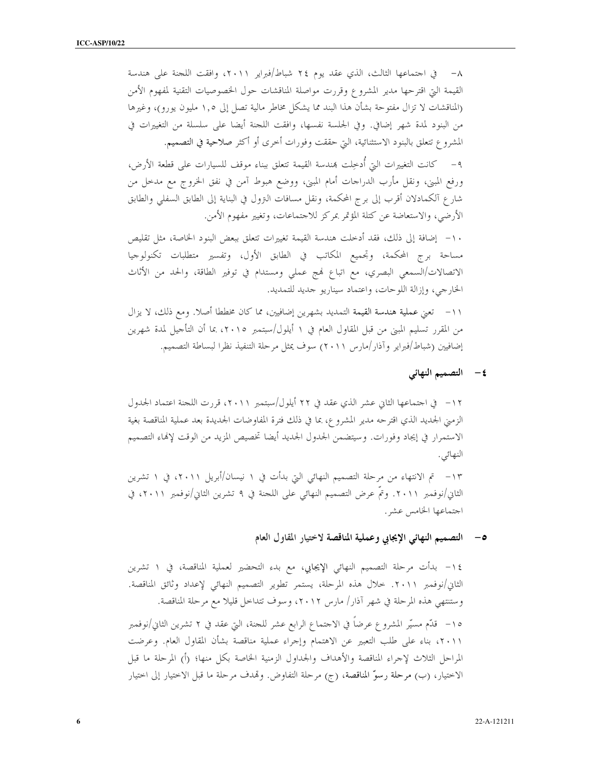٨- في اجتماعها الثالث، الذي عقد يوم ٢٤ شباط/فبراير ٢٠١١، وافقت اللجنة على هندسة القيمة التي اقترحها مدير المشروع وقررت مواصلة المناقشات حول الخصوصيات التقنية لمفهوم الأمن (المناقشات لا تزال مفتوحة بشأن هذا البند مما يشكل مخاطر مالية تصل إلى ١,٥ مليون يورو)، وغيرها من البنود لمدة شهر إضافي. وفي الجلسة نفسها، وافقت اللجنة أيضا على سلسلة من التغييرات في المشروع تتعلق بالبنود الاستثنائية، التي حققت وفورات أخرى أو أكثر صلاحية في التصميم.

٩- كانت التغييرات التي أُدخِلت بهندسة القيمة تتعلق ببناء موقف للسيارات على قطعة الأرض، ورفع المبنى، ونقل مأرب الدراجات أمام المبنى، ووضع هبوط آمن في نفق الخروج مع مدخل من شارع آلكمادلان أقرب إلى برج المحكمة، ونقل مسافات النزول في البناية إلى الطابق السفلي والطابق الأرضي، والاستعاضة عن كتلة المؤتمر بمركز للاجتماعات، وتغيير مفهوم الأمن.

١٠- إضافة إلى ذلك، فقد أدخلت هندسة القيمة تغييرات تتعلق ببعض البنود الخاصة، مثل تقليص مساحة برج المحكمة، وتجميع المكاتب في الطابق الأول، وتفسير متطلبات تكنولوجيا الاتصالات/السمعي البصري، مع اتباع نهج عملي ومستدام في توفير الطاقة، والحد من الأثاث الخارجي، وإزالة اللوحات، واعتماد سيناريو جديد للتمديد.

١١- تعني عملية هندسة القيمة التمديد بشهرين إضافيين، مما كان مخططا أصلا. ومع ذلك، لا يزال من المقرر تسليم المبنى من قبل المقاول العام في ١ أيلول/سبتمبر ٢٠١٥، بما أن التأجيل لمدة شهرين إضافيين (شباط/فبراير وآذار/مارس ٢٠١١) سوف يمثل مرحلة التنفيذ نظرا لبساطة التصميم.

## ٤- التصميم النهائي

١٢- في اجتماعها الثاني عشر الذي عقد في ٢٢ أيلول/سبتمبر ٢٠١١، قررت اللجنة اعتماد الجدول الزمني الجديد الذي اقترحه مدير المشروع، بما في ذلك فترة المفاوضات الجديدة بعد عملية المناقصة بغية الاستمرار في إيجاد وفورات. وسيتضمن الجدول الجديد أيضا تخصيص المزيد من الوقت لإنهاء التصميم النهائي.

١٣- تم الانتهاء من مرحلة التصميم النهائي التي بدأت في ١ نيسان/أبريل ٢٠١١، في ١ تشرين الثاني/نوفمبر ٢٠١١. وتمّ عرض التصميم النهائي على اللجنة في ٩ تشرين الثاني/نوفمبر ٢٠١١، في اجتماعها الخامس عشر.

## ٥- التصميم النهائي الإيجابي وعملية المناقصة لاختيار المقاول العام

١٤- بدأت مرحلة التصميم النهائي الإيجابي، مع بدء التحضير لعملية المناقصة، في ١ تشرين الثاني/نوفمبر ٢٠١١. خلال هذه المرحلة، يستمر تطوير التصميم النهائي لإعداد وثائق المناقصة. وستنتهي هذه المرحلة في شهر آذار/ مارس ٢٠١٢، وسوف تتداخل قليلا مع مرحلة المناقصة.

١٥- قدّم مسيّر المشروع عرضاً في الاجتماع الرابع عشر للجنة، التي عقد في ٢ تشرين الثاني/نوفمبر ٢٠١١، بناء على طلب التعبير عن الاهتمام وإجراء عملية مناقصة بشأن المقاول العام. وعرضت المراحل الثلاث لإجراء المناقصة والأهداف والجداول الزمنية الخاصة بكل منها؛ (أ) المرحلة ما قبل الاختيار، (ب) مرحلة رسوّ المناقصة، (ج) مرحلة التفاوض. وتهدف مرحلة ما قبل الاختيار إلى اختيار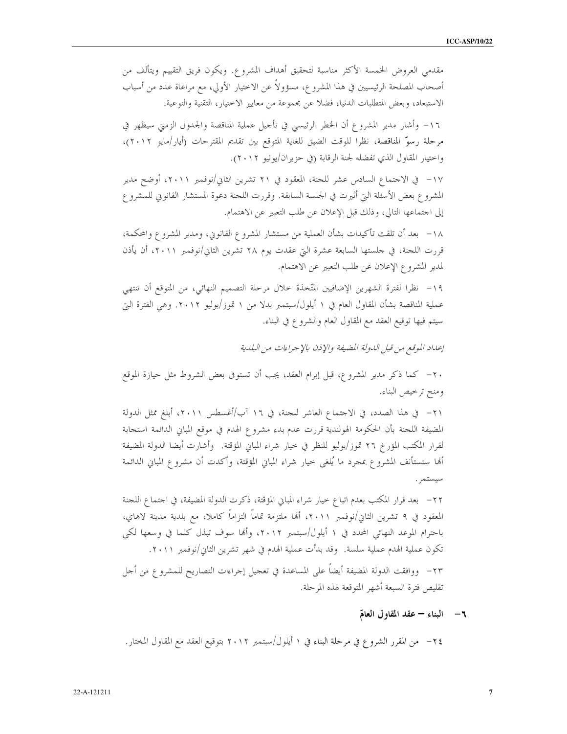مقدمي العروض الخمسة الأكثر مناسبة لتحقيق أهداف المشروع. ويكون فريق التقييم ويتألف من أصحاب المصلحة الرئيسيين في هذا المشروع، مسؤولاً عن الاختيار الأولي، مع مراعاة عدد من أسباب الاستبعاد، وبعض المتطلبات الدنيا، فضلا عن مجموعة من معايير الاختيار، التقنية والنوعية.

١٦- وأشار مدير المشروع أن الخطر الرئيسي في تأجيل عملية المناقصة والجدول الزمني سيظهر في مرحلة رسوّ المناقصة، نظرا للوقت الضيق للغاية المتوقع بين تقديم المقترحات (أيار/مايو ٢٠١٢)، واختيار المقاول الذي تفضله لجنة الرقابة (في حزيران/يونيو ٢٠١٢).

١٧- في الاجتماع السادس عشر للجنة، المعقود في ٢١ تشرين الثاني/نوفمبر ٢٠١١، أوضح مدير المشروع بعض الأسئلة التي أثيرت في الجلسة السابقة. وقررت اللجنة دعوة المستشار القانوني للمشروع إلى اجتماعها التالي، وذلك قبل الإعلان عن طلب التعبير عن الاهتمام.

١٨- بعد أن تلقت تأكيدات بشأن العملية من مستشار المشروع القانوني، ومدير المشروع والمحكمة، قررت اللجنة، في جلستها السابعة عشرة التي عقدت يوم ٢٨ تشرين الثاني/نوفمبر ٢٠١١، أن يأذن لمدير المشروع الإعلان عن طلب التعبير عن الاهتمام.

١٩- نظرا لفترة الشهرين الإضافيين المتّخذة خلال مرحلة التصميم النهائي، من المتوقع أن تنتهي عملية المناقصة بشأن المقاول العام في ١ أيلول/سبتمبر بدلا من ١ تموز/يوليو ٢٠١٢. وهي الفترة التي سيتم فيها توقيع العقد مع المقاول العام والشروع في البناء.

*إعداد الموقع من قبل الدولة المضيفة والإذن بالإجراءات من البلدية*

٢٠- كما ذكر مدير المشروع، قبل إبرام العقد، يجب أن تستوفى بعض الشروط مثل حيازة الموقع ومنح ترخيص البناء.

٢١- في هذا الصدد، في الاجتماع العاشر للجنة، في ١٦ آب/أغسطس ٢٠١١، أبلغ ممثل الدولة المضيفة اللجنة بأن الحكومة الهولندية قررت عدم بدء مشروع الهدم في موقع المباني الدائمة استجابة لقرار المكتب المؤرخ ٢٦ تموز/يوليو للنظر في خيار شراء المباني المؤقتة. وأشارت أيضا الدولة المضيفة أنها ستستأنف المشروع بمجرد ما يُلغى خيار شراء المباني المؤقتة، وأكدت أن مشروع المباني الدائمة سيستمر.

٢٢- بعد قرار المكتب بعدم اتباع خيار شراء المباني المؤقتة، ذكرت الدولة المضيفة، في اجتماع اللجنة المعقود في ٩ تشرين الثاني/نوفمبر ٢٠١١، أنها ملتزمة تماماً التزاماً كاملا، مع بلدية مدينة لاهاي، باحترام الموعد النهائي المحدد في ١ أيلول/سبتمبر ٢٠١٢، وأنها سوف تبذل كلما في وسعها لكي تكون عملية الهدم عملية سلسة. وقد بدأت عملية الهدم في شهر تشرين الثاني/نوفمبر ٢٠١١.

٢٣- ووافقت الدولة المضيفة أيضاً على المساعدة في تعجيل إجراءات التصاريح للمشروع من أجل تقليص فترة السبعة أشهر المتوقعة لهذه المرحلة.

### ٦- البناء – عقد المقاول العامّ

٢٤- من المقرر الشروع في مرحلة البناء في ١ أيلول/سبتمبر ٢٠١٢ بتوقيع العقد مع المقاول المختار.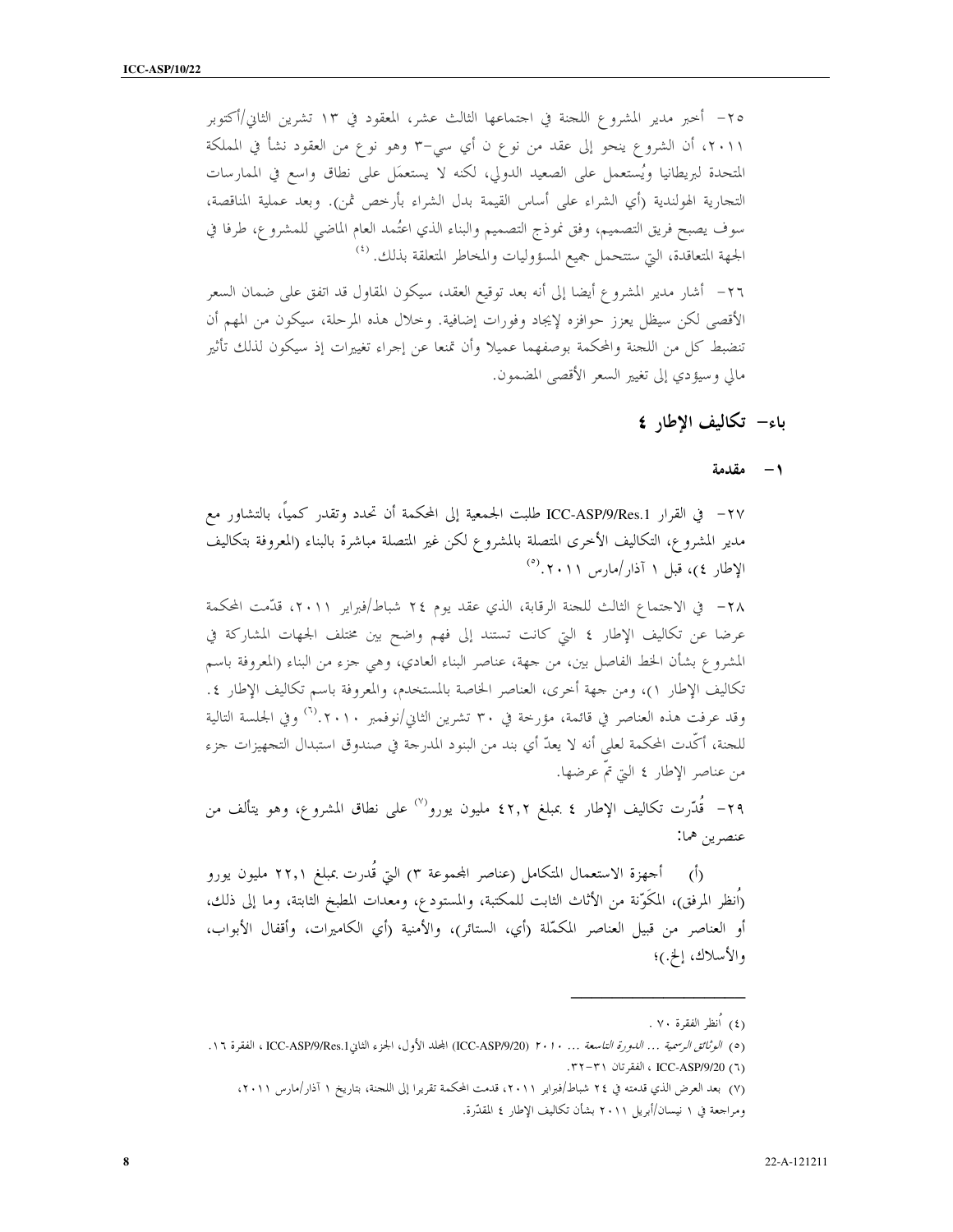٢٥- أخبر مدير المشروع اللجنة في اجتماعها الثالث عشر، المعقود في ١٣ تشرين الثاني/أكتوبر ٢٠١١، أن الشروع ينحو إلى عقد من نوع ن أي سي-٣ وهو نوع من العقود نشأ في المملكة المتحدة لبريطانيا ويُستعمل على الصعيد الدولي، لكنه لا يستعمَل على نطاق واسع في الممارسات التجارية الهولندية (أي الشراء على أساس القيمة بدل الشراء بأرخص ثمن). وبعد عملية المناقصة، سوف يصبح فريق التصميم، وفق نموذج التصميم والبناء الذي اعتُمد العام الماضي للمشروع، طرفا في الجهة المتعاقدة، التي ستتحمل جميع المسؤوليات والمخاطر المتعلقة بذلك.[٤]

٢٦- أشار مدير المشروع أيضا إلى أنه بعد توقيع العقد، سيكون المقاول قد اتفق على ضمان السعر الأقصى لكن سيظل يعزز حوافزه لإيجاد وفورات إضافية. وخلال هذه المرحلة، سيكون من المهم أن تنضبط كل من اللجنة والمحكمة بوصفهما عميلا وأن تمنعا عن إجراء تغييرات إذ سيكون لذلك تأثير مالي وسيؤدي إلى تغيير السعر الأقصى المضمون.

## باء- تكاليف الإطار ٤

### ١- مقدمة

٢٧- في القرار ICC-ASP/9/Res.1 طلبت الجمعية إلى المحكمة أن تحدد وتقدر كمياً، بالتشاور مع مدير المشروع، التكاليف الأخرى المتصلة بالمشروع لكن غير المتصلة مباشرة بالبناء (المعروفة بتكاليف الإطار ٤)، قبل ١ آذار/مارس ٢٠١١.[٥]

٢٨- في الاجتماع الثالث للجنة الرقابة، الذي عقد يوم ٢٤ شباط/فبراير ٢٠١١، قدّمت المحكمة عرضا عن تكاليف الإطار ٤ التي كانت تستند إلى فهم واضح بين مختلف الجهات المشاركة في المشروع بشأن الخط الفاصل بين، من جهة، عناصر البناء العادي، وهي جزء من البناء (المعروفة باسم تكاليف الإطار ١)، ومن جهة أخرى، العناصر الخاصة بالمستخدم، والمعروفة باسم تكاليف الإطار ٤. وقد عرفت هذه العناصر في قائمة، مؤرخة في ٣٠ تشرين الثاني/نوفمبر ٢٠١٠.[٦] وفي الجلسة التالية للجنة، أكّدت المحكمة لعلى أنه لا يعدّ أي بند من البنود المدرجة في صندوق استبدال التجهيزات جزء من عناصر الإطار ٤ التي تمّ عرضها.

٢٩- قُدّرت تكاليف الإطار ٤ بمبلغ ٤٢,٢ مليون يورو[٧] على نطاق المشروع، وهو يتألف من عنصرين هما:

(أ) أجهزة الاستعمال المتكامل (عناصر المجموعة ٣) التي قُدرت بمبلغ ٢٢,١ مليون يورو (اُنظر المرفق)، المكَوّنة من الأثاث الثابت للمكتبة، والمستودع، ومعدات المطبخ الثابتة، وما إلى ذلك، أو العناصر من قبيل العناصر المكمّلة (أي، الستائر)، والأمنية (أي الكاميرات، وأقفال الأبواب، والأسلاك، إلخ.)؛

---

(٤) اُنظر الفقرة ٧٠ .

(٥) *الوثائق الرسمية ... الدورة التاسعة ...* ٢٠١٠ (ICC-ASP/9/20) المجلد الأول، الجزء الثاني ICC-ASP/9/Res.1، الفقرة ١٦.

(٦) ICC-ASP/9/20 ، الفقرتان ٣١-٣٢.

(٧) بعد العرض الذي قدمته في ٢٤ شباط/فبراير ٢٠١١، قدمت المحكمة تقريرا إلى اللجنة، بتاريخ ١ آذار/مارس ٢٠١١، ومراجعة في ١ نيسان/أبريل ٢٠١١ بشأن تكاليف الإطار ٤ المقدّرة.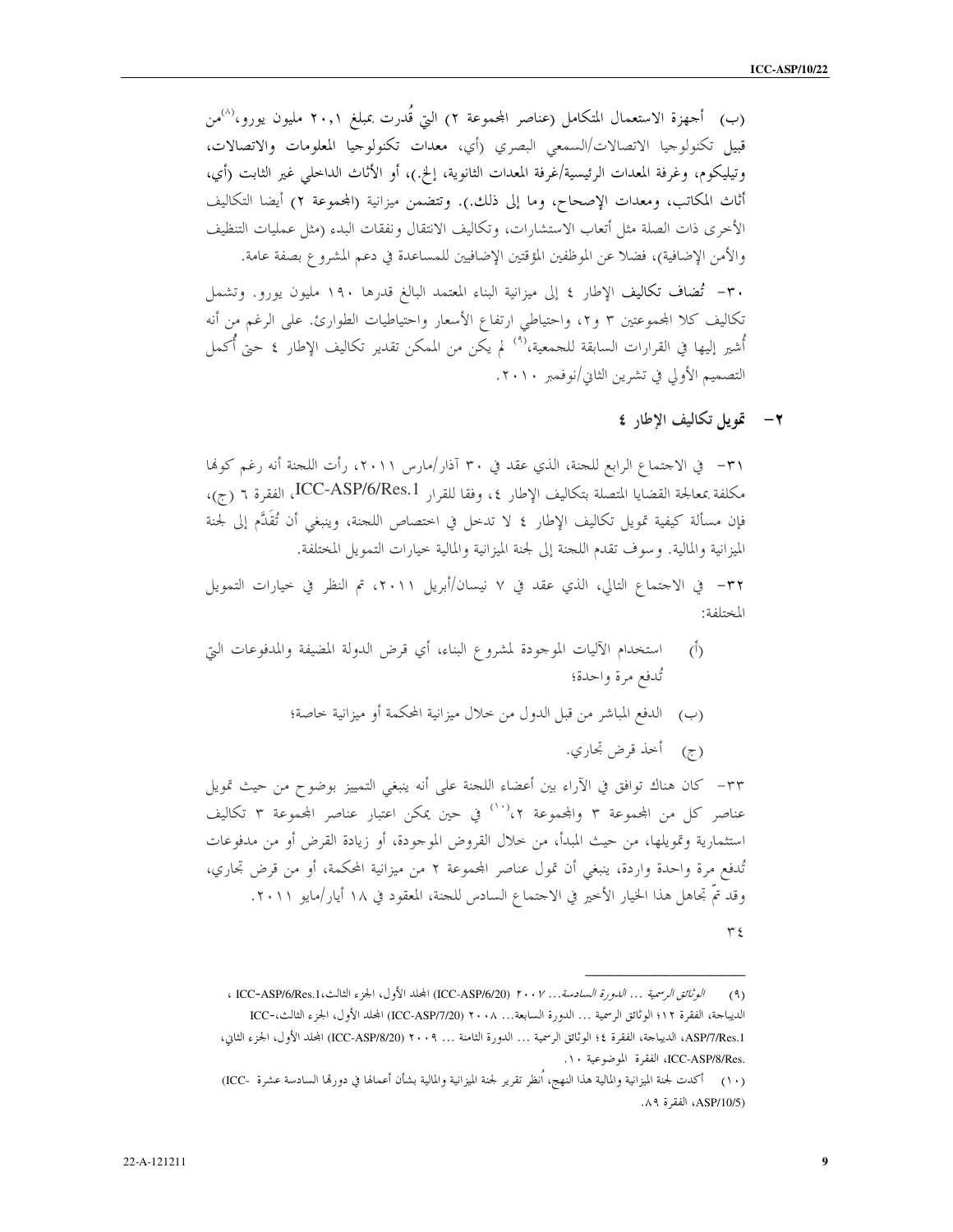(ب) أجهزة الاستعمال المتكامل (عناصر المجموعة ٢) التي قُدرت بمبلغ ٢٠,١ مليون يورو،[8] من قبيل تكنولوجيا الاتصالات/السمعي البصري (أي، معدات تكنولوجيا المعلومات والاتصالات، وتيليكوم، وغرفة المعدات الرئيسية/غرفة المعدات الثانوية، إلخ.)، أو الأثاث الداخلي غير الثابت (أي، أثاث المكاتب، ومعدات الإصحاح، وما إلى ذلك.). وتتضمن ميزانية (المجموعة ٢) أيضا التكاليف الأخرى ذات الصلة مثل أتعاب الاستشارات، وتكاليف الانتقال ونفقات البدء (مثل عمليات التنظيف والأمن الإضافية)، فضلا عن الموظفين المؤقتين الإضافيين للمساعدة في دعم المشروع بصفة عامة.

٣٠- تُضاف تكاليف الإطار ٤ إلى ميزانية البناء المعتمد البالغ قدرها ١٩٠ مليون يورو. وتشمل تكاليف كلا المجموعتين ٣ و٢، واحتياطي ارتفاع الأسعار واحتياطيات الطوارئ. على الرغم من أنه أُشير إليها في القرارات السابقة للجمعية،[9] لم يكن من الممكن تقدير تكاليف الإطار ٤ حتى أُكمل التصميم الأولي في تشرين الثاني/نوفمبر ٢٠١٠.

## ٢- تمويل تكاليف الإطار ٤

٣١- في الاجتماع الرابع للجنة، الذي عقد في ٣٠ آذار/مارس ٢٠١١، رأت اللجنة أنه رغم كونها مكلفة بمعالجة القضايا المتصلة بتكاليف الإطار ٤، وفقا للقرار ICC-ASP/6/Res.1، الفقرة ٦ (ج)، فإن مسألة كيفية تمويل تكاليف الإطار ٤ لا تدخل في اختصاص اللجنة، وينبغي أن تُقَدَّم إلى لجنة الميزانية والمالية. وسوف تقدم اللجنة إلى لجنة الميزانية والمالية خيارات التمويل المختلفة.

٣٢- في الاجتماع التالي، الذي عقد في ٧ نيسان/أبريل ٢٠١١، تم النظر في خيارات التمويل المختلفة:

(أ) استخدام الآليات الموجودة لمشروع البناء، أي قرض الدولة المضيفة والمدفوعات التي تُدفع مرة واحدة؛

(ب) الدفع المباشر من قبل الدول من خلال ميزانية المحكمة أو ميزانية خاصة؛

(ج) أخذ قرض تجاري.

٣٣- كان هناك توافق في الآراء بين أعضاء اللجنة على أنه ينبغي التمييز بوضوح من حيث تمويل عناصر كل من المجموعة ٣ والمجموعة ٢،[10] في حين يمكن اعتبار عناصر المجموعة ٣ تكاليف استثمارية وتمويلها، من حيث المبدأ، من خلال القروض الموجودة، أو زيادة القرض أو من مدفوعات تُدفع مرة واحدة واردة، ينبغي أن تمول عناصر المجموعة ٢ من ميزانية المحكمة، أو من قرض تجاري، وقد تمّ تجاهل هذا الخيار الأخير في الاجتماع السادس للجنة، المعقود في ١٨ أيار/مايو ٢٠١١.

٣٤

---

(٩) *الوثائق الرسمية ... الدورة السادسة...* ٢٠٠٧ (ICC-ASP/6/20) المجلد الأول، الجزء الثالث،ICC-ASP/6/Res.1 ، الديباجة، الفقرة ١٢؛ الوثائق الرسمية ... الدورة السابعة... ٢٠٠٨ (ICC-ASP/7/20) المجلد الأول، الجزء الثالث،-ICC ASP/7/Res.1، الديباجة، الفقرة ٤؛ الوثائق الرسمية ... الدورة الثامنة ... ٢٠٠٩ (ICC-ASP/8/20) المجلد الأول، الجزء الثاني، .ICC-ASP/8/Res، الفقرة الموضوعية ١٠.

(١٠) أكدت لجنة الميزانية والمالية هذا النهج، اُنظر تقرير لجنة الميزانية والمالية بشأن أعمالها في دورتها السادسة عشرة (-ICC ASP/10/5)، الفقرة ٨٩.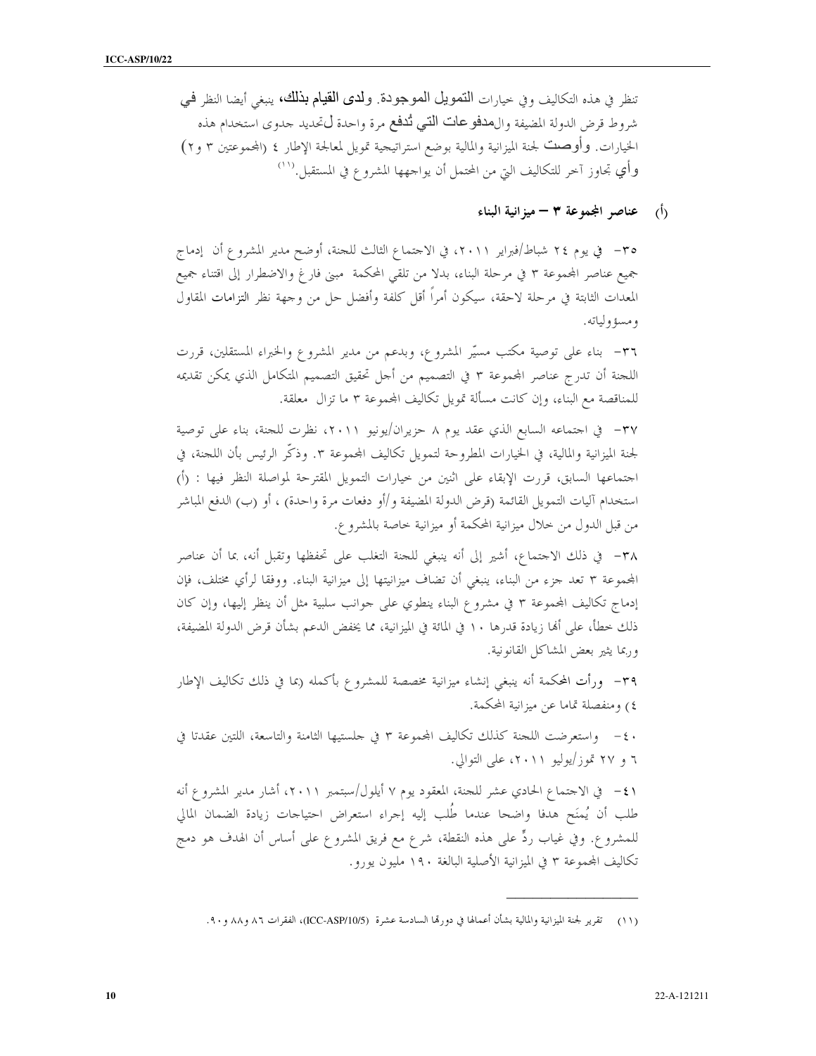تنظر في هذه التكاليف وفي خيارات التمويل الموجودة. ولدى القيام بذلك، ينبغي أيضا النظر في شروط قرض الدولة المضيفة والمدفوعات التي تُدفع مرة واحدة لتحديد جدوى استخدام هذه الخيارات. وأوصت لجنة الميزانية والمالية بوضع استراتيجية تمويل لمعالجة الإطار ٤ (المجموعتين ٣ و٢) وأي تجاوز آخر للتكاليف التي من المحتمل أن يواجهها المشروع في المستقبل.[(١١)]

### (أ) عناصر المجموعة ٣ – ميزانية البناء

٣٥- في يوم ٢٤ شباط/فبراير ٢٠١١، في الاجتماع الثالث للجنة، أوضح مدير المشروع أن إدماج جميع عناصر المجموعة ٣ في مرحلة البناء، بدلا من تلقي المحكمة مبنى فارغ والاضطرار إلى اقتناء جميع المعدات الثابتة في مرحلة لاحقة، سيكون أمراً أقل كلفة وأفضل حل من وجهة نظر التزامات المقاول ومسؤولياته.

٣٦- بناء على توصية مكتب مسيّر المشروع، وبدعم من مدير المشروع والخبراء المستقلين، قررت اللجنة أن تدرج عناصر المجموعة ٣ في التصميم من أجل تحقيق التصميم المتكامل الذي يمكن تقديمه للمناقصة مع البناء، وإن كانت مسألة تمويل تكاليف المجموعة ٣ ما تزال معلقة.

٣٧- في اجتماعه السابع الذي عقد يوم ٨ حزيران/يونيو ٢٠١١، نظرت للجنة، بناء على توصية لجنة الميزانية والمالية، في الخيارات المطروحة لتمويل تكاليف المجموعة ٣. وذكّر الرئيس بأن اللجنة، في اجتماعها السابق، قررت الإبقاء على اثنين من خيارات التمويل المقترحة لمواصلة النظر فيها : (أ) استخدام آليات التمويل القائمة (قرض الدولة المضيفة و/أو دفعات مرة واحدة) ، أو (ب) الدفع المباشر من قبل الدول من خلال ميزانية المحكمة أو ميزانية خاصة بالمشروع.

٣٨- في ذلك الاجتماع، أشير إلى أنه ينبغي للجنة التغلب على تحفظها وتقبل أنه، بما أن عناصر المجموعة ٣ تعد جزء من البناء، ينبغي أن تضاف ميزانيتها إلى ميزانية البناء. ووفقا لرأي مختلف، فإن إدماج تكاليف المجموعة ٣ في مشروع البناء ينطوي على جوانب سلبية مثل أن ينظر إليها، وإن كان ذلك خطأً، على أنها زيادة قدرها ١٠ في المائة في الميزانية، مما يخفض الدعم بشأن قرض الدولة المضيفة، وربما يثير بعض المشاكل القانونية.

٣٩- ورأت المحكمة أنه ينبغي إنشاء ميزانية مخصصة للمشروع بأكمله (بما في ذلك تكاليف الإطار ٤) ومنفصلة تماما عن ميزانية المحكمة.

٤٠- واستعرضت اللجنة كذلك تكاليف المجموعة ٣ في جلستيها الثامنة والتاسعة، اللتين عقدتا في ٦ و ٢٧ تموز/يوليو ٢٠١١، على التوالي.

٤١- في الاجتماع الحادي عشر للجنة، المعقود يوم ٧ أيلول/سبتمبر ٢٠١١، أشار مدير المشروع أنه طلب أن يُمنَح هدفا واضحا عندما طُلب إليه إجراء استعراض احتياجات زيادة الضمان المالي للمشروع. وفي غياب ردٍّ على هذه النقطة، شرع مع فريق المشروع على أساس أن الهدف هو دمج تكاليف المجموعة ٣ في الميزانية الأصلية البالغة ١٩٠ مليون يورو.

---

(١١) تقرير لجنة الميزانية والمالية بشأن أعمالها في دورتها السادسة عشرة (ICC-ASP/10/5)، الفقرات ٨٦ و٨٨ و٩٠.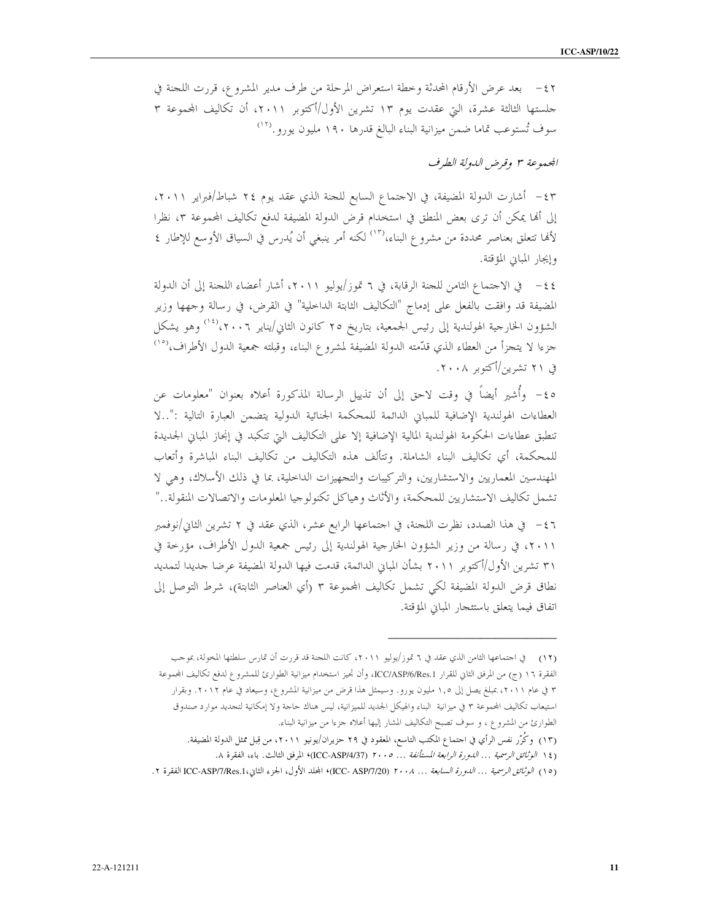٤٢- بعد عرض الأرقام المحدثة وخطة استعراض المرحلة من طرف مدير المشروع، قررت اللجنة في جلستها الثالثة عشرة، التي عقدت يوم ١٣ تشرين الأول/أكتوبر ٢٠١١، أن تكاليف المجموعة ٣ سوف تُستوعب تماما ضمن ميزانية البناء البالغ قدرها ١٩٠ مليون يورو.[١٢]

*المجموعة ٣ وقرض الدولة الطرف*

٤٣- أشارت الدولة المضيفة، في الاجتماع السابع للجنة الذي عقد يوم ٢٤ شباط/فبراير ٢٠١١، إلى أنها يمكن أن ترى بعض المنطق في استخدام قرض الدولة المضيفة لدفع تكاليف المجموعة ٣، نظرا لأنها تتعلق بعناصر محددة من مشروع البناء،[١٣] لكنه أمر ينبغي أن يُدرس في السياق الأوسع للإطار ٤ وإيجار المباني المؤقتة.

٤٤- في الاجتماع الثامن للجنة الرقابة، في ٦ تموز/يوليو ٢٠١١، أشار أعضاء اللجنة إلى أن الدولة المضيفة قد وافقت بالفعل على إدماج "التكاليف الثابتة الداخلية" في القرض، في رسالة وجهها وزير الشؤون الخارجية الهولندية إلى رئيس الجمعية، بتاريخ ٢٥ كانون الثاني/يناير ٢٠٠٦،[١٤] وهو يشكل جزءا لا يتجزأ من العطاء الذي قدّمته الدولة المضيفة لمشروع البناء، وقبلته جمعية الدول الأطراف،[١٥] في ٢١ تشرين/أكتوبر ٢٠٠٨.

٤٥- وأُشير أيضاً في وقت لاحق إلى أن تذييل الرسالة المذكورة أعلاه بعنوان "معلومات عن العطاءات الهولندية الإضافية للمباني الدائمة للمحكمة الجنائية الدولية يتضمن العبارة التالية :"..لا تنطبق عطاءات الحكومة الهولندية المالية الإضافية إلا على التكاليف التي تتكبد في إنجاز المباني الجديدة للمحكمة، أي تكاليف البناء الشاملة. وتتألف هذه التكاليف من تكاليف البناء المباشرة وأتعاب المهندسين المعماريين والاستشاريين، والتركيبات والتجهيزات الداخلية، بما في ذلك الأسلاك، وهي لا تشمل تكاليف الاستشاريين للمحكمة، والأثاث وهياكل تكنولوجيا المعلومات والاتصالات المنقولة.."

٤٦- في هذا الصدد، نظرت اللجنة، في اجتماعها الرابع عشر، الذي عقد في ٢ تشرين الثاني/نوفمبر ٢٠١١، في رسالة من وزير الشؤون الخارجية الهولندية إلى رئيس جمعية الدول الأطراف، مؤرخة في ٣١ تشرين الأول/أكتوبر ٢٠١١ بشأن المباني الدائمة، قدمت فيها الدولة المضيفة عرضا جديدا لتمديد نطاق قرض الدولة المضيفة لكي تشمل تكاليف المجموعة ٣ (أي العناصر الثابتة)، شرط التوصل إلى اتفاق فيما يتعلق باستئجار المباني المؤقتة.

---

(١٢) في اجتماعها الثامن الذي عقد في ٦ تموز/يوليو ٢٠١١، كانت اللجنة قد قررت أن تمارس سلطتها المخولة، بموجب الفقرة ١٦ (ج) من المرفق الثاني للقرار ICC/ASP/6/Res.1، وأن تجيز استخدام ميزانية الطوارئ للمشروع لدفع تكاليف المجموعة ٣ في عام ٢٠١١، بمبلغ يصل إلى ١,٥ مليون يورو. وسيمثل هذا قرض من ميزانية المشروع، وسيعاد في عام ٢٠١٢. وبقرار استيعاب تكاليف المجموعة ٣ في ميزانية البناء والهيكل الجديد للميزانية، ليس هناك حاجة ولا إمكانية لتجديد موارد صندوق الطوارئ من المشروع ، و سوف تصبح التكاليف المشار إليها أعلاه جزءا من ميزانية البناء.

(١٣) وكُرِّر نفس الرأي في اجتماع المكتب التاسع، المعقود في ٢٩ حزيران/يونيو ٢٠١١، من قِبل ممثل الدولة المضيفة.

(١٤) *الوثائق الرسمية ... الدورة الرابعة المستأنفة* ... ٢٠٠٥ (ICC-ASP/4/37)، المرفق الثالث. باء، الفقرة ٨.

(١٥) *الوثائق الرسمية ... الدورة السابعة* ... ٢٠٠٨ (ICC- ASP/7/20)، المجلد الأول، الجزء الثاني،ICC-ASP/7/Res.1 الفقرة ٢.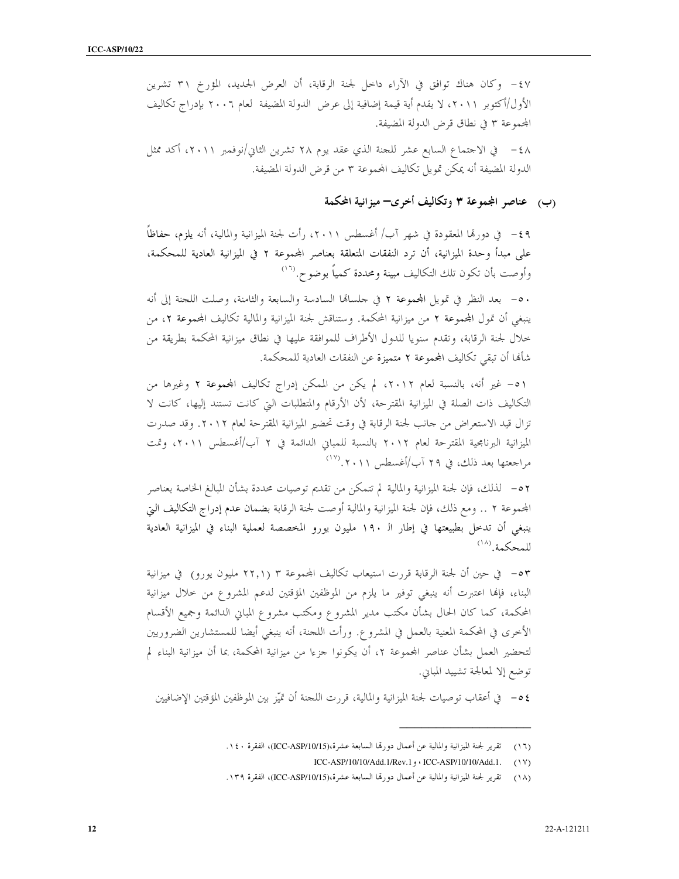٤٧- وكان هناك توافق في الآراء داخل لجنة الرقابة، أن العرض الجديد، المؤرخ ٣١ تشرين الأول/أكتوبر ٢٠١١، لا يقدم أية قيمة إضافية إلى عرض الدولة المضيفة لعام ٢٠٠٦ بإدراج تكاليف المجموعة ٣ في نطاق قرض الدولة المضيفة.

٤٨- في الاجتماع السابع عشر للجنة الذي عقد يوم ٢٨ تشرين الثاني/نوفمبر ٢٠١١، أكد ممثل الدولة المضيفة أنه يمكن تمويل تكاليف المجموعة ٣ من قرض الدولة المضيفة.

### (ب) عناصر المجموعة ٣ وتكاليف أخرى– ميزانية المحكمة

٤٩- في دورتها المعقودة في شهر آب/ أغسطس ٢٠١١، رأت لجنة الميزانية والمالية، أنه يلزم، حفاظاً على مبدأ وحدة الميزانية، أن ترد النفقات المتعلقة بعناصر المجموعة ٢ في الميزانية العادية للمحكمة، وأوصت بأن تكون تلك التكاليف مبينة ومحددة كمياً بوضوح.[١٦]

٥٠- بعد النظر في تمويل المجموعة ٢ في جلساتها السادسة والسابعة والثامنة، وصلت اللجنة إلى أنه ينبغي أن تمول المجموعة ٢ من ميزانية المحكمة. وستناقش لجنة الميزانية والمالية تكاليف المجموعة ٢، من خلال لجنة الرقابة، وتقدم سنويا للدول الأطراف للموافقة عليها في نطاق ميزانية المحكمة بطريقة من شأنها أن تبقي تكاليف المجموعة ٢ متميزة عن النفقات العادية للمحكمة.

٥١- غير أنه، بالنسبة لعام ٢٠١٢، لم يكن من الممكن إدراج تكاليف المجموعة ٢ وغيرها من التكاليف ذات الصلة في الميزانية المقترحة، لأن الأرقام والمتطلبات التي كانت تستند إليها، كانت لا تزال قيد الاستعراض من جانب لجنة الرقابة في وقت تحضير الميزانية المقترحة لعام ٢٠١٢. وقد صدرت الميزانية البرنامجية المقترحة لعام ٢٠١٢ بالنسبة للمباني الدائمة في ٢ آب/أغسطس ٢٠١١، وتمت مراجعتها بعد ذلك، في ٢٩ آب/أغسطس ٢٠١١.[١٧]

٥٢- لذلك، فإن لجنة الميزانية والمالية لم تتمكن من تقديم توصيات محددة بشأن المبالغ الخاصة بعناصر المجموعة ٢ .. ومع ذلك، فإن لجنة الميزانية والمالية أوصت لجنة الرقابة بضمان عدم إدراج التكاليف التي ينبغي أن تدخل بطبيعتها في إطار الـ ١٩٠ مليون يورو المخصصة لعملية البناء في الميزانية العادية للمحكمة.[١٨]

٥٣- في حين أن لجنة الرقابة قررت استيعاب تكاليف المجموعة ٣ (٢٢,١ مليون يورو) في ميزانية البناء، فإنها اعتبرت أنه ينبغي توفير ما يلزم من الموظفين المؤقتين لدعم المشروع من خلال ميزانية المحكمة، كما كان الحال بشأن مكتب مدير المشروع ومكتب مشروع المباني الدائمة وجميع الأقسام الأخرى في المحكمة المعنية بالعمل في المشروع. ورأت اللجنة، أنه ينبغي أيضا للمستشارين الضروريين لتحضير العمل بشأن عناصر المجموعة ٢، أن يكونوا جزءا من ميزانية المحكمة، بما أن ميزانية البناء لم توضع إلا لمعالجة تشييد المباني.

٥٤- في أعقاب توصيات لجنة الميزانية والمالية، قررت اللجنة أن تميّز بين الموظفين المؤقتين الإضافيين

---

(١٦) تقرير لجنة الميزانية والمالية عن أعمال دورتها السابعة عشرة،(ICC-ASP/10/15)، الفقرة ١٤٠.

(١٧) ICC-ASP/10/10/Add.1. ، ICC-ASP/10/10/Add.1/Rev.1 و

(١٨) تقرير لجنة الميزانية والمالية عن أعمال دورتها السابعة عشرة،(ICC-ASP/10/15)، الفقرة ١٣٩.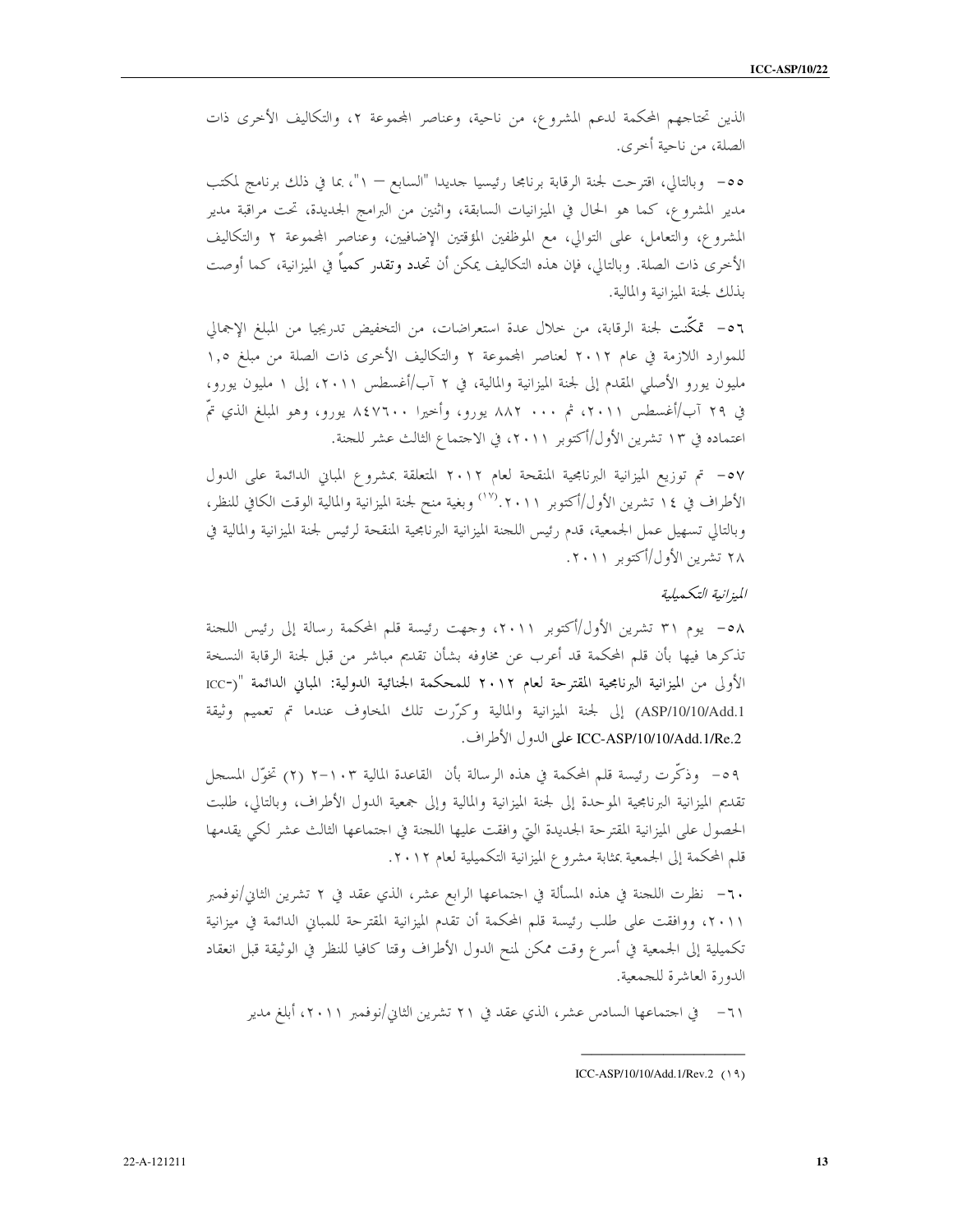الذين تحتاجهم المحكمة لدعم المشروع، من ناحية، وعناصر المجموعة ٢، والتكاليف الأخرى ذات الصلة، من ناحية أخرى.

٥٥- وبالتالي، اقترحت لجنة الرقابة برنامجا رئيسيا جديدا "السابع – ١"، بما في ذلك برنامج لمكتب مدير المشروع، كما هو الحال في الميزانيات السابقة، واثنين من البرامج الجديدة، تحت مراقبة مدير المشروع، والتعامل، على التوالي، مع الموظفين المؤقتين الإضافيين، وعناصر المجموعة ٢ والتكاليف الأخرى ذات الصلة. وبالتالي، فإن هذه التكاليف يمكن أن تحدد وتقدر كمياً في الميزانية، كما أوصت بذلك لجنة الميزانية والمالية.

٥٦- تمكّنت لجنة الرقابة، من خلال عدة استعراضات، من التخفيض تدريجيا من المبلغ الإجمالي للموارد اللازمة في عام ٢٠١٢ لعناصر المجموعة ٢ والتكاليف الأخرى ذات الصلة من مبلغ ١,٥ مليون يورو الأصلي المقدم إلى لجنة الميزانية والمالية، في ٢ آب/أغسطس ٢٠١١، إلى ١ مليون يورو، في ٢٩ آب/أغسطس ٢٠١١، ثم ٨٨٢ ٠٠٠ يورو، وأخيرا ٨٤٧٦٠٠ يورو، وهو المبلغ الذي تمّ اعتماده في ١٣ تشرين الأول/أكتوبر ٢٠١١، في الاجتماع الثالث عشر للجنة.

٥٧- تم توزيع الميزانية البرنامجية المنقحة لعام ٢٠١٢ المتعلقة بمشروع المباني الدائمة على الدول الأطراف في ١٤ تشرين الأول/أكتوبر ٢٠١١.[١٩] وبغية منح لجنة الميزانية والمالية الوقت الكافي للنظر، وبالتالي تسهيل عمل الجمعية، قدم رئيس اللجنة الميزانية البرنامجية المنقحة لرئيس لجنة الميزانية والمالية في ٢٨ تشرين الأول/أكتوبر ٢٠١١.

*الميزانية التكميلية*

٥٨- يوم ٣١ تشرين الأول/أكتوبر ٢٠١١، وجهت رئيسة قلم المحكمة رسالة إلى رئيس اللجنة تذكرها فيها بأن قلم المحكمة قد أعرب عن مخاوفه بشأن تقديم مباشر من قبل لجنة الرقابة النسخة الأولى من الميزانية البرنامجية المقترحة لعام ٢٠١٢ للمحكمة الجنائية الدولية: المباني الدائمة "(ICC-ASP/10/10/Add.1) إلى لجنة الميزانية والمالية وكرّرت تلك المخاوف عندما تم تعميم وثيقة ICC-ASP/10/10/Add.1/Re.2 على الدول الأطراف.

٥٩- وذكّرت رئيسة قلم المحكمة في هذه الرسالة بأن القاعدة المالية ١٠٣-٢ (٢) تخوّل المسجل تقديم الميزانية البرنامجية الموحدة إلى لجنة الميزانية والمالية وإلى جمعية الدول الأطراف، وبالتالي، طلبت الحصول على الميزانية المقترحة الجديدة التي وافقت عليها اللجنة في اجتماعها الثالث عشر لكي يقدمها قلم المحكمة إلى الجمعية بمثابة مشروع الميزانية التكميلية لعام ٢٠١٢.

٦٠- نظرت اللجنة في هذه المسألة في اجتماعها الرابع عشر، الذي عقد في ٢ تشرين الثاني/نوفمبر ٢٠١١، ووافقت على طلب رئيسة قلم المحكمة أن تقدم الميزانية المقترحة للمباني الدائمة في ميزانية تكميلية إلى الجمعية في أسرع وقت ممكن لمنح الدول الأطراف وقتا كافيا للنظر في الوثيقة قبل انعقاد الدورة العاشرة للجمعية.

٦١- في اجتماعها السادس عشر، الذي عقد في ٢١ تشرين الثاني/نوفمبر ٢٠١١، أبلغ مدير

---

(١٩) ICC-ASP/10/10/Add.1/Rev.2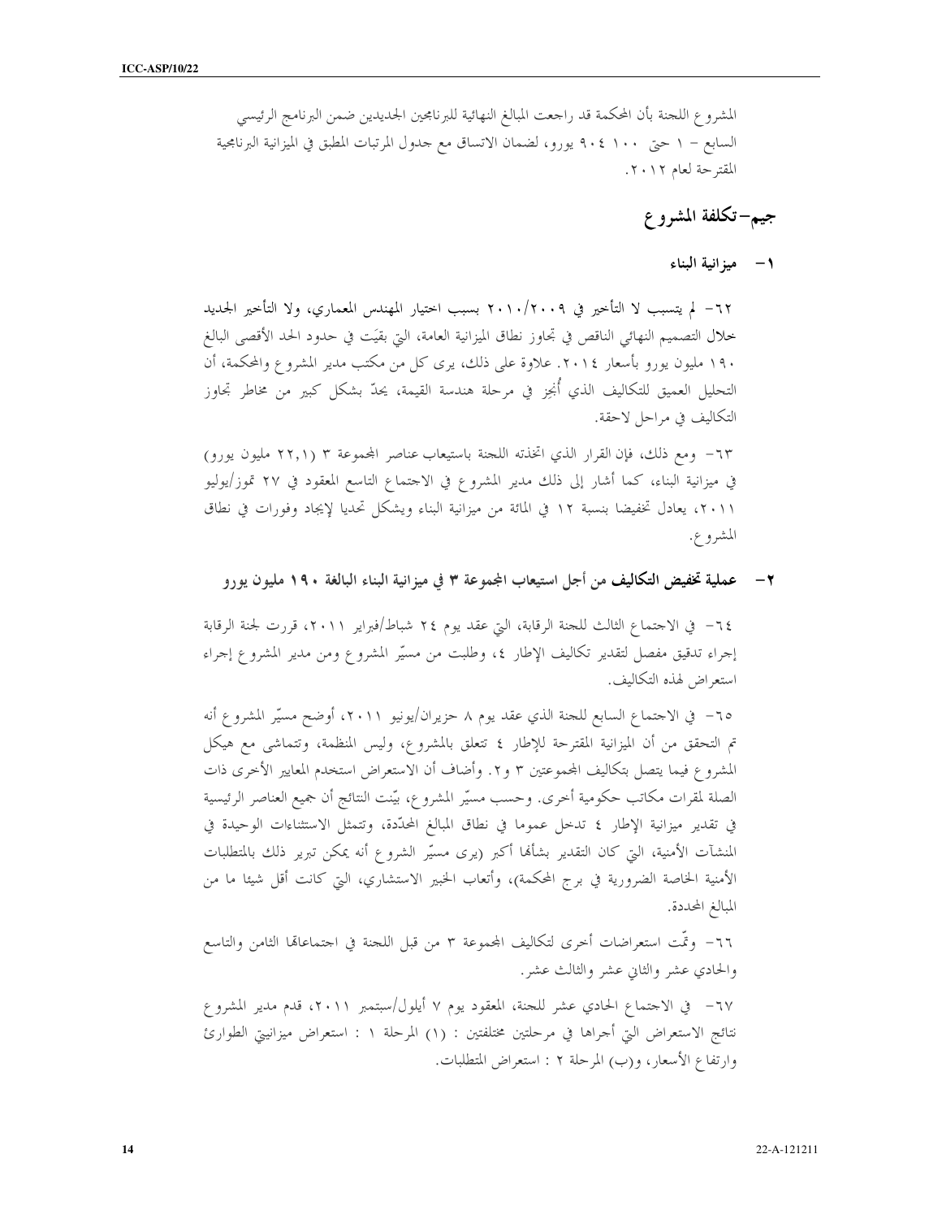المشروع اللجنة بأن المحكمة قد راجعت المبالغ النهائية للبرنامجين الجديدين ضمن البرنامج الرئيسي السابع – ١ حتى ٩٠٤ ١٠٠ يورو، لضمان الاتساق مع جدول المرتبات المطبق في الميزانية البرنامجية المقترحة لعام ٢٠١٢.

## جيم–تكلفة المشروع

### ١– ميزانية البناء

٦٢– لم يتسبب لا التأخير في ٢٠٠٩/٢٠١٠ بسبب اختيار المهندس المعماري، ولا التأخير الجديد خلال التصميم النهائي الناقص في تجاوز نطاق الميزانية العامة، التي بقيَت في حدود الحد الأقصى البالغ ١٩٠ مليون يورو بأسعار ٢٠١٤. علاوة على ذلك، يرى كل من مكتب مدير المشروع والمحكمة، أن التحليل العميق للتكاليف الذي أُنجِز في مرحلة هندسة القيمة، يحدّ بشكل كبير من مخاطر تجاوز التكاليف في مراحل لاحقة.

٦٣– ومع ذلك، فإن القرار الذي اتخذته اللجنة باستيعاب عناصر المجموعة ٣ (٢٢,١ مليون يورو) في ميزانية البناء، كما أشار إلى ذلك مدير المشروع في الاجتماع التاسع المعقود في ٢٧ تموز/يوليو ٢٠١١، يعادل تخفيضا بنسبة ١٢ في المائة من ميزانية البناء ويشكل تحديا لإيجاد وفورات في نطاق المشروع.

### ٢– عملية تخفيض التكاليف من أجل استيعاب المجموعة ٣ في ميزانية البناء البالغة ١٩٠ مليون يورو

٦٤– في الاجتماع الثالث للجنة الرقابة، التي عقد يوم ٢٤ شباط/فبراير ٢٠١١، قررت لجنة الرقابة إجراء تدقيق مفصل لتقدير تكاليف الإطار ٤، وطلبت من مسيّر المشروع ومن مدير المشروع إجراء استعراض لهذه التكاليف.

٦٥– في الاجتماع السابع للجنة الذي عقد يوم ٨ حزيران/يونيو ٢٠١١، أوضح مسيّر المشروع أنه تم التحقق من أن الميزانية المقترحة للإطار ٤ تتعلق بالمشروع، وليس المنظمة، وتتماشى مع هيكل المشروع فيما يتصل بتكاليف المجموعتين ٣ و٢. وأضاف أن الاستعراض استخدم المعايير الأخرى ذات الصلة لمقرات مكاتب حكومية أخرى. وحسب مسيّر المشروع، بيّنت النتائج أن جميع العناصر الرئيسية في تقدير ميزانية الإطار ٤ تدخل عموما في نطاق المبالغ المحدّدة، وتتمثل الاستثناءات الوحيدة في المنشآت الأمنية، التي كان التقدير بشأنها أكبر (يرى مسيّر الشروع أنه يمكن تبرير ذلك بالمتطلبات الأمنية الخاصة الضرورية في برج المحكمة)، وأتعاب الخبير الاستشاري، التي كانت أقل شيئا ما من المبالغ المحددة.

٦٦– وتمّت استعراضات أخرى لتكاليف المجموعة ٣ من قبل اللجنة في اجتماعاتها الثامن والتاسع والحادي عشر والثاني عشر والثالث عشر.

٦٧– في الاجتماع الحادي عشر للجنة، المعقود يوم ٧ أيلول/سبتمبر ٢٠١١، قدم مدير المشروع نتائج الاستعراض التي أجراها في مرحلتين مختلفتين : (١) المرحلة ١ : استعراض ميزانيتي الطوارئ وارتفاع الأسعار، و(ب) المرحلة ٢ : استعراض المتطلبات.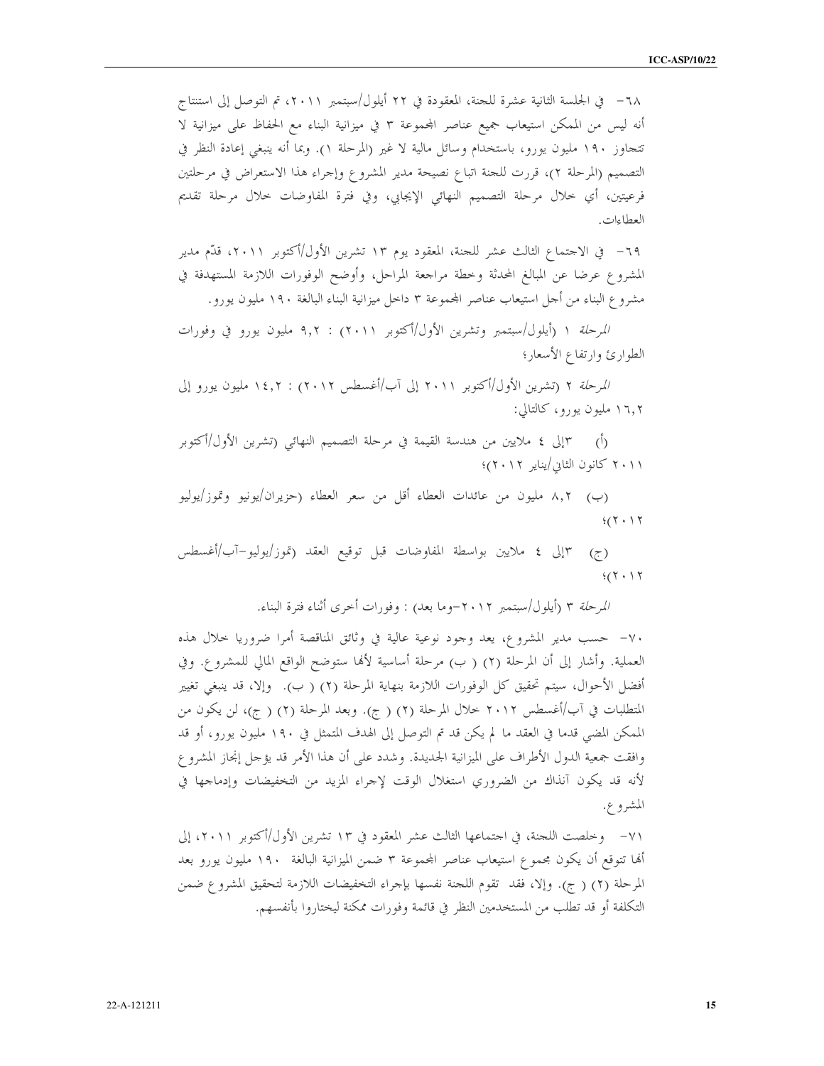٦٨- في الجلسة الثانية عشرة للجنة، المعقودة في ٢٢ أيلول/سبتمبر ٢٠١١، تم التوصل إلى استنتاج أنه ليس من الممكن استيعاب جميع عناصر المجموعة ٣ في ميزانية البناء مع الحفاظ على ميزانية لا تتجاوز ١٩٠ مليون يورو، باستخدام وسائل مالية لا غير (المرحلة ١). وبما أنه ينبغي إعادة النظر في التصميم (المرحلة ٢)، قررت للجنة اتباع نصيحة مدير المشروع وإجراء هذا الاستعراض في مرحلتين فرعيتين، أي خلال مرحلة التصميم النهائي الإيجابي، وفي فترة المفاوضات خلال مرحلة تقديم العطاءات.

٦٩- في الاجتماع الثالث عشر للجنة، المعقود يوم ١٣ تشرين الأول/أكتوبر ٢٠١١، قدّم مدير المشروع عرضا عن المبالغ المحدثة وخطة مراجعة المراحل، وأوضح الوفورات اللازمة المستهدفة في مشروع البناء من أجل استيعاب عناصر المجموعة ٣ داخل ميزانية البناء البالغة ١٩٠ مليون يورو.

*المرحلة* ١ (أيلول/سبتمبر وتشرين الأول/أكتوبر ٢٠١١) : ٩,٢ مليون يورو في وفورات الطوارئ وارتفاع الأسعار؛

*المرحلة* ٢ (تشرين الأول/أكتوبر ٢٠١١ إلى آب/أغسطس ٢٠١٢) : ١٤,٢ مليون يورو إلى ١٦,٢ مليون يورو، كالتالي:

(أ) ٣إلى ٤ ملايين من هندسة القيمة في مرحلة التصميم النهائي (تشرين الأول/أكتوبر ٢٠١١ كانون الثاني/يناير ٢٠١٢)؛

(ب) ٨,٢ مليون من عائدات العطاء أقل من سعر العطاء (حزيران/يونيو وتموز/يوليو ٢٠١٢)؛

(ج) ٣إلى ٤ ملايين بواسطة المفاوضات قبل توقيع العقد (تموز/يوليو-آب/أغسطس ٢٠١٢)؛

*المرحلة* ٣ (أيلول/سبتمبر ٢٠١٢-وما بعد) : وفورات أخرى أثناء فترة البناء.

٧٠- حسب مدير المشروع، يعد وجود نوعية عالية في وثائق المناقصة أمرا ضروريا خلال هذه العملية. وأشار إلى أن المرحلة (٢) ( ب) مرحلة أساسية لأنها ستوضح الواقع المالي للمشروع. وفي أفضل الأحوال، سيتم تحقيق كل الوفورات اللازمة بنهاية المرحلة (٢) ( ب). وإلا، قد ينبغي تغيير المتطلبات في آب/أغسطس ٢٠١٢ خلال المرحلة (٢) ( ج). وبعد المرحلة (٢) ( ج)، لن يكون من الممكن المضي قدما في العقد ما لم يكن قد تم التوصل إلى الهدف المتمثل في ١٩٠ مليون يورو، أو قد وافقت جمعية الدول الأطراف على الميزانية الجديدة. وشدد على أن هذا الأمر قد يؤجل إنجاز المشروع لأنه قد يكون آنذاك من الضروري استغلال الوقت لإجراء المزيد من التخفيضات وإدماجها في المشروع.

٧١- وخلصت اللجنة، في اجتماعها الثالث عشر المعقود في ١٣ تشرين الأول/أكتوبر ٢٠١١، إلى أنها تتوقع أن يكون مجموع استيعاب عناصر المجموعة ٣ ضمن الميزانية البالغة ١٩٠ مليون يورو بعد المرحلة (٢) ( ج). وإلا، فقد تقوم اللجنة نفسها بإجراء التخفيضات اللازمة لتحقيق المشروع ضمن التكلفة أو قد تطلب من المستخدمين النظر في قائمة وفورات ممكنة ليختاروا بأنفسهم.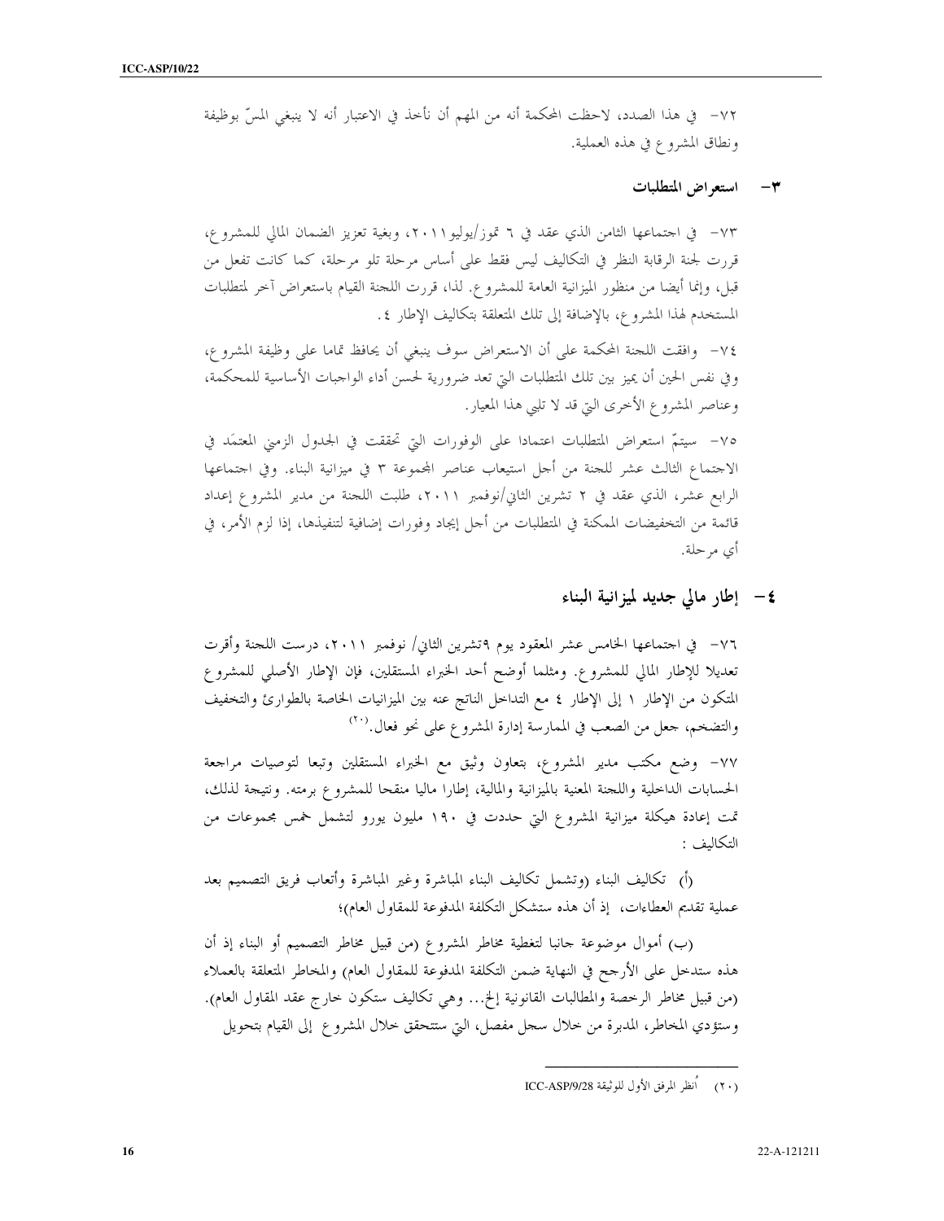٧٢- في هذا الصدد، لاحظت المحكمة أنه من المهم أن نأخذ في الاعتبار أنه لا ينبغي المسّ بوظيفة ونطاق المشروع في هذه العملية.

### ٣- استعراض المتطلبات

٧٣- في اجتماعها الثامن الذي عقد في ٦ تموز/يوليو ٢٠١١، وبغية تعزيز الضمان المالي للمشروع، قررت لجنة الرقابة النظر في التكاليف ليس فقط على أساس مرحلة تلو مرحلة، كما كانت تفعل من قبل، وإنما أيضا من منظور الميزانية العامة للمشروع. لذا، قررت اللجنة القيام باستعراض آخر لمتطلبات المستخدم لهذا المشروع، بالإضافة إلى تلك المتعلقة بتكاليف الإطار ٤.

٧٤- وافقت اللجنة المحكمة على أن الاستعراض سوف ينبغي أن يحافظ تماما على وظيفة المشروع، وفي نفس الحين أن يميز بين تلك المتطلبات التي تعد ضرورية لحسن أداء الواجبات الأساسية للمحكمة، وعناصر المشروع الأخرى التي قد لا تلبي هذا المعيار.

٧٥- سيتمّ استعراض المتطلبات اعتمادا على الوفورات التي تحققت في الجدول الزمني المعتمَد في الاجتماع الثالث عشر للجنة من أجل استيعاب عناصر المجموعة ٣ في ميزانية البناء. وفي اجتماعها الرابع عشر، الذي عقد في ٢ تشرين الثاني/نوفمبر ٢٠١١، طلبت اللجنة من مدير المشروع إعداد قائمة من التخفيضات الممكنة في المتطلبات من أجل إيجاد وفورات إضافية لتنفيذها، إذا لزم الأمر، في أي مرحلة.

## ٤- إطار مالي جديد لميزانية البناء

٧٦- في اجتماعها الخامس عشر المعقود يوم ٩تشرين الثاني/ نوفمبر ٢٠١١، درست اللجنة وأقرت تعديلا للإطار المالي للمشروع. ومثلما أوضح أحد الخبراء المستقلين، فإن الإطار الأصلي للمشروع المتكون من الإطار ١ إلى الإطار ٤ مع التداخل الناتج عنه بين الميزانيات الخاصة بالطوارئ والتخفيف والتضخم، جعل من الصعب في الممارسة إدارة المشروع على نحو فعال.[٢٠]

٧٧- وضع مكتب مدير المشروع، بتعاون وثيق مع الخبراء المستقلين وتبعا لتوصيات مراجعة الحسابات الداخلية واللجنة المعنية بالميزانية والمالية، إطارا ماليا منقحا للمشروع برمته. ونتيجة لذلك، تمت إعادة هيكلة ميزانية المشروع التي حددت في ١٩٠ مليون يورو لتشمل خمس مجموعات من التكاليف :

(أ) تكاليف البناء (وتشمل تكاليف البناء المباشرة وغير المباشرة وأتعاب فريق التصميم بعد عملية تقديم العطاءات، إذ أن هذه ستشكل التكلفة المدفوعة للمقاول العام)؛

(ب) أموال موضوعة جانبا لتغطية مخاطر المشروع (من قبيل مخاطر التصميم أو البناء إذ أن هذه ستدخل على الأرجح في النهاية ضمن التكلفة المدفوعة للمقاول العام) والمخاطر المتعلقة بالعملاء (من قبيل مخاطر الرخصة والمطالبات القانونية إلخ... وهي تكاليف ستكون خارج عقد المقاول العام). وستؤدي المخاطر، المدبرة من خلال سجل مفصل، التي ستتحقق خلال المشروع إلى القيام بتحويل

---

(٢٠) اُنظر المرفق الأول للوثيقة ICC-ASP/9/28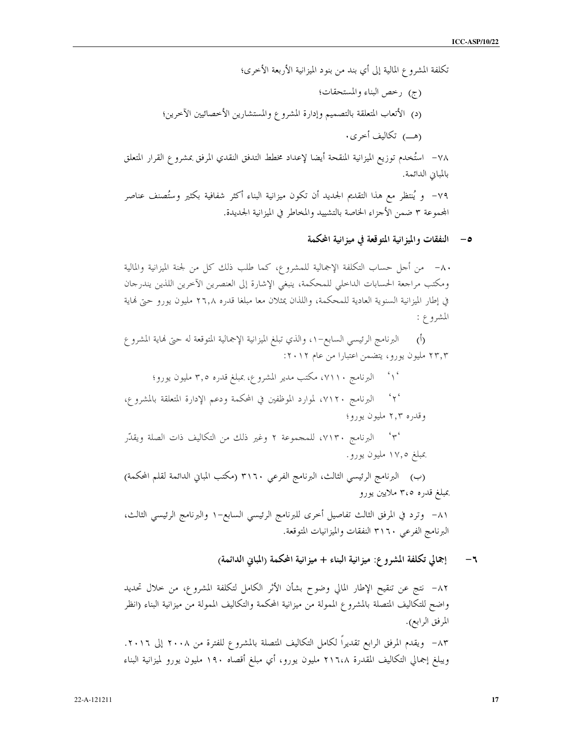تكلفة المشروع المالية إلى أي بند من بنود الميزانية الأربعة الأخرى؛

(ج) رخص البناء والمستحقات؛

(د) الأتعاب المتعلقة بالتصميم وإدارة المشروع والمستشارين الأخصائيين الآخرين؛

(هـ) تكاليف أخرى.

٧٨- استُخدم توزيع الميزانية المنقحة أيضا لإعداد مخطط التدفق النقدي المرفق بمشروع القرار المتعلق بالمباني الدائمة.

٧٩- و يُنتظر مع هذا التقديم الجديد أن تكون ميزانية البناء أكثر شفافية بكثير وستُصنف عناصر المجموعة ٣ ضمن الأجزاء الخاصة بالتشييد والمخاطر في الميزانية الجديدة.

## ٥- النفقات والميزانية المتوقعة في ميزانية المحكمة

٨٠- من أجل حساب التكلفة الإجمالية للمشروع، كما طلب ذلك كل من لجنة الميزانية والمالية ومكتب مراجعة الحسابات الداخلي للمحكمة، ينبغي الإشارة إلى العنصرين الآخرين اللذين يندرجان في إطار الميزانية السنوية العادية للمحكمة، واللذان يمثلان معا مبلغا قدره ٢٦,٨ مليون يورو حتى نهاية المشروع :

(أ) البرنامج الرئيسي السابع-١، والذي تبلغ الميزانية الإجمالية المتوقعة له حتى نهاية المشروع ٢٣,٣ مليون يورو، يتضمن اعتبارا من عام ٢٠١٢:

'١' البرنامج ٧١١٠، مكتب مدير المشروع، بمبلغ قدره ٣,٥ مليون يورو؛

'٢' البرنامج ٧١٢٠، لموارد الموظفين في المحكمة ودعم الإدارة المتعلقة بالمشروع، وقدره ٢,٣ مليون يورو؛

'٣' البرنامج ٧١٣٠، للمجموعة ٢ وغير ذلك من التكاليف ذات الصلة ويقدّر بمبلغ ١٧,٥ مليون يورو.

(ب) البرنامج الرئيسي الثالث، البرنامج الفرعي ٣١٦٠ (مكتب المباني الدائمة لقلم المحكمة) بمبلغ قدره ٣،٥ ملايين يورو

٨١- وترد في المرفق الثالث تفاصيل أخرى للبرنامج الرئيسي السابع-١ والبرنامج الرئيسي الثالث، البرنامج الفرعي ٣١٦٠ النفقات والميزانيات المتوقعة.

## ٦- إجمالي تكلفة المشروع: ميزانية البناء + ميزانية المحكمة (المباني الدائمة)

٨٢- نتج عن تنقيح الإطار المالي وضوح بشأن الأثر الكامل لتكلفة المشروع، من خلال تحديد واضح للتكاليف المتصلة بالمشروع الممولة من ميزانية المحكمة والتكاليف الممولة من ميزانية البناء (انظر المرفق الرابع).

٨٣- ويقدم المرفق الرابع تقديراً لكامل التكاليف المتصلة بالمشروع للفترة من ٢٠٠٨ إلى ٢٠١٦. ويبلغ إجمالي التكاليف المقدرة ٢١٦،٨ مليون يورو، أي مبلغ أقصاه ١٩٠ مليون يورو لميزانية البناء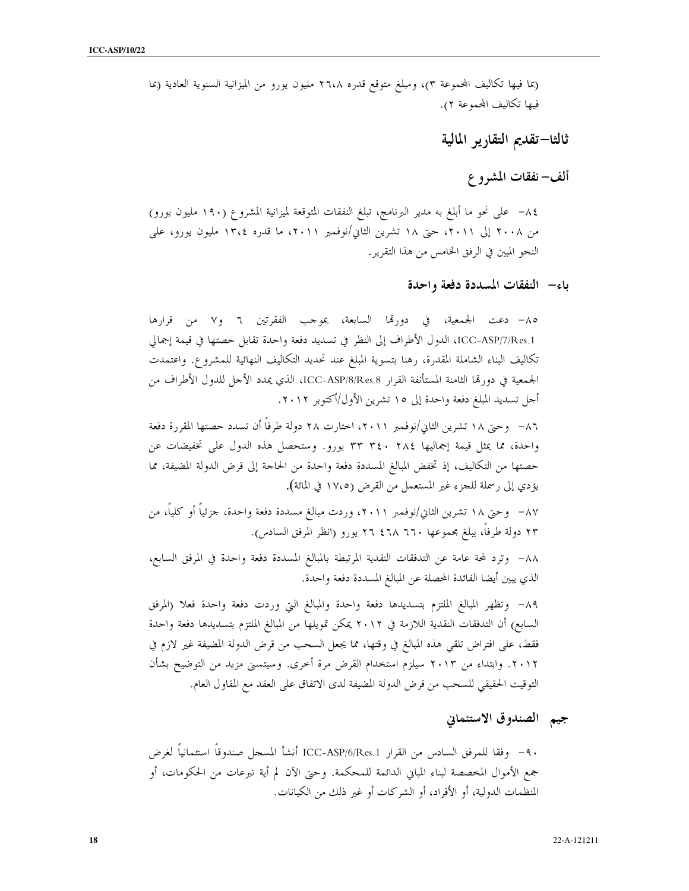(بما فيها تكاليف المجموعة ٣)، ومبلغ متوقع قدره ٢٦،٨ مليون يورو من الميزانية السنوية العادية (بما فيها تكاليف المجموعة ٢).

## ثالثا–تقديم التقارير المالية

### ألف– نفقات المشروع

٨٤– على نحو ما أبلغ به مدير البرنامج، تبلغ النفقات المتوقعة لميزانية المشروع (١٩٠ مليون يورو) من ٢٠٠٨ إلى ٢٠١١، حتى ١٨ تشرين الثاني/نوفمبر ٢٠١١، ما قدره ١٣،٤ مليون يورو، على النحو المبين في الرفق الخامس من هذا التقرير.

### باء– النفقات المسددة دفعة واحدة

٨٥– دعت الجمعية، في دورتها السابعة، بموجب الفقرتين ٦ و٧ من قرارها ICC-ASP/7/Res.1، الدول الأطراف إلى النظر في تسديد دفعة واحدة تقابل حصتها في قيمة إجمالي تكاليف البناء الشاملة المقدرة، رهنا بتسوية المبلغ عند تحديد التكاليف النهائية للمشروع. واعتمدت الجمعية في دورتها الثامنة المستأنفة القرار ICC-ASP/8/Res.8، الذي يمدد الأجل للدول الأطراف من أجل تسديد المبلغ دفعة واحدة إلى ١٥ تشرين الأول/أكتوبر ٢٠١٢.

٨٦– وحتى ١٨ تشرين الثاني/نوفمبر ٢٠١١، اختارت ٢٨ دولة طرفاً أن تسدد حصتها المقررة دفعة واحدة، مما يمثل قيمة إجماليها ٢٨٤ ٣٤٠ ٣٣ يورو. وستحصل هذه الدول على تخفيضات عن حصتها من التكاليف، إذ تخفض المبالغ المسددة دفعة واحدة من الحاجة إلى قرض الدولة المضيفة، مما يؤدي إلى رسملة للجزء غير المستعمل من القرض (١٧،٥ في المائة).

٨٧– وحتى ١٨ تشرين الثاني/نوفمبر ٢٠١١، وردت مبالغ مسددة دفعة واحدة، جزئياً أو كلياً، من ٢٣ دولة طرفاً، يبلغ مجموعها ٦٦٠ ٤٦٨ ٢٦ يورو (انظر المرفق السادس).

٨٨– وترد لمحة عامة عن التدفقات النقدية المرتبطة بالمبالغ المسددة دفعة واحدة في المرفق السابع، الذي يبين أيضا الفائدة المحصلة عن المبالغ المسددة دفعة واحدة.

٨٩– وتظهر المبالغ الملتزم بتسديدها دفعة واحدة والمبالغ التي وردت دفعة واحدة فعلا (المرفق السابع) أن التدفقات النقدية اللازمة في ٢٠١٢ يمكن تمويلها من المبالغ الملتزم بتسديدها دفعة واحدة فقط، على افتراض تلقي هذه المبالغ في وقتها، مما يجعل السحب من قرض الدولة المضيفة غير لازم في ٢٠١٢. وابتداء من ٢٠١٣ سيلزم استخدام القرض مرة أخرى. وسيتسنى مزيد من التوضيح بشأن التوقيت الحقيقي للسحب من قرض الدولة المضيفة لدى الاتفاق على العقد مع المقاول العام.

### جيم الصندوق الاستئماني

٩٠– وفقا للمرفق السادس من القرار ICC-ASP/6/Res.1 أنشأ المسجل صندوقاً استئمانياً لغرض جمع الأموال المخصصة لبناء المباني الدائمة للمحكمة. وحتى الآن لم أية تبرعات من الحكومات، أو المنظمات الدولية، أو الأفراد، أو الشركات أو غير ذلك من الكيانات.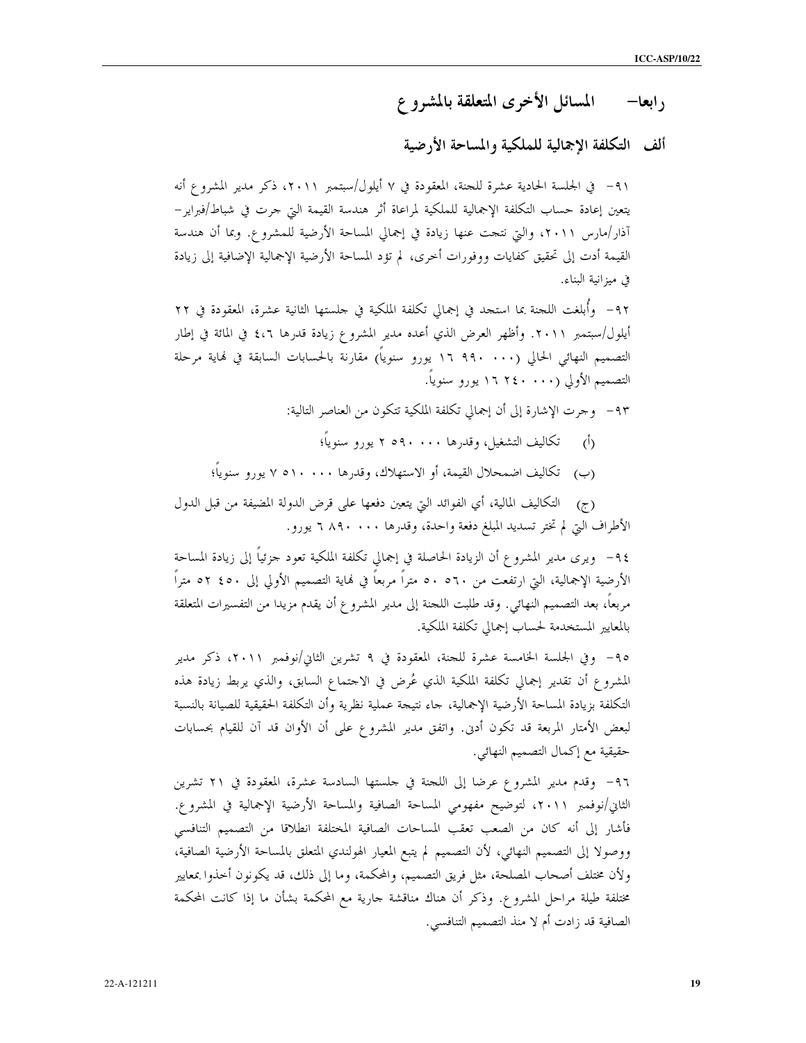# رابعا– المسائل الأخرى المتعلقة بالمشروع

## ألف التكلفة الإجمالية للملكية والمساحة الأرضية

٩١- في الجلسة الحادية عشرة للجنة، المعقودة في ٧ أيلول/سبتمبر ٢٠١١، ذكر مدير المشروع أنه يتعين إعادة حساب التكلفة الإجمالية للملكية لمراعاة أثر هندسة القيمة التي جرت في شباط/فبراير–آذار/مارس ٢٠١١، والتي نتجت عنها زيادة في إجمالي المساحة الأرضية للمشروع. وبما أن هندسة القيمة أدت إلى تحقيق كفايات ووفورات أخرى، لم تؤد المساحة الأرضية الإجمالية الإضافية إلى زيادة في ميزانية البناء.

٩٢- وأُبلغت اللجنة بما استجد في إجمالي تكلفة الملكية في جلستها الثانية عشرة، المعقودة في ٢٢ أيلول/سبتمبر ٢٠١١. وأظهر العرض الذي أعده مدير المشروع زيادة قدرها ٤،٦ في المائة في إطار التصميم النهائي الحالي (٠٠٠ ٩٩٠ ١٦ يورو سنوياً) مقارنة بالحسابات السابقة في نهاية مرحلة التصميم الأولي (٠٠٠ ٢٤٠ ١٦ يورو سنوياً).

٩٣- وجرت الإشارة إلى أن إجمالي تكلفة الملكية تتكون من العناصر التالية:

(أ) تكاليف التشغيل، وقدرها ٠٠٠ ٥٩٠ ٢ يورو سنوياً؛

(ب) تكاليف اضمحلال القيمة، أو الاستهلاك، وقدرها ٠٠٠ ٥١٠ ٧ يورو سنوياً؛

(ج) التكاليف المالية، أي الفوائد التي يتعين دفعها على قرض الدولة المضيفة من قبل الدول الأطراف التي لم تختر تسديد المبلغ دفعة واحدة، وقدرها ٠٠٠ ٨٩٠ ٦ يورو.

٩٤- ويرى مدير المشروع أن الزيادة الحاصلة في إجمالي تكلفة الملكية تعود جزئياً إلى زيادة المساحة الأرضية الإجمالية، التي ارتفعت من ٥٦٠ ٥٠ متراً مربعاً في نهاية التصميم الأولي إلى ٤٥٠ ٥٢ متراً مربعاً، بعد التصميم النهائي. وقد طلبت اللجنة إلى مدير المشروع أن يقدم مزيدا من التفسيرات المتعلقة بالمعايير المستخدمة لحساب إجمالي تكلفة الملكية.

٩٥- وفي الجلسة الخامسة عشرة للجنة، المعقودة في ٩ تشرين الثاني/نوفمبر ٢٠١١، ذكر مدير المشروع أن تقدير إجمالي تكلفة الملكية الذي عُرض في الاجتماع السابق، والذي يربط زيادة هذه التكلفة بزيادة المساحة الأرضية الإجمالية، جاء نتيجة عملية نظرية وأن التكلفة الحقيقية للصيانة بالنسبة لبعض الأمتار المربعة قد تكون أدنى. واتفق مدير المشروع على أن الأوان قد آن للقيام بحسابات حقيقية مع إكمال التصميم النهائي.

٩٦- وقدم مدير المشروع عرضا إلى اللجنة في جلستها السادسة عشرة، المعقودة في ٢١ تشرين الثاني/نوفمبر ٢٠١١، لتوضيح مفهومي المساحة الصافية والمساحة الأرضية الإجمالية في المشروع. فأشار إلى أنه كان من الصعب تعقب المساحات الصافية المختلفة انطلاقا من التصميم التنافسي ووصولا إلى التصميم النهائي، لأن التصميم لم يتبع المعيار الهولندي المتعلق بالمساحة الأرضية الصافية، ولأن مختلف أصحاب المصلحة، مثل فريق التصميم، والمحكمة، وما إلى ذلك، قد يكونون أخذوا بمعايير مختلفة طيلة مراحل المشروع. وذكر أن هناك مناقشة جارية مع المحكمة بشأن ما إذا كانت المحكمة الصافية قد زادت أم لا منذ التصميم التنافسي.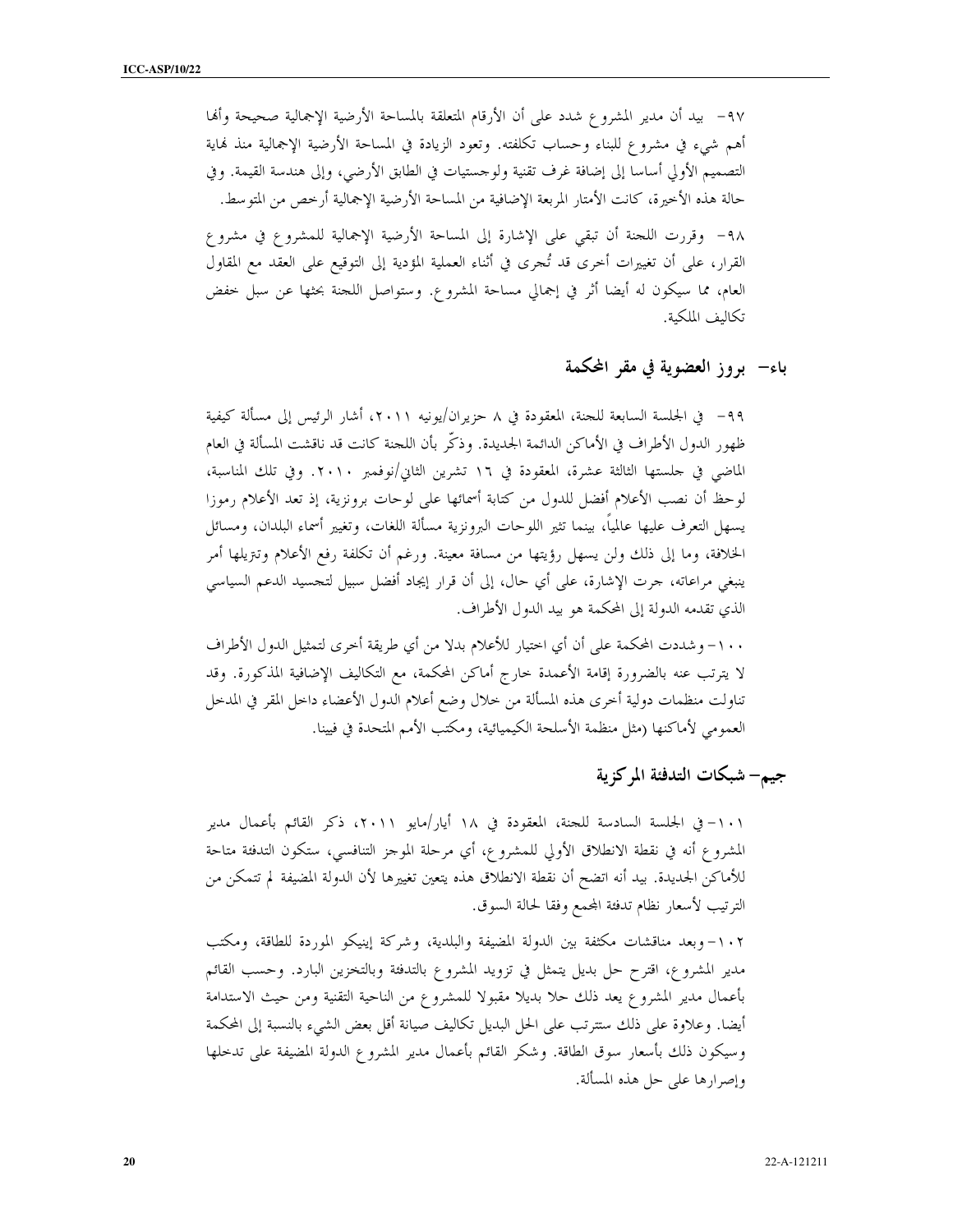٩٧- بيد أن مدير المشروع شدد على أن الأرقام المتعلقة بالمساحة الأرضية الإجمالية صحيحة وأنها أهم شيء في مشروع للبناء وحساب تكلفته. وتعود الزيادة في المساحة الأرضية الإجمالية منذ نهاية التصميم الأولي أساسا إلى إضافة غرف تقنية ولوجستيات في الطابق الأرضي، وإلى هندسة القيمة. وفي حالة هذه الأخيرة، كانت الأمتار المربعة الإضافية من المساحة الأرضية الإجمالية أرخص من المتوسط.

٩٨- وقررت اللجنة أن تبقي على الإشارة إلى المساحة الأرضية الإجمالية للمشروع في مشروع القرار، على أن تغييرات أخرى قد تُجرى في أثناء العملية المؤدية إلى التوقيع على العقد مع المقاول العام، مما سيكون له أيضا أثر في إجمالي مساحة المشروع. وستواصل اللجنة بحثها عن سبل خفض تكاليف الملكية.

## باء- بروز العضوية في مقر المحكمة

٩٩- في الجلسة السابعة للجنة، المعقودة في ٨ حزيران/يونيه ٢٠١١، أشار الرئيس إلى مسألة كيفية ظهور الدول الأطراف في الأماكن الدائمة الجديدة. وذكّر بأن اللجنة كانت قد ناقشت المسألة في العام الماضي في جلستها الثالثة عشرة، المعقودة في ١٦ تشرين الثاني/نوفمبر ٢٠١٠. وفي تلك المناسبة، لوحظ أن نصب الأعلام أفضل للدول من كتابة أسمائها على لوحات برونزية، إذ تعد الأعلام رموزا يسهل التعرف عليها عالمياً، بينما تثير اللوحات البرونزية مسألة اللغات، وتغيير أسماء البلدان، ومسائل الخلافة، وما إلى ذلك ولن يسهل رؤيتها من مسافة معينة. ورغم أن تكلفة رفع الأعلام وتنزيلها أمر ينبغي مراعاته، جرت الإشارة، على أي حال، إلى أن قرار إيجاد أفضل سبيل لتجسيد الدعم السياسي الذي تقدمه الدولة إلى المحكمة هو بيد الدول الأطراف.

١٠٠- وشددت المحكمة على أن أي اختيار للأعلام بدلا من أي طريقة أخرى لتمثيل الدول الأطراف لا يترتب عنه بالضرورة إقامة الأعمدة خارج أماكن المحكمة، مع التكاليف الإضافية المذكورة. وقد تناولت منظمات دولية أخرى هذه المسألة من خلال وضع أعلام الدول الأعضاء داخل المقر في المدخل العمومي لأماكنها (مثل منظمة الأسلحة الكيميائية، ومكتب الأمم المتحدة في فيينا.

## جيم- شبكات التدفئة المركزية

١٠١- في الجلسة السادسة للجنة، المعقودة في ١٨ أيار/مايو ٢٠١١، ذكر القائم بأعمال مدير المشروع أنه في نقطة الانطلاق الأولي للمشروع، أي مرحلة الموجز التنافسي، ستكون التدفئة متاحة للأماكن الجديدة. بيد أنه اتضح أن نقطة الانطلاق هذه يتعين تغييرها لأن الدولة المضيفة لم تتمكن من الترتيب لأسعار نظام تدفئة المجمع وفقا لحالة السوق.

١٠٢- وبعد مناقشات مكثفة بين الدولة المضيفة والبلدية، وشركة إينيكو الموردة للطاقة، ومكتب مدير المشروع، اقترح حل بديل يتمثل في تزويد المشروع بالتدفئة وبالتخزين البارد. وحسب القائم بأعمال مدير المشروع يعد ذلك حلا بديلا مقبولا للمشروع من الناحية التقنية ومن حيث الاستدامة أيضا. وعلاوة على ذلك ستترتب على الحل البديل تكاليف صيانة أقل بعض الشيء بالنسبة إلى المحكمة وسيكون ذلك بأسعار سوق الطاقة. وشكر القائم بأعمال مدير المشروع الدولة المضيفة على تدخلها وإصرارها على حل هذه المسألة.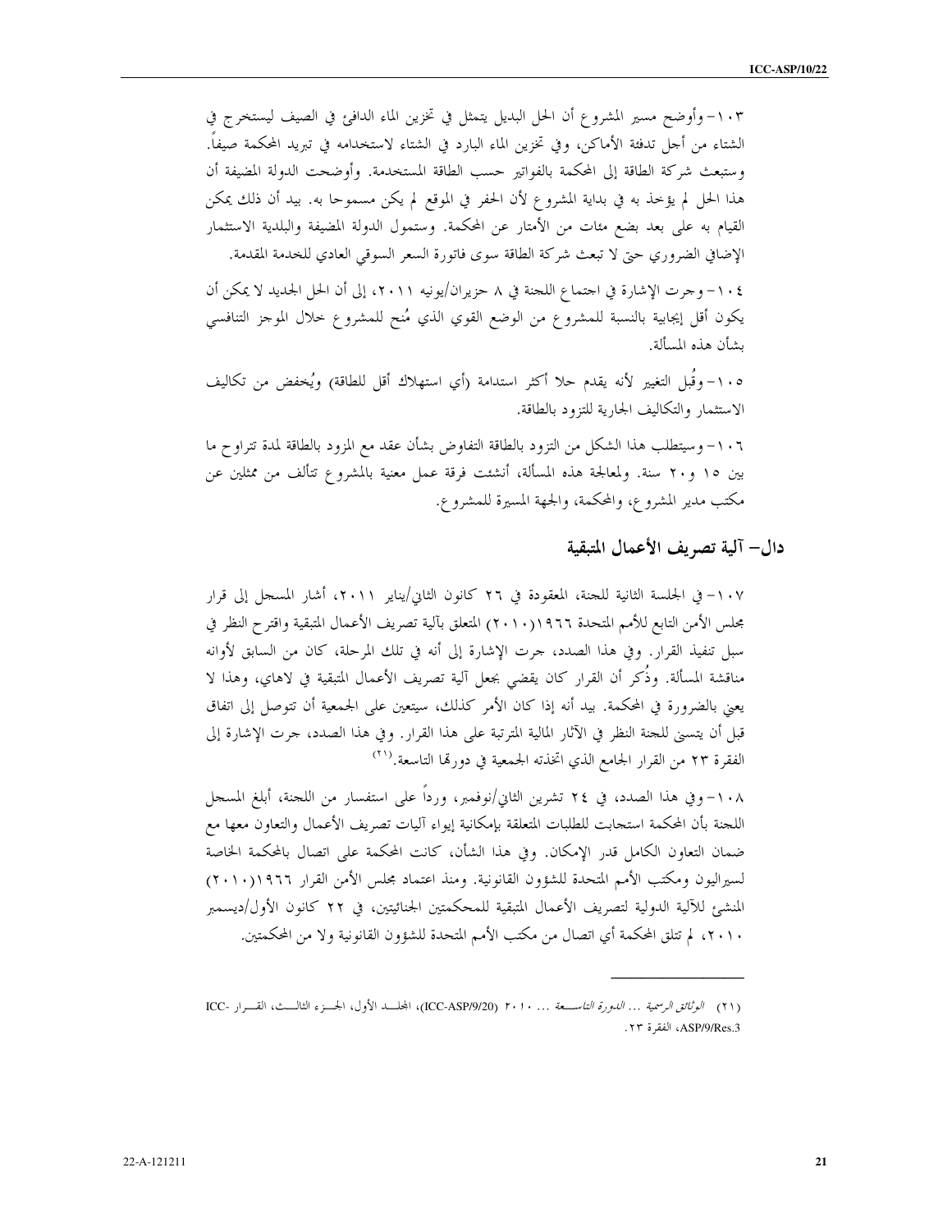١٠٣- وأوضح مسير المشروع أن الحل البديل يتمثل في تخزين الماء الدافئ في الصيف ليستخرج في الشتاء من أجل تدفئة الأماكن، وفي تخزين الماء البارد في الشتاء لاستخدامه في تبريد المحكمة صيفاً. وستبعث شركة الطاقة إلى المحكمة بالفواتير حسب الطاقة المستخدمة. وأوضحت الدولة المضيفة أن هذا الحل لم يؤخذ به في بداية المشروع لأن الحفر في الموقع لم يكن مسموحا به. بيد أن ذلك يمكن القيام به على بعد بضع مئات من الأمتار عن المحكمة. وستمول الدولة المضيفة والبلدية الاستثمار الإضافي الضروري حتى لا تبعث شركة الطاقة سوى فاتورة السعر السوقي العادي للخدمة المقدمة.

١٠٤- وجرت الإشارة في اجتماع اللجنة في ٨ حزيران/يونيه ٢٠١١، إلى أن الحل الجديد لا يمكن أن يكون أقل إيجابية بالنسبة للمشروع من الوضع القوي الذي مُنح للمشروع خلال الموجز التنافسي بشأن هذه المسألة.

١٠٥- وقُبل التغيير لأنه يقدم حلا أكثر استدامة (أي استهلاك أقل للطاقة) ويُخفض من تكاليف الاستثمار والتكاليف الجارية للتزود بالطاقة.

١٠٦- وسيتطلب هذا الشكل من التزود بالطاقة التفاوض بشأن عقد مع المزود بالطاقة لمدة تتراوح ما بين ١٥ و٢٠ سنة. ولمعالجة هذه المسألة، أنشئت فرقة عمل معنية بالمشروع تتألف من ممثلين عن مكتب مدير المشروع، والمحكمة، والجهة المسيرة للمشروع.

## دال- آلية تصريف الأعمال المتبقية

١٠٧- في الجلسة الثانية للجنة، المعقودة في ٢٦ كانون الثاني/يناير ٢٠١١، أشار المسجل إلى قرار مجلس الأمن التابع للأمم المتحدة ١٩٦٦(٢٠١٠) المتعلق بآلية تصريف الأعمال المتبقية واقترح النظر في سبل تنفيذ القرار. وفي هذا الصدد، جرت الإشارة إلى أنه في تلك المرحلة، كان من السابق لأوانه مناقشة المسألة. وذُكر أن القرار كان يقضي بجعل آلية تصريف الأعمال المتبقية في لاهاي، وهذا لا يعني بالضرورة في المحكمة. بيد أنه إذا كان الأمر كذلك، سيتعين على الجمعية أن تتوصل إلى اتفاق قبل أن يتسنى للجنة النظر في الآثار المالية المترتبة على هذا القرار. وفي هذا الصدد، جرت الإشارة إلى الفقرة ٢٣ من القرار الجامع الذي اتخذته الجمعية في دورتها التاسعة.[٢١]

١٠٨- وفي هذا الصدد، في ٢٤ تشرين الثاني/نوفمبر، ورداً على استفسار من اللجنة، أبلغ المسجل اللجنة بأن المحكمة استجابت للطلبات المتعلقة بإمكانية إيواء آليات تصريف الأعمال والتعاون معها مع ضمان التعاون الكامل قدر الإمكان. وفي هذا الشأن، كانت المحكمة على اتصال بالمحكمة الخاصة لسيراليون ومكتب الأمم المتحدة للشؤون القانونية. ومنذ اعتماد مجلس الأمن القرار ١٩٦٦(٢٠١٠) المنشئ للآلية الدولية لتصريف الأعمال المتبقية للمحكمتين الجنائيتين، في ٢٢ كانون الأول/ديسمبر ٢٠١٠، لم تتلق المحكمة أي اتصال من مكتب الأمم المتحدة للشؤون القانونية ولا من المحكمتين.

---

(٢١) *الوثائق الرسمية ... الدورة التاسعة ...* ٢٠١٠ (ICC-ASP/9/20)، المجلد الأول، الجزء الثالث، القرار ICC-ASP/9/Res.3، الفقرة ٢٣.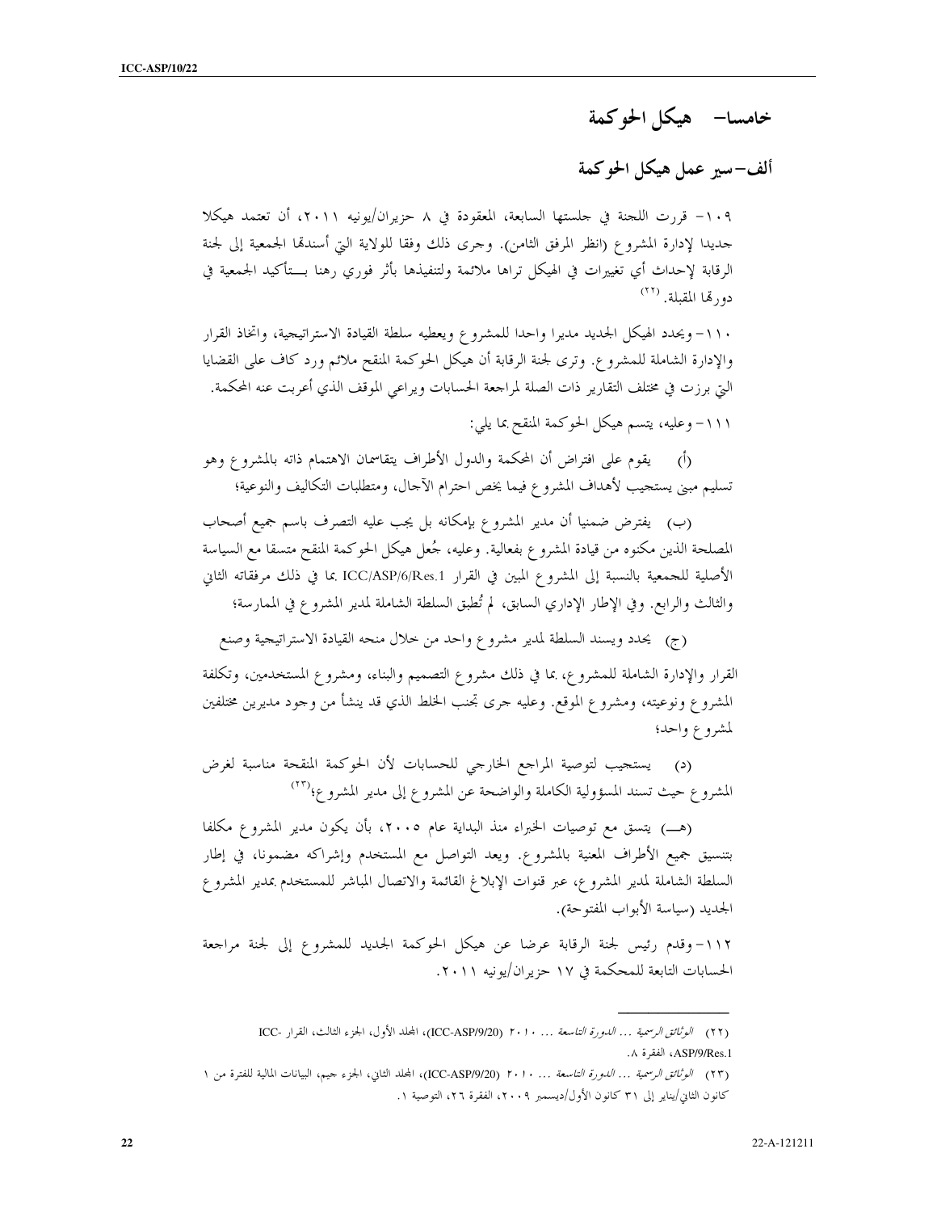# خامسا- هيكل الحوكمة

## ألف- سير عمل هيكل الحوكمة

١٠٩- قررت اللجنة في جلستها السابعة، المعقودة في ٨ حزيران/يونيه ٢٠١١، أن تعتمد هيكلا جديدا لإدارة المشروع (انظر المرفق الثامن). وجرى ذلك وفقا للولاية التي أسندتها الجمعية إلى لجنة الرقابة لإحداث أي تغييرات في الهيكل تراها ملائمة ولتنفيذها بأثر فوري رهنا بتأكيد الجمعية في دورتها المقبلة.[22]

١١٠- ويحدد الهيكل الجديد مديرا واحدا للمشروع ويعطيه سلطة القيادة الاستراتيجية، واتخاذ القرار والإدارة الشاملة للمشروع. وترى لجنة الرقابة أن هيكل الحوكمة المنقح ملائم ورد كاف على القضايا التي برزت في مختلف التقارير ذات الصلة لمراجعة الحسابات ويراعي الموقف الذي أعربت عنه المحكمة.

١١١- وعليه، يتسم هيكل الحوكمة المنقح بما يلي:

(أ) يقوم على افتراض أن المحكمة والدول الأطراف يتقاسمان الاهتمام ذاته بالمشروع وهو تسليم مبنى يستجيب لأهداف المشروع فيما يخص احترام الآجال، ومتطلبات التكاليف والنوعية؛

(ب) يفترض ضمنيا أن مدير المشروع بإمكانه بل يجب عليه التصرف باسم جميع أصحاب المصلحة الذين مكنوه من قيادة المشروع بفعالية. وعليه، جُعل هيكل الحوكمة المنقح متسقا مع السياسة الأصلية للجمعية بالنسبة إلى المشروع المبين في القرار ICC/ASP/6/Res.1 بما في ذلك مرفقاته الثاني والثالث والرابع. وفي الإطار الإداري السابق، لم تُطبق السلطة الشاملة لمدير المشروع في الممارسة؛

(ج) يحدد ويسند السلطة لمدير مشروع واحد من خلال منحه القيادة الاستراتيجية وصنع القرار والإدارة الشاملة للمشروع، بما في ذلك مشروع التصميم والبناء، ومشروع المستخدمين، وتكلفة المشروع ونوعيته، ومشروع الموقع. وعليه جرى تجنب الخلط الذي قد ينشأ من وجود مديرين مختلفين لمشروع واحد؛

(د) يستجيب لتوصية المراجع الخارجي للحسابات لأن الحوكمة المنقحة مناسبة لغرض المشروع حيث تسند المسؤولية الكاملة والواضحة عن المشروع إلى مدير المشروع؛[23]

(هـ) يتسق مع توصيات الخبراء منذ البداية عام ٢٠٠٥، بأن يكون مدير المشروع مكلفا بتنسيق جميع الأطراف المعنية بالمشروع. ويعد التواصل مع المستخدم وإشراكه مضمونا، في إطار السلطة الشاملة لمدير المشروع، عبر قنوات الإبلاغ القائمة والاتصال المباشر للمستخدم بمدير المشروع الجديد (سياسة الأبواب المفتوحة).

١١٢- وقدم رئيس لجنة الرقابة عرضا عن هيكل الحوكمة الجديد للمشروع إلى لجنة مراجعة الحسابات التابعة للمحكمة في ١٧ حزيران/يونيه ٢٠١١.

---

(٢٢) *الوثائق الرسمية ... الدورة التاسعة ...* ٢٠١٠ (ICC-ASP/9/20)، المجلد الأول، الجزء الثالث، القرار ICC-ASP/9/Res.1، الفقرة ٨.

(٢٣) *الوثائق الرسمية ... الدورة التاسعة ...* ٢٠١٠ (ICC-ASP/9/20)، المجلد الثاني، الجزء جيم، البيانات المالية للفترة من ١ كانون الثاني/يناير إلى ٣١ كانون الأول/ديسمبر ٢٠٠٩، الفقرة ٢٦، التوصية ١.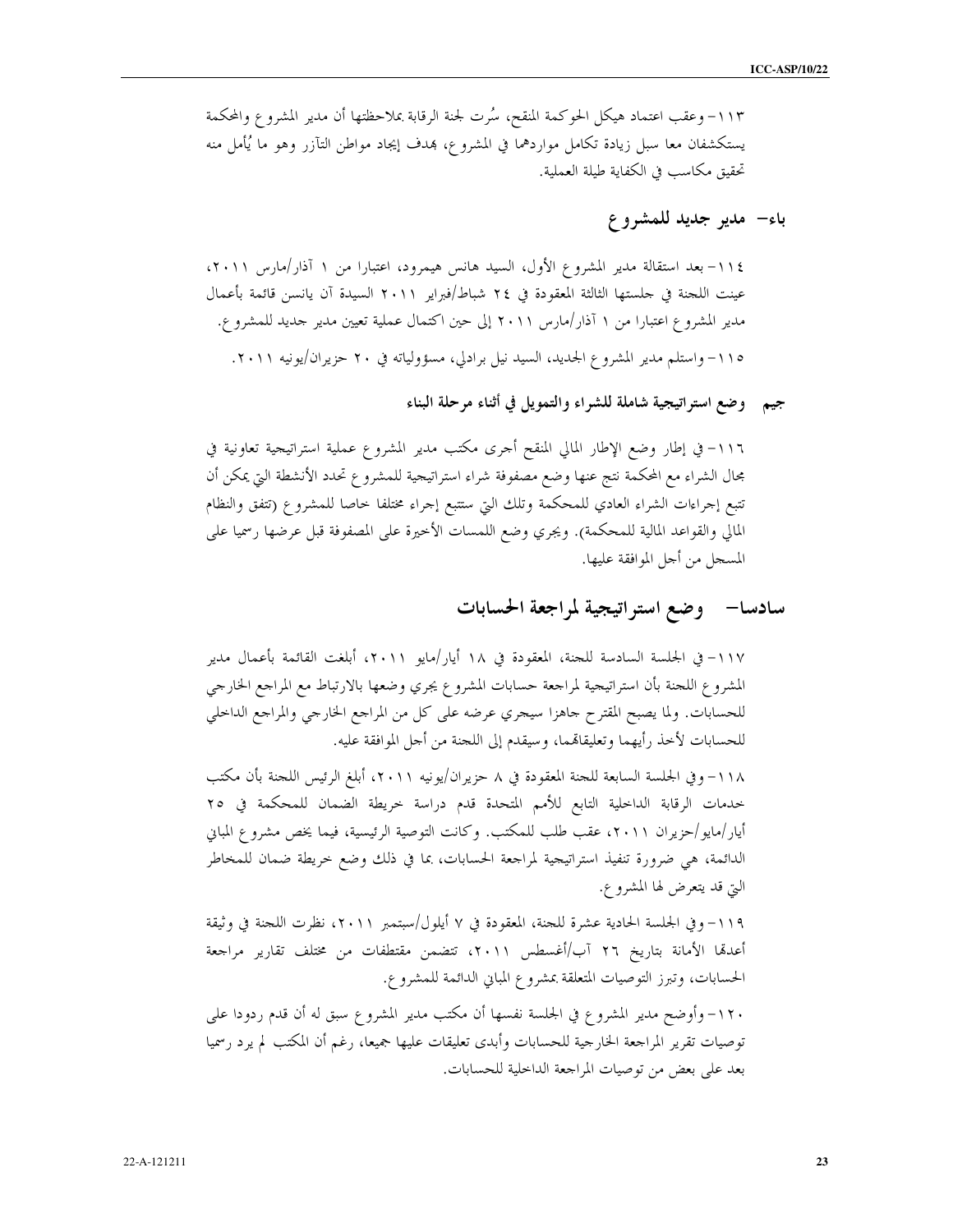١١٣- وعقب اعتماد هيكل الحوكمة المنقح، سُرت لجنة الرقابة بملاحظتها أن مدير المشروع والمحكمة يستكشفان معا سبل زيادة تكامل مواردهما في المشروع، بهدف إيجاد مواطن التآزر وهو ما يُأمل منه تحقيق مكاسب في الكفاية طيلة العملية.

## باء- مدير جديد للمشروع

١١٤- بعد استقالة مدير المشروع الأول، السيد هانس هيمرود، اعتبارا من ١ آذار/مارس ٢٠١١، عينت اللجنة في جلستها الثالثة المعقودة في ٢٤ شباط/فبراير ٢٠١١ السيدة آن يانسن قائمة بأعمال مدير المشروع اعتبارا من ١ آذار/مارس ٢٠١١ إلى حين اكتمال عملية تعيين مدير جديد للمشروع.

١١٥- واستلم مدير المشروع الجديد، السيد نيل برادلي، مسؤولياته في ٢٠ حزيران/يونيه ٢٠١١.

### جيم وضع استراتيجية شاملة للشراء والتمويل في أثناء مرحلة البناء

١١٦- في إطار وضع الإطار المالي المنقح أجرى مكتب مدير المشروع عملية استراتيجية تعاونية في مجال الشراء مع المحكمة نتج عنها وضع مصفوفة شراء استراتيجية للمشروع تحدد الأنشطة التي يمكن أن تتبع إجراءات الشراء العادي للمحكمة وتلك التي ستتبع إجراء مختلفا خاصا للمشروع (تتفق والنظام المالي والقواعد المالية للمحكمة). ويجري وضع اللمسات الأخيرة على المصفوفة قبل عرضها رسميا على المسجل من أجل الموافقة عليها.

## سادسا- وضع استراتيجية لمراجعة الحسابات

١١٧- في الجلسة السادسة للجنة، المعقودة في ١٨ أيار/مايو ٢٠١١، أبلغت القائمة بأعمال مدير المشروع اللجنة بأن استراتيجية لمراجعة حسابات المشروع يجري وضعها بالارتباط مع المراجع الخارجي للحسابات. ولما يصبح المقترح جاهزا سيجري عرضه على كل من المراجع الخارجي والمراجع الداخلي للحسابات لأخذ رأيهما وتعليقاتهما، وسيقدم إلى اللجنة من أجل الموافقة عليه.

١١٨- وفي الجلسة السابعة للجنة المعقودة في ٨ حزيران/يونيه ٢٠١١، أبلغ الرئيس اللجنة بأن مكتب خدمات الرقابة الداخلية التابع للأمم المتحدة قدم دراسة خريطة الضمان للمحكمة في ٢٥ أيار/مايو/حزيران ٢٠١١، عقب طلب للمكتب. وكانت التوصية الرئيسية، فيما يخص مشروع المباني الدائمة، هي ضرورة تنفيذ استراتيجية لمراجعة الحسابات، بما في ذلك وضع خريطة ضمان للمخاطر التي قد يتعرض لها المشروع.

١١٩- وفي الجلسة الحادية عشرة للجنة، المعقودة في ٧ أيلول/سبتمبر ٢٠١١، نظرت اللجنة في وثيقة أعدتها الأمانة بتاريخ ٢٦ آب/أغسطس ٢٠١١، تتضمن مقتطفات من مختلف تقارير مراجعة الحسابات، وتبرز التوصيات المتعلقة بمشروع المباني الدائمة للمشروع.

١٢٠- وأوضح مدير المشروع في الجلسة نفسها أن مكتب مدير المشروع سبق له أن قدم ردودا على توصيات تقرير المراجعة الخارجية للحسابات وأبدى تعليقات عليها جميعا، رغم أن المكتب لم يرد رسميا بعد على بعض من توصيات المراجعة الداخلية للحسابات.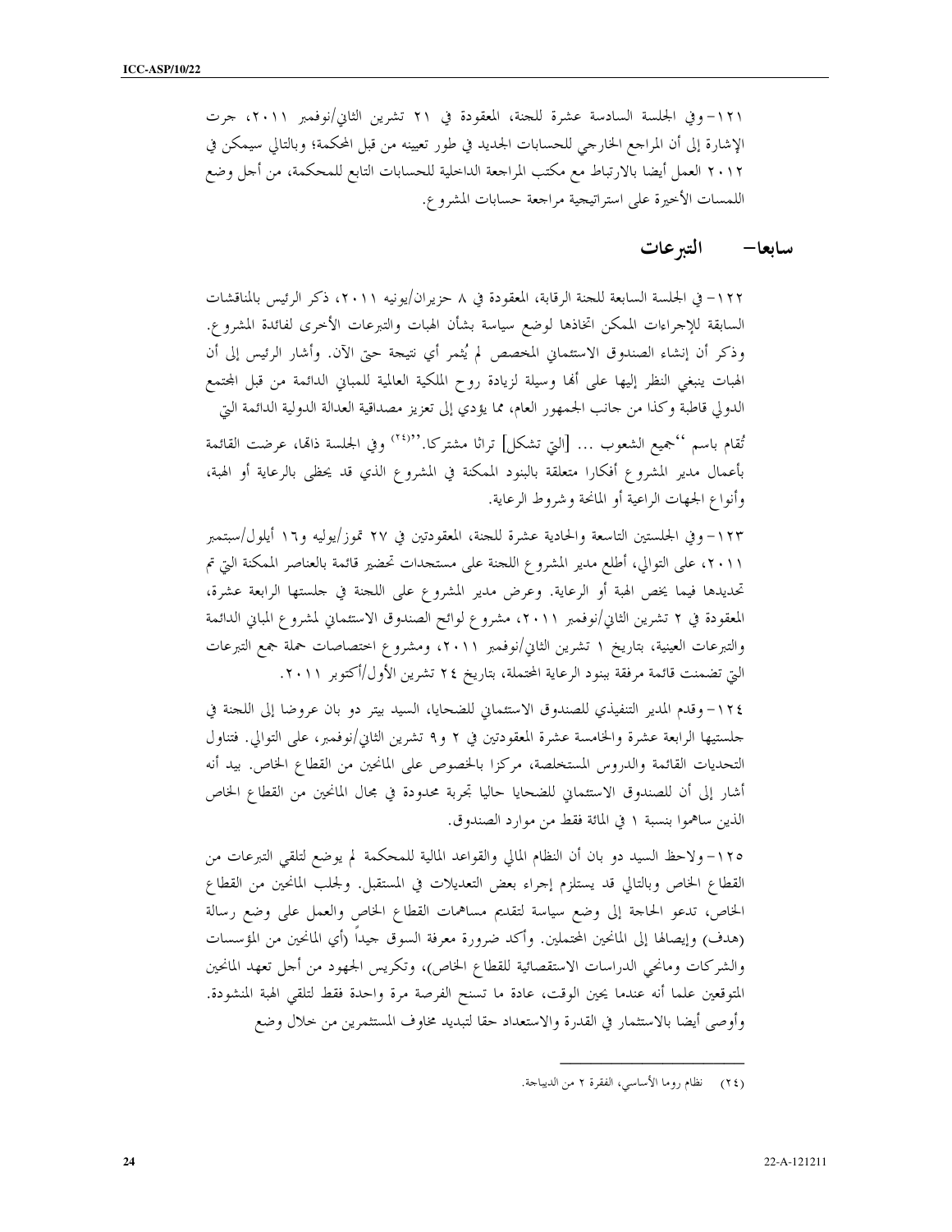١٢١- وفي الجلسة السادسة عشرة للجنة، المعقودة في ٢١ تشرين الثاني/نوفمبر ٢٠١١، جرت الإشارة إلى أن المراجع الخارجي للحسابات الجديد في طور تعيينه من قبل المحكمة؛ وبالتالي سيمكن في ٢٠١٢ العمل أيضا بالارتباط مع مكتب المراجعة الداخلية للحسابات التابع للمحكمة، من أجل وضع اللمسات الأخيرة على استراتيجية مراجعة حسابات المشروع.

## سابعا- التبرعات

١٢٢- في الجلسة السابعة للجنة الرقابة، المعقودة في ٨ حزيران/يونيه ٢٠١١، ذكر الرئيس بالمناقشات السابقة للإجراءات الممكن اتخاذها لوضع سياسة بشأن الهبات والتبرعات الأخرى لفائدة المشروع. وذكر أن إنشاء الصندوق الاستئماني المخصص لم يُثمر أي نتيجة حتى الآن. وأشار الرئيس إلى أن الهبات ينبغي النظر إليها على أنها وسيلة لزيادة روح الملكية العالمية للمباني الدائمة من قبل المجتمع الدولي قاطبة وكذا من جانب الجمهور العام، مما يؤدي إلى تعزيز مصداقية العدالة الدولية الدائمة التي تُقام باسم ''جميع الشعوب ... [التي تشكل] تراثا مشتركا.''[٢٤] وفي الجلسة ذاتها، عرضت القائمة بأعمال مدير المشروع أفكارا متعلقة بالبنود الممكنة في المشروع الذي قد يحظى بالرعاية أو الهبة، وأنواع الجهات الراعية أو المانحة وشروط الرعاية.

١٢٣- وفي الجلستين التاسعة والحادية عشرة للجنة، المعقودتين في ٢٧ تموز/يوليه و١٦ أيلول/سبتمبر ٢٠١١، على التوالي، أطلع مدير المشروع اللجنة على مستجدات تحضير قائمة بالعناصر الممكنة التي تم تحديدها فيما يخص الهبة أو الرعاية. وعرض مدير المشروع على اللجنة في جلستها الرابعة عشرة، المعقودة في ٢ تشرين الثاني/نوفمبر ٢٠١١، مشروع لوائح الصندوق الاستئماني لمشروع المباني الدائمة والتبرعات العينية، بتاريخ ١ تشرين الثاني/نوفمبر ٢٠١١، ومشروع اختصاصات حملة جمع التبرعات التي تضمنت قائمة مرفقة ببنود الرعاية المحتملة، بتاريخ ٢٤ تشرين الأول/أكتوبر ٢٠١١.

١٢٤- وقدم المدير التنفيذي للصندوق الاستئماني للضحايا، السيد بيتر دو بان عروضا إلى اللجنة في جلستيها الرابعة عشرة والخامسة عشرة المعقودتين في ٢ و٩ تشرين الثاني/نوفمبر، على التوالي. فتناول التحديات القائمة والدروس المستخلصة، مركزا بالخصوص على المانحين من القطاع الخاص. بيد أنه أشار إلى أن للصندوق الاستئماني للضحايا حاليا تجربة محدودة في مجال المانحين من القطاع الخاص الذين ساهموا بنسبة ١ في المائة فقط من موارد الصندوق.

١٢٥- ولاحظ السيد دو بان أن النظام المالي والقواعد المالية للمحكمة لم يوضع لتلقي التبرعات من القطاع الخاص وبالتالي قد يستلزم إجراء بعض التعديلات في المستقبل. ولجلب المانحين من القطاع الخاص، تدعو الحاجة إلى وضع سياسة لتقديم مساهمات القطاع الخاص والعمل على وضع رسالة (هدف) وإيصالها إلى المانحين المحتملين. وأكد ضرورة معرفة السوق جيداً (أي المانحين من المؤسسات والشركات ومانحي الدراسات الاستقصائية للقطاع الخاص)، وتكريس الجهود من أجل تعهد المانحين المتوقعين علما أنه عندما يحين الوقت، عادة ما تسنح الفرصة مرة واحدة فقط لتلقي الهبة المنشودة. وأوصى أيضا بالاستثمار في القدرة والاستعداد حقا لتبديد مخاوف المستثمرين من خلال وضع

---

(٢٤) نظام روما الأساسي، الفقرة ٢ من الديباجة.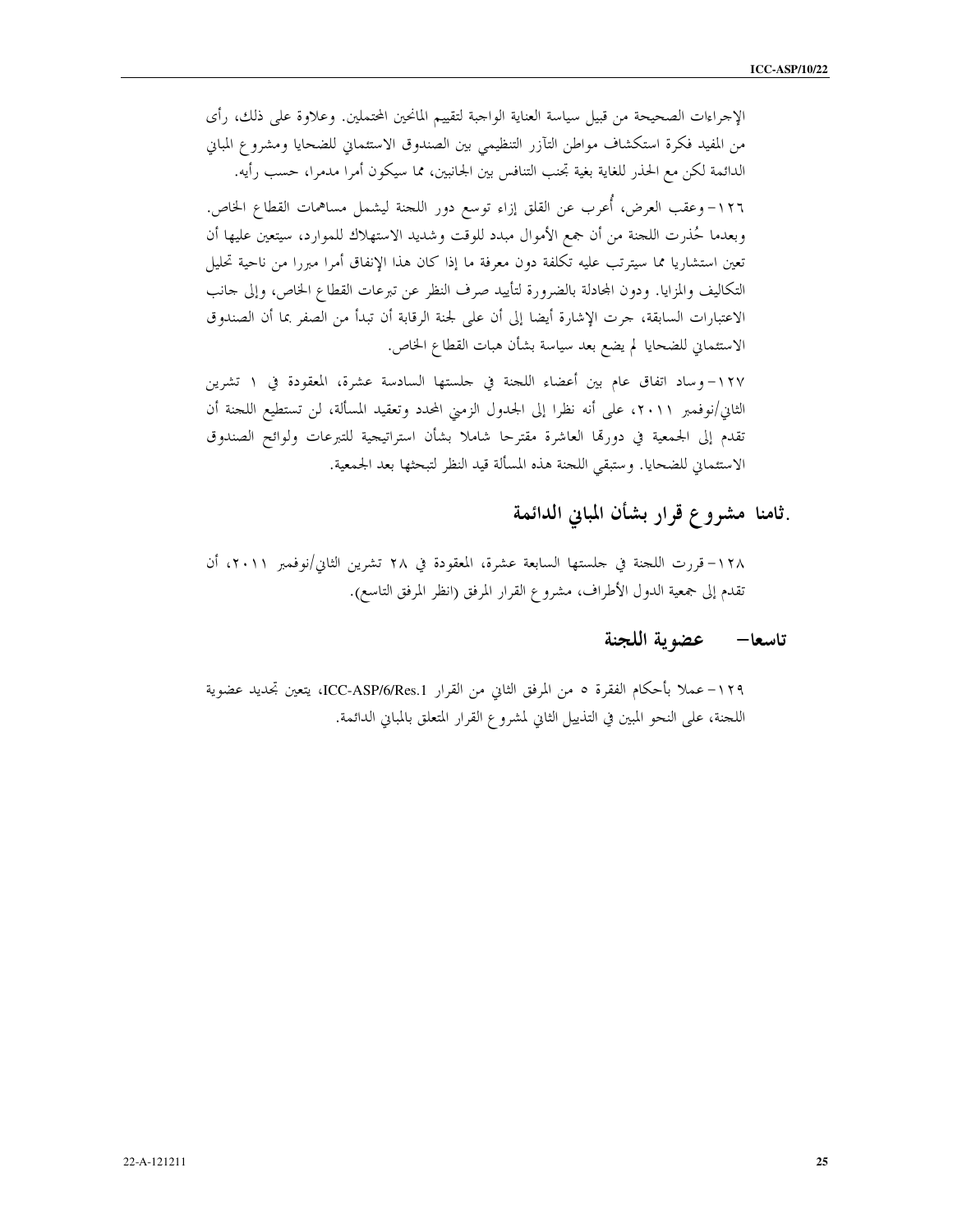الإجراءات الصحيحة من قبيل سياسة العناية الواجبة لتقييم المانحين المحتملين. وعلاوة على ذلك، رأى من المفيد فكرة استكشاف مواطن التآزر التنظيمي بين الصندوق الاستئماني للضحايا ومشروع المباني الدائمة لكن مع الحذر للغاية بغية تجنب التنافس بين الجانبين، مما سيكون أمرا مدمرا، حسب رأيه.

١٢٦- وعقب العرض، أُعرب عن القلق إزاء توسع دور اللجنة ليشمل مساهمات القطاع الخاص. وبعدما حُذرت اللجنة من أن جمع الأموال مبدد للوقت وشديد الاستهلاك للموارد، سيتعين عليها أن تعين استشاريا مما سيترتب عليه تكلفة دون معرفة ما إذا كان هذا الإنفاق أمرا مبررا من ناحية تحليل التكاليف والمزايا. ودون المجادلة بالضرورة لتأييد صرف النظر عن تبرعات القطاع الخاص، وإلى جانب الاعتبارات السابقة، جرت الإشارة أيضا إلى أن على لجنة الرقابة أن تبدأ من الصفر بما أن الصندوق الاستئماني للضحايا لم يضع بعد سياسة بشأن هبات القطاع الخاص.

١٢٧- وساد اتفاق عام بين أعضاء اللجنة في جلستها السادسة عشرة، المعقودة في ١ تشرين الثاني/نوفمبر ٢٠١١، على أنه نظرا إلى الجدول الزمني المحدد وتعقيد المسألة، لن تستطيع اللجنة أن تقدم إلى الجمعية في دورتها العاشرة مقترحا شاملا بشأن استراتيجية للتبرعات ولوائح الصندوق الاستئماني للضحايا. وستبقي اللجنة هذه المسألة قيد النظر لتبحثها بعد الجمعية.

## ثامنا. مشروع قرار بشأن المباني الدائمة

١٢٨- قررت اللجنة في جلستها السابعة عشرة، المعقودة في ٢٨ تشرين الثاني/نوفمبر ٢٠١١، أن تقدم إلى جمعية الدول الأطراف، مشروع القرار المرفق (انظر المرفق التاسع).

## تاسعا- عضوية اللجنة

١٢٩- عملا بأحكام الفقرة ٥ من المرفق الثاني من القرار ICC-ASP/6/Res.1، يتعين تجديد عضوية اللجنة، على النحو المبين في التذييل الثاني لمشروع القرار المتعلق بالمباني الدائمة.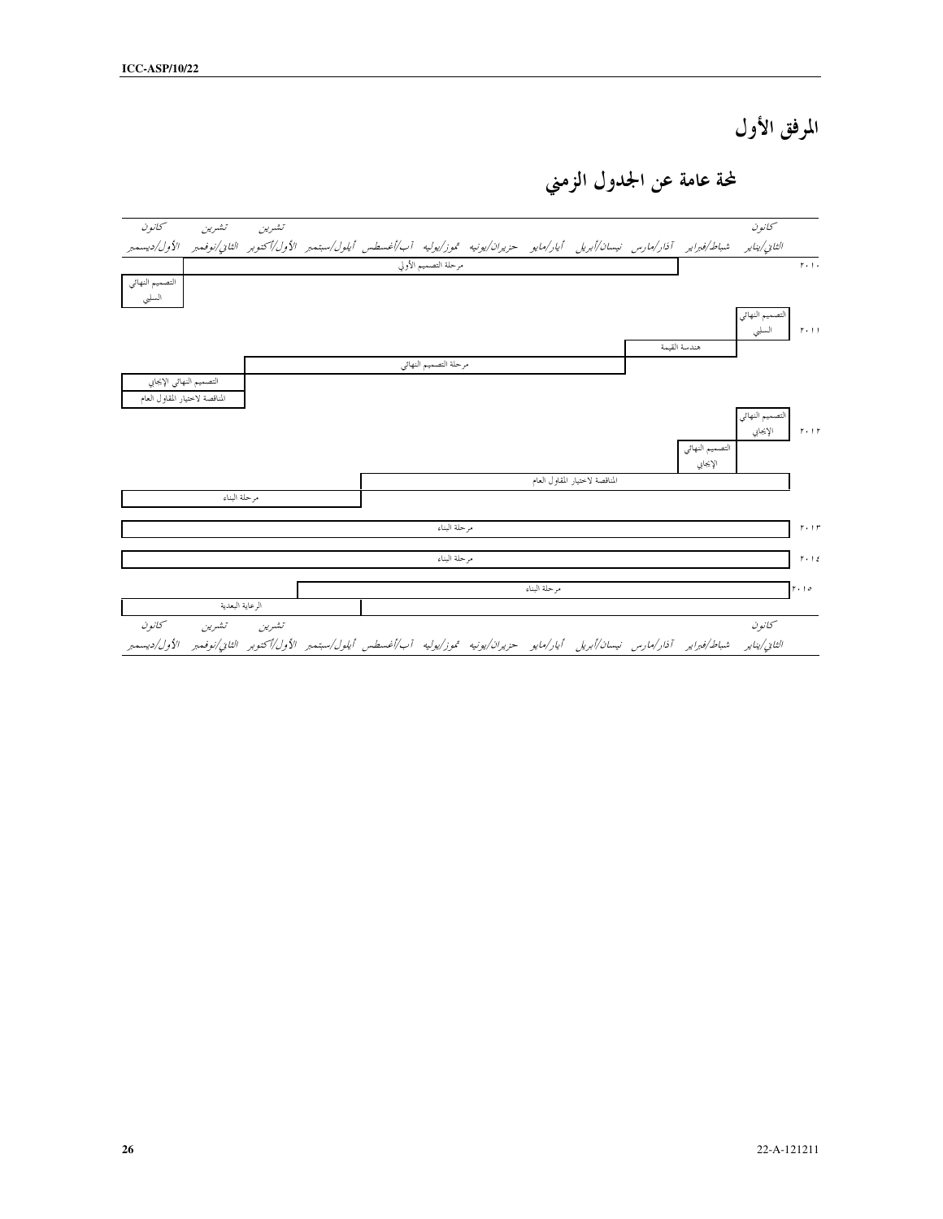# المرفق الأول

## لمحة عامة عن الجدول الزمني

| | كانون الثاني/يناير | شباط/فبراير | آذار/مارس | نيسان/أبريل | أيار/مايو | حزيران/يونيه | تموز/يوليه | آب/أغسطس | أيلول/سبتمبر | تشرين الأول/أكتوبر | تشرين الثاني/نوفمبر | كانون الأول/ديسمبر |
|---|---|---|---|---|---|---|---|---|---|---|---|---|
| ٢٠١٠ | | | مرحلة التصميم الأولي | مرحلة التصميم الأولي | مرحلة التصميم الأولي | مرحلة التصميم الأولي | مرحلة التصميم الأولي | مرحلة التصميم الأولي | مرحلة التصميم الأولي | مرحلة التصميم الأولي | مرحلة التصميم الأولي | التصميم النهائي السلبي |
| ٢٠١١ | التصميم النهائي السلبي | هندسة القيمة | هندسة القيمة | مرحلة التصميم النهائي | مرحلة التصميم النهائي | مرحلة التصميم النهائي | مرحلة التصميم النهائي | مرحلة التصميم النهائي | مرحلة التصميم النهائي | مرحلة التصميم النهائي | التصميم النهائي الإيجابي / المناقصة لاختيار المقاول العام | التصميم النهائي الإيجابي / المناقصة لاختيار المقاول العام |
| ٢٠١٢ | التصميم النهائي الإيجابي / المناقصة لاختيار المقاول العام | التصميم النهائي الإيجابي / المناقصة لاختيار المقاول العام | المناقصة لاختيار المقاول العام | المناقصة لاختيار المقاول العام | المناقصة لاختيار المقاول العام | المناقصة لاختيار المقاول العام | المناقصة لاختيار المقاول العام | المناقصة لاختيار المقاول العام | مرحلة البناء | مرحلة البناء | مرحلة البناء | مرحلة البناء |
| ٢٠١٣ | مرحلة البناء | مرحلة البناء | مرحلة البناء | مرحلة البناء | مرحلة البناء | مرحلة البناء | مرحلة البناء | مرحلة البناء | مرحلة البناء | مرحلة البناء | مرحلة البناء | مرحلة البناء |
| ٢٠١٤ | مرحلة البناء | مرحلة البناء | مرحلة البناء | مرحلة البناء | مرحلة البناء | مرحلة البناء | مرحلة البناء | مرحلة البناء | مرحلة البناء | مرحلة البناء | مرحلة البناء | مرحلة البناء |
| ٢٠١٥ | مرحلة البناء | مرحلة البناء | مرحلة البناء | مرحلة البناء | مرحلة البناء | مرحلة البناء | مرحلة البناء | مرحلة البناء | مرحلة البناء / الرعاية البعدية | مرحلة البناء / الرعاية البعدية | الرعاية البعدية | الرعاية البعدية |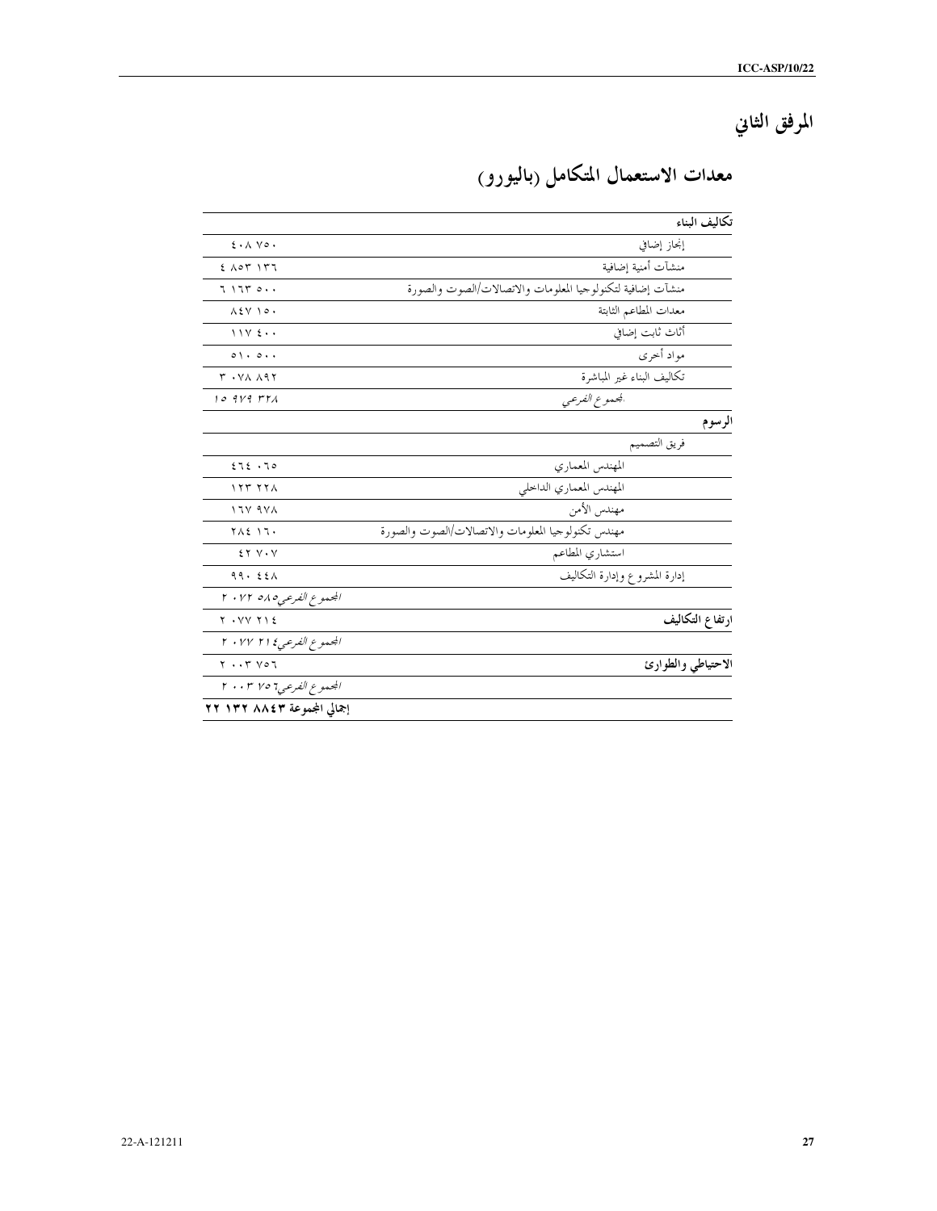# المرفق الثاني

## معدات الاستعمال المتكامل (باليورو)

| | |
|---|---|
| **تكاليف البناء** | |
| إنجاز إضافي | ٤٠٨ ٧٥٠ |
| منشآت أمنية إضافية | ٤ ٨٥٣ ١٣٦ |
| منشآت إضافية لتكنولوجيا المعلومات والاتصالات/الصوت والصورة | ٦ ١٦٣ ٥٠٠ |
| معدات المطاعم الثابتة | ٨٤٧ ١٥٠ |
| أثاث ثابت إضافي | ١١٧ ٤٠٠ |
| مواد أخرى | ٥١٠ ٥٠٠ |
| تكاليف البناء غير المباشرة | ٣ ٠٧٨ ٨٩٢ |
| *المجموع الفرعي* | *١٥ ٩٧٩ ٣٢٨* |
| **الرسوم** | |
| فريق التصميم | |
| المهندس المعماري | ٤٦٤ ٠٦٥ |
| المهندس المعماري الداخلي | ١٢٣ ٢٢٨ |
| مهندس الأمن | ١٦٧ ٩٧٨ |
| مهندس تكنولوجيا المعلومات والاتصالات/الصوت والصورة | ٢٨٤ ١٦٠ |
| استشاري المطاعم | ٤٢ ٧٠٧ |
| إدارة المشروع وإدارة التكاليف | ٩٩٠ ٤٤٨ |
| | *المجموع الفرعي ٢ ٠٧٢ ٥٨٥* |
| **ارتفاع التكاليف** | ٢ ٠٧٧ ٢١٤ |
| | *المجموع الفرعي ٢ ٠٧٧ ٢١٤* |
| **الاحتياطي والطوارئ** | ٢ ٠٠٣ ٧٥٦ |
| | *المجموع الفرعي ٢ ٠٠٣ ٧٥٦* |
| | **إجمالي المجموعة ٢٢ ١٣٢ ٨٨٤٣** |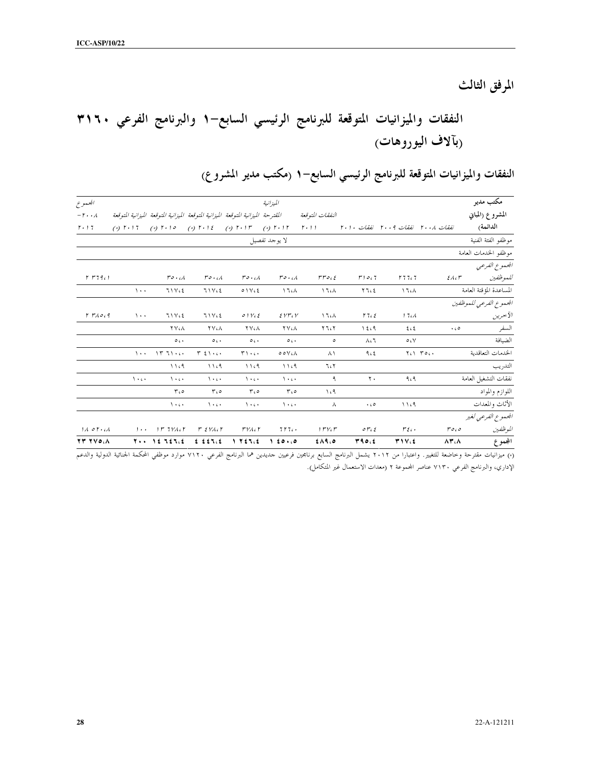# المرفق الثالث

# النفقات والميزانيات المتوقعة للبرنامج الرئيسي السابع-١ والبرنامج الفرعي ٣١٦٠ (بآلاف اليوروهات)

## النفقات والميزانيات المتوقعة للبرنامج الرئيسي السابع-١ (مكتب مدير المشروع)

| مكتب مدير المشروع (المباني الدائمة) | نفقات ٢٠٠٨ | نفقات ٢٠٠٩ | نفقات ٢٠١٠ | النفقات المتوقعة ٢٠١١ | الميزانية المقترحة ٢٠١٢ (*) | الميزانية المتوقعة ٢٠١٣ (*) | الميزانية المتوقعة ٢٠١٤ (*) | الميزانية المتوقعة ٢٠١٥ (*) | الميزانية المتوقعة ٢٠١٦ (*) | ٢٠١٧ (*) | المجموع ٢٠٠٨-٢٠١٧ |
|---|---|---|---|---|---|---|---|---|---|---|---|
| موظفو الفئة الفنية | | | | | لا يوجد تفصيل | | | | | | |
| موظفو الخدمات العامة | | | | | | | | | | | |
| *المجموع الفرعي للموظفين* | ٤٨,٣ | ٢٦٦,٦ | ٣١٥,٦ | ٣٣٥,٤ | ٣٥٠,٨ | ٣٥٠,٨ | ٣٥٠,٨ | ٣٥٠,٨ | | | ٢ ٣٦٩,١ |
| المساعدة المؤقتة العامة | | ١٦,٨ | ٢٦,٤ | ١٦,٨ | ١٦,٨ | ٥١٧,٤ | ٦١٧,٤ | ٦١٧,٤ | ١٠٠ | | |
| *المجموع الفرعي للموظفين الآخرين* | | ١٦,٨ | ٢٦,٤ | ١٦,٨ | ٤٧٣,٧ | ٥١٧,٤ | ٦١٧,٤ | ٦١٧,٤ | ١٠٠ | | ٢ ٣٨٥,٩ |
| السفر | ٠,٥ | ٤,٤ | ١٤,٩ | ٢٦,٢ | ٢٧,٨ | ٢٧,٨ | ٢٧,٨ | ٢٧,٨ | | | |
| الضيافة | | ٥,٧ | ٨,٦ | ٥ | ٥,٠ | ٥,٠ | ٥,٠ | ٥,٠ | | | |
| الخدمات التعاقدية | ٣٥,٠ | ٢,١ | ٩,٤ | ٨١ | ٥٥٧,٨ | ٣١٠,٠ | ٣ ٤١٠,٠ | ١٣ ٦١٠,٠ | ١٠٠ | | |
| التدريب | | | | ٦,٢ | ١١,٩ | ١١,٩ | ١١,٩ | ١١,٩ | | | |
| نفقات التشغيل العامة | | ٩,٩ | ٢٠ | ٩ | ١٠,٠ | ١٠,٠ | ١٠,٠ | ١٠,٠ | ١٠,٠ | | |
| اللوازم والمواد | | | | ١,٩ | ٣,٥ | ٣,٥ | ٣,٥ | ٣,٥ | | | |
| الأثاث والمعدات | | ١١,٩ | ٠,٥ | ٨ | ١٠,٠ | ١٠,٠ | ١٠,٠ | ١٠,٠ | | | |
| *المجموع الفرعي لغير الموظفين* | ٣٥,٥ | ٣٤,٠ | ٥٣,٤ | ١٣٧,٣ | ٦٢٦,٠ | ٣٧٨,٢ | ٣ ٤٧٨,٢ | ١٣ ٦٧٨,٢ | ١٠٠ | | ١٨ ٥٢٠,٨ |
| **المجموع** | **٨٣,٨** | **٣١٧,٤** | **٣٩٥,٤** | **٤٨٩,٥** | **١ ٤٥٠,٥** | **١ ٢٤٦,٤** | **٤ ٤٤٦,٤** | **١٤ ٦٤٦,٤** | **٢٠٠** | | **٢٣ ٢٧٥,٨** |

(*) ميزانيات مقترحة وخاضعة للتغيير. واعتبارا من ٢٠١٢ يشمل البرنامج السابع برنامجين فرعيين جديدين هما البرنامج الفرعي ٧١٢٠ موارد موظفي المحكمة الجنائية الدولية والدعم الإداري، والبرنامج الفرعي ٧١٣٠ عناصر المجموعة ٢ (معدات الاستعمال غير المتكامل).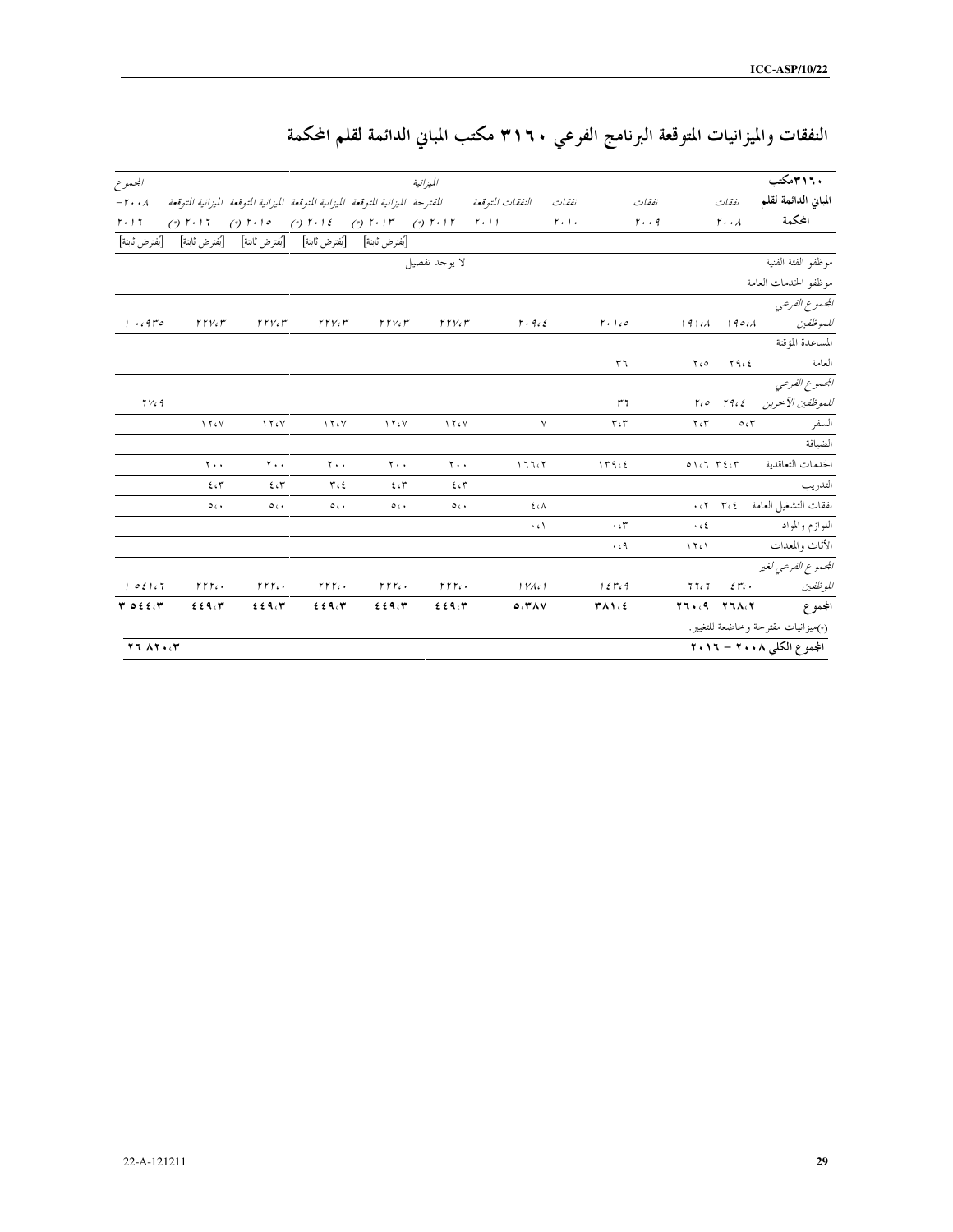## النفقات والميزانيات المتوقعة البرنامج الفرعي ٣١٦٠ مكتب المباني الدائمة لقلم المحكمة

| ٣١٦٠مكتب المباني الدائمة لقلم المحكمة | نفقات ٢٠٠٨ | نفقات ٢٠٠٩ | نفقات ٢٠١٠ | النفقات المتوقعة ٢٠١١ | الميزانية المقترحة ٢٠١٢ (*) | الميزانية المتوقعة ٢٠١٣ (*) [يُفترض ثابتة] | الميزانية المتوقعة ٢٠١٤ (*) [يُفترض ثابتة] | الميزانية المتوقعة ٢٠١٥ (*) [يُفترض ثابتة] | الميزانية المتوقعة ٢٠١٦ (*) [يُفترض ثابتة] | المجموع ٢٠٠٨-٢٠١٦ [يُفترض ثابتة] |
|---|---|---|---|---|---|---|---|---|---|---|
| موظفو الفئة الفنية | | | | | لا يوجد تفصيل | | | | | |
| موظفو الخدمات العامة | | | | | | | | | | |
| *المجموع الفرعي للموظفين* | ١٩٥،٨ | ١٩١،٨ | ٢٠١،٥ | ٢٠٩،٤ | ٢٢٧،٣ | ٢٢٧،٣ | ٢٢٧،٣ | ٢٢٧،٣ | ٢٢٧،٣ | ١ ٠٩٣٥ |
| المساعدة المؤقتة العامة | ٢٩،٤ | ٢،٥ | ٣٦ | | | | | | | |
| *المجموع الفرعي للموظفين الآخرين* | ٢٩،٤ | ٢،٥ | ٣٦ | | | | | | | ٦٧،٩ |
| السفر | ٥،٣ | ٢،٣ | ٣،٣ | ٧ | ١٢،٧ | ١٢،٧ | ١٢،٧ | ١٢،٧ | ١٢،٧ | |
| الضيافة | | | | | | | | | | |
| الخدمات التعاقدية | ٣٤،٣ | ٥١،٦ | ١٣٩،٤ | ١٦٦،٢ | ٢٠٠ | ٢٠٠ | ٢٠٠ | ٢٠٠ | ٢٠٠ | |
| التدريب | | | | | ٤،٣ | ٤،٣ | ٣،٤ | ٤،٣ | ٤،٣ | |
| نفقات التشغيل العامة | ٣،٤ | ٠،٢ | | ٤،٨ | ٥،٠ | ٥،٠ | ٥،٠ | ٥،٠ | ٥،٠ | |
| اللوازم والمواد | | ٠،٤ | ٠،٣ | ٠،١ | | | | | | |
| الأثاث والمعدات | | ١٢،١ | ٠،٩ | | | | | | | |
| *المجموع الفرعي لغير الموظفين* | ٤٣،٠ | ٦٦،٦ | ١٤٣،٩ | ١٧٨،١ | ٢٢٢،٠ | ٢٢٢،٠ | ٢٢٢،٠ | ٢٢٢،٠ | ٢٢٢،٠ | ١ ٥٤١،٦ |
| **المجموع** | **٢٦٨،٢** | **٢٦٠،٩** | **٣٨١،٤** | **٣٨٧،٥** | **٤٤٩،٣** | **٤٤٩،٣** | **٤٤٩،٣** | **٤٤٩،٣** | **٤٤٩،٣** | **٣ ٥٤٤،٣** |

(*)ميزانيات مقترحة وخاضعة للتغيير.

| **المجموع الكلي ٢٠٠٨ – ٢٠١٦** | **٢٦ ٨٢٠،٣** |
|---|---|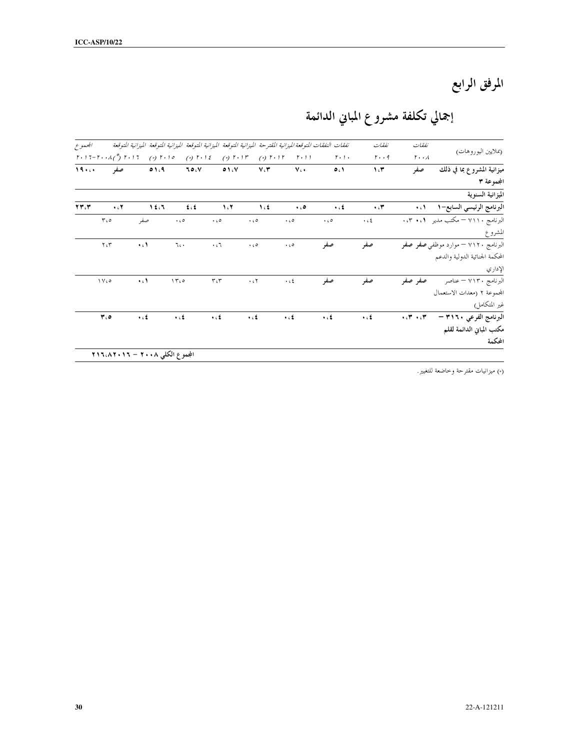# المرفق الرابع

## إجمالي تكلفة مشروع المباني الدائمة

| (بملايين اليوروهات) | نفقات ٢٠٠٨ | نفقات ٢٠٠٩ | نفقات ٢٠١٠ | النفقات المتوقعة ٢٠١١ | الميزانية المقترحة ٢٠١٢ (*) | الميزانية المتوقعة ٢٠١٣ (*) | الميزانية المتوقعة ٢٠١٤ (*) | الميزانية المتوقعة ٢٠١٥ (*) | الميزانية المتوقعة ٢٠١٦ (*) | المجموع ٢٠٠٨-٢٠١٦ |
|---|---|---|---|---|---|---|---|---|---|---|
| **ميزانية المشروع بما في ذلك المجموعة ٣** | **صفر** | **١,٣** | **٥,١** | **٧,٠** | **٧,٣** | **٥١,٧** | **٦٥,٧** | **٥١,٩** | **صفر** | **١٩٠,٠** |
| **الميزانية السنوية** | | | | | | | | | | |
| **البرنامج الرئيسي السابع-١** | **٠,١** | **٠,٣** | **٠,٤** | **٠,٥** | **١,٤** | **١,٢** | **٤,٤** | **١٤,٦** | **٠,٢** | **٢٣,٣** |
| البرنامج ٧١١٠ – مكتب مدير المشروع | **٠,١** | ٠,٣ | ٠,٤ | ٠,٥ | ٠,٥ | ٠,٥ | ٠,٥ | ٠,٥ | صفر | ٣,٥ |
| البرنامج ٧١٢٠ – موارد موظفي المحكمة الجنائية الدولية والدعم الإداري | **صفر** | **صفر** | **صفر** | **صفر** | ٠,٥ | ٠,٥ | ٠,٦ | ٦,٠ | ٠,١ | ٢,٣ |
| البرنامج ٧١٣٠ – عناصر المجموعة ٢ (معدات الاستعمال غير المتكامل) | **صفر** | **صفر** | **صفر** | **صفر** | ٠,٤ | ٠,٢ | ٣,٣ | ١٣,٥ | ٠,١ | ١٧,٥ |
| **البرنامج الفرعي ٣١٦٠ – مكتب المباني الدائمة لقلم المحكمة** | **٠,٣** | **٠,٣** | **٠,٤** | **٠,٤** | **٠,٤** | **٠,٤** | **٠,٤** | **٠,٤** | **٠,٤** | **٣,٥** |
| **المجموع الكلي ٢٠٠٨ – ٢٠١٦** | | | | | | | | | | **٢١٦,٨** |

(*) ميزانيات مقترحة وخاضعة للتغيير.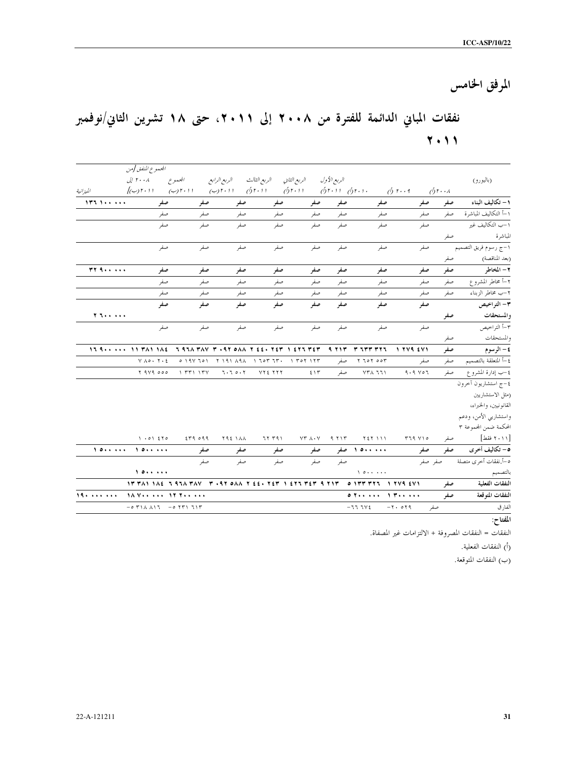# المرفق الخامس

## نفقات المباني الدائمة للفترة من ٢٠٠٨ إلى ٢٠١١، حتى ١٨ تشرين الثاني/نوفمبر ٢٠١١

| (باليورو) | ٢٠٠٨(أ) | ٢٠٠٩ (أ) | ٢٠١٠ (أ) | الربع الأول ٢٠١١(أ) | الربع الثاني ٢٠١١(أ) | الربع الثالث ٢٠١١(أ) | الربع الرابع ٢٠١١(ب) | المجموع ٢٠١١(ب) | المجموع المنفق/من ٢٠٠٨ إلى ٢٠١١(ب)/ | الميزانية |
|---|---|---|---|---|---|---|---|---|---|---|
| **١- تكاليف البناء** | **صفر** | **صفر** | **صفر** | **صفر** | **صفر** | **صفر** | **صفر** | **صفر** | **صفر** | **١٣٦ ١٠٠ ٠٠٠** |
| ١-أ التكاليف المباشرة | صفر | صفر | صفر | صفر | صفر | صفر | صفر | صفر | صفر | |
| ١-ب التكاليف غير المباشرة | صفر | صفر | صفر | صفر | صفر | صفر | صفر | صفر | صفر | |
| ١-ج رسوم فريق التصميم (بعد المناقصة) | صفر | صفر | صفر | صفر | صفر | صفر | صفر | صفر | صفر | |
| **٢- المخاطر** | **صفر** | **صفر** | **صفر** | **صفر** | **صفر** | **صفر** | **صفر** | **صفر** | **صفر** | **٣٢ ٩٠٠ ٠٠٠** |
| ٢-أ مخاطر المشروع | صفر | صفر | صفر | صفر | صفر | صفر | صفر | صفر | صفر | |
| ٢-ب مخاطر الزبناء | صفر | صفر | صفر | صفر | صفر | صفر | صفر | صفر | صفر | |
| **٣- التراخيص والمستحقات** | **صفر** | **صفر** | **صفر** | **صفر** | **صفر** | **صفر** | **صفر** | **صفر** | **صفر** | **٢ ٦٠٠ ٠٠٠** |
| ٣-أ التراخيص والمستحقات | صفر | صفر | صفر | صفر | صفر | صفر | صفر | صفر | صفر | |
| **٤- الرسوم** | **صفر** | **١ ٢٧٩ ٤٧١** | **٣ ٦٣٣ ٣٢٦** | **٩ ٢١٣** | **١ ٤٢٦ ٣٤٣** | **٢ ٤٤٠ ٢٤٣** | **٣ ٠٩٢ ٥٨٨** | **٦ ٩٦٨ ٣٨٧** | **١١ ٣٨١ ١٨٤** | **١٦ ٩٠٠ ٠٠٠** |
| ٤-أ المتعلقة بالتصميم | صفر | صفر | ٢ ٦٥٢ ٥٥٣ | صفر | ١ ٣٥٢ ١٢٣ | ١ ٦٥٣ ٦٣٠ | ٢ ١٩١ ٨٩٨ | ٥ ١٩٧ ٦٥١ | ٧ ٨٥٠ ٢٠٤ | |
| ٤-ب إدارة المشروع | صفر | ٩٠٩ ٧٥٦ | ٧٣٨ ٦٦١ | صفر | ٤١٣ | ٧٢٤ ٢٢٢ | ٦٠٦ ٥٠٢ | ١ ٣٣١ ١٣٧ | ٢ ٩٧٩ ٥٥٥ | |
| ٤-ج استشاريون آخرون (مثل الاستشاريين القانونيين، والخبراء، واستشاريي الأمن، ودعم المحكمة ضمن المجموعة ٣ [٢٠١١ فقط] | صفر | ٣٦٩ ٧١٥ | ٢٤٢ ١١١ | ٩ ٢١٣ | ٧٣ ٨٠٧ | ٦٢ ٣٩١ | ٢٩٤ ١٨٨ | ٤٣٩ ٥٩٩ | ١ ٠٥١ ٤٢٥ | |
| **٥- تكاليف أخرى** | **صفر** | **صفر** | **١ ٥٠٠ ٠٠٠** | **صفر** | **صفر** | **صفر** | **صفر** | **صفر** | **١ ٥٠٠ ٠٠٠** | **١ ٥٠٠ ٠٠٠** |
| ٥-أ نفقات أخرى متصلة بالتصميم | صفر | صفر | ١ ٥٠٠ ٠٠٠ | صفر | صفر | صفر | صفر | صفر | ١ ٥٠٠ ٠٠٠ | |
| **النفقات الفعلية** | **صفر** | **١ ٢٧٩ ٤٧١** | **٥ ١٣٣ ٣٢٦** | **٩ ٢١٣** | **١ ٤٢٦ ٣٤٣** | **٢ ٤٤٠ ٢٤٣** | **٣ ٠٩٢ ٥٨٨** | **٦ ٩٦٨ ٣٨٧** | **١٣ ٣٨١ ١٨٤** | |
| **النفقات المتوقعة** | **صفر** | **١ ٣٠٠ ٠٠٠** | **٥ ٢٠٠ ٠٠٠** | | | | | **١٢ ٢٠٠ ٠٠٠** | **١٨ ٧٠٠ ٠٠٠** | **١٩٠ ٠٠٠ ٠٠٠** |
| الفارق | صفر | -٢٠ ٥٢٩ | -٦٦ ٦٧٤ | | | | | -٥ ٢٣١ ٦١٣ | -٥ ٣١٨ ٨١٦ | |

**المفتاح:**

النفقات = النفقات المصروفة + الالتزامات غير المصفاة.

(أ) النفقات الفعلية.

(ب) النفقات المتوقعة.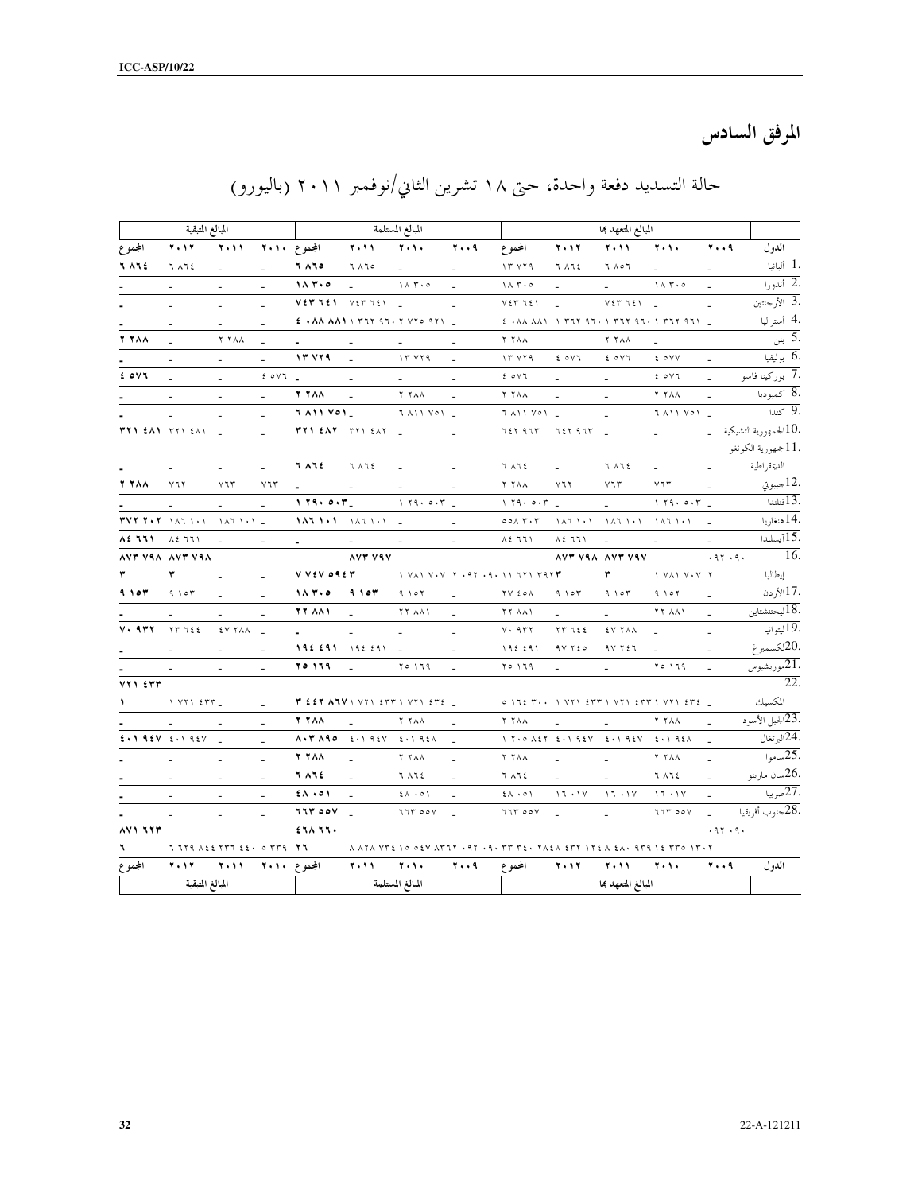# المرفق السادس

## حالة التسديد دفعة واحدة، حتى ١٨ تشرين الثاني/نوفمبر ٢٠١١ (باليورو)

| الدول | المبالغ المتعهد بها | | | | | المبالغ المستلمة | | | | المبالغ المتبقية | | | |
|---|---|---|---|---|---|---|---|---|---|---|---|---|---|
| | ٢٠٠٩ | ٢٠١٠ | ٢٠١١ | ٢٠١٢ | المجموع | ٢٠٠٩ | ٢٠١٠ | ٢٠١١ | المجموع | ٢٠١٠ | ٢٠١١ | ٢٠١٢ | المجموع |
| 1. ألبانيا | _ | _ | ٦ ٨٥٦ | ٦ ٨٦٤ | ١٣ ٧٢٩ | _ | _ | ٦ ٨٦٥ | ٦ ٨٦٥ | _ | _ | ٦ ٨٦٤ | ٦ ٨٦٤ |
| 2. أندورا | _ | ١٨ ٣٠٥ | _ | _ | ١٨ ٣٠٥ | _ | ١٨ ٣٠٥ | _ | ١٨ ٣٠٥ | _ | _ | _ | _ |
| 3. الأرجنتين | _ | _ | ٧٤٣ ٦٤١ | _ | ٧٤٣ ٦٤١ | _ | _ | ٧٤٣ ٦٤١ | ٧٤٣ ٦٤١ | _ | _ | _ | _ |
| 4. أستراليا | _ | ١ ٣٦٢ ٩٦١ | ١ ٣٦٢ ٩٦٠ | ١ ٣٦٢ ٩٦٠ | ٤ ٠٨٨ ٨٨١ | _ | ٢ ٧٢٥ ٩٢١ | ١ ٣٦٢ ٩٦٠ | ٤ ٠٨٨ ٨٨١ | _ | _ | _ | _ |
| 5. بنن | _ | _ | ٢ ٢٨٨ | _ | ٢ ٢٨٨ | _ | _ | _ | _ | _ | ٢ ٢٨٨ | _ | ٢ ٢٨٨ |
| 6. بوليفيا | _ | ٤ ٥٧٧ | ٤ ٥٧٦ | ٤ ٥٧٦ | ١٣ ٧٢٩ | _ | ١٣ ٧٢٩ | _ | ١٣ ٧٢٩ | _ | _ | _ | _ |
| 7. بوركينا فاسو | _ | ٤ ٥٧٦ | _ | _ | ٤ ٥٧٦ | _ | _ | _ | _ | ٤ ٥٧٦ | _ | _ | ٤ ٥٧٦ |
| 8. كمبوديا | _ | ٢ ٢٨٨ | _ | _ | ٢ ٢٨٨ | _ | ٢ ٢٨٨ | _ | ٢ ٢٨٨ | _ | _ | _ | _ |
| 9. كندا | _ | ٦ ٨١١ ٧٥١ | _ | _ | ٦ ٨١١ ٧٥١ | _ | ٦ ٨١١ ٧٥١ | _ | ٦ ٨١١ ٧٥١ | _ | _ | _ | _ |
| 10. الجمهورية التشيكية | _ | _ | _ | ٦٤٢ ٩٦٣ | ٦٤٢ ٩٦٣ | _ | _ | ٣٢١ ٤٨٢ | ٣٢١ ٤٨٢ | _ | _ | ٣٢١ ٤٨١ | ٣٢١ ٤٨١ |
| 11. جمهورية الكونغو الديمقراطية | _ | _ | ٦ ٨٦٤ | _ | ٦ ٨٦٤ | _ | _ | ٦ ٨٦٤ | ٦ ٨٦٤ | _ | _ | _ | _ |
| 12. جيبوتي | _ | ٧٦٣ | ٧٦٣ | ٧٦٢ | ٢ ٢٨٨ | _ | _ | _ | _ | ٧٦٣ | ٧٦٣ | ٧٦٢ | ٢ ٢٨٨ |
| 13. فنلندا | _ | ١ ٢٩٠ ٥٠٣ | _ | _ | ١ ٢٩٠ ٥٠٣ | _ | ١ ٢٩٠ ٥٠٣ | _ | ١ ٢٩٠ ٥٠٣ | _ | _ | _ | _ |
| 14. هنغاريا | _ | ١٨٦ ١٠١ | ١٨٦ ١٠١ | ١٨٦ ١٠١ | ٥٥٨ ٣٠٣ | _ | _ | ١٨٦ ١٠١ | ١٨٦ ١٠١ | _ | ١٨٦ ١٠١ | ١٨٦ ١٠١ | ٣٧٢ ٢٠٢ |
| 15. آيسلندا | _ | _ | _ | ٨٤ ٦٦١ | ٨٤ ٦٦١ | _ | _ | _ | _ | _ | _ | ٨٤ ٦٦١ | ٨٤ ٦٦١ |
| 16. إيطاليا | ٢ ٠٩٢ ٠٩٠ | ١ ٧٨١ ٧٠٧ | ٣ ٨٧٣ ٧٩٧ | ٣ ٨٧٣ ٧٩٨ | ١١ ٦٢١ ٣٩٢ | ٢ ٠٩٢ ٠٩٠ | ١ ٧٨١ ٧٠٧ | ٣ ٨٧٣ ٧٩٧ | ٧ ٧٤٧ ٥٩٤ | _ | _ | ٣ ٨٧٣ ٧٩٨ | ٣ ٨٧٣ ٧٩٨ |
| 17. الأردن | _ | ٩ ١٥٢ | ٩ ١٥٣ | ٩ ١٥٣ | ٢٧ ٤٥٨ | _ | ٩ ١٥٢ | ٩ ١٥٣ | ١٨ ٣٠٥ | _ | _ | ٩ ١٥٣ | ٩ ١٥٣ |
| 18. ليختنشتاين | _ | ٢٢ ٨٨١ | _ | _ | ٢٢ ٨٨١ | _ | ٢٢ ٨٨١ | _ | ٢٢ ٨٨١ | _ | _ | _ | _ |
| 19. ليتوانيا | _ | _ | ٤٧ ٢٨٨ | ٢٣ ٦٤٤ | ٧٠ ٩٣٢ | _ | _ | _ | _ | _ | ٤٧ ٢٨٨ | ٢٣ ٦٤٤ | ٧٠ ٩٣٢ |
| 20. لكسمبرغ | _ | _ | ٩٧ ٢٤٦ | ٩٧ ٢٤٥ | ١٩٤ ٤٩١ | _ | _ | ١٩٤ ٤٩١ | ١٩٤ ٤٩١ | _ | _ | _ | _ |
| 21. موريشيوس | _ | ٢٥ ١٦٩ | _ | _ | ٢٥ ١٦٩ | _ | ٢٥ ١٦٩ | _ | ٢٥ ١٦٩ | _ | _ | _ | _ |
| 22. المكسيك | _ | ١ ٧٢١ ٤٣٤ | ١ ٧٢١ ٤٣٣ | ١ ٧٢١ ٤٣٣ | ٥ ١٦٤ ٣٠٠ | _ | ١ ٧٢١ ٤٣٤ | ١ ٧٢١ ٤٣٣ | ٣ ٤٤٢ ٨٦٧ | _ | _ | ١ ٧٢١ ٤٣٣ | ١ ٧٢١ ٤٣٣ |
| 23. الجبل الأسود | _ | ٢ ٢٨٨ | _ | _ | ٢ ٢٨٨ | _ | ٢ ٢٨٨ | _ | ٢ ٢٨٨ | _ | _ | _ | _ |
| 24. البرتغال | _ | ٤٠١ ٩٤٨ | ٤٠١ ٩٤٧ | ٤٠١ ٩٤٧ | ١ ٢٠٥ ٨٤٢ | _ | ٤٠١ ٩٤٨ | ٤٠١ ٩٤٧ | ٨٠٣ ٨٩٥ | _ | _ | ٤٠١ ٩٤٧ | ٤٠١ ٩٤٧ |
| 25. ساموا | _ | ٢ ٢٨٨ | _ | _ | ٢ ٢٨٨ | _ | ٢ ٢٨٨ | _ | ٢ ٢٨٨ | _ | _ | _ | _ |
| 26. سان مارينو | _ | ٦ ٨٦٤ | _ | _ | ٦ ٨٦٤ | _ | ٦ ٨٦٤ | _ | ٦ ٨٦٤ | _ | _ | _ | _ |
| 27. صربيا | _ | ١٦ ٠١٧ | ١٦ ٠١٧ | ١٦ ٠١٧ | ٤٨ ٠٥١ | _ | ٤٨ ٠٥١ | _ | ٤٨ ٠٥١ | _ | _ | _ | _ |
| 28. جنوب أفريقيا | _ | ٦٦٣ ٥٥٧ | _ | _ | ٦٦٣ ٥٥٧ | _ | ٦٦٣ ٥٥٧ | _ | ٦٦٣ ٥٥٧ | _ | _ | _ | _ |
| | ٢ ٠٩٢ ٠٩٠ | ١٤ ٣٣٥ ١٣٠ | ٨ ٤٨٠ ٩٣٩ | ٨ ٤٣٢ ١٢٤ | ٣٣ ٣٤٠ ٢٨٤ | ٢ ٠٩٢ ٠٩٠ | ١٥ ٥٤٧ ٨٣٦ | ٨ ٨٢٨ ٧٣٤ | ٢٦ ٤٦٨ ٦٦٠ | ٥ ٣٣٩ | ٢٣٦ ٤٤٠ | ٦ ٦٢٩ ٨٤٤ | ٦ ٨٧١ ٦٢٣ |
| الدول | ٢٠٠٩ | ٢٠١٠ | ٢٠١١ | ٢٠١٢ | المجموع | ٢٠٠٩ | ٢٠١٠ | ٢٠١١ | المجموع | ٢٠١٠ | ٢٠١١ | ٢٠١٢ | المجموع |
| | المبالغ المتعهد بها | | | | | المبالغ المستلمة | | | | المبالغ المتبقية | | | |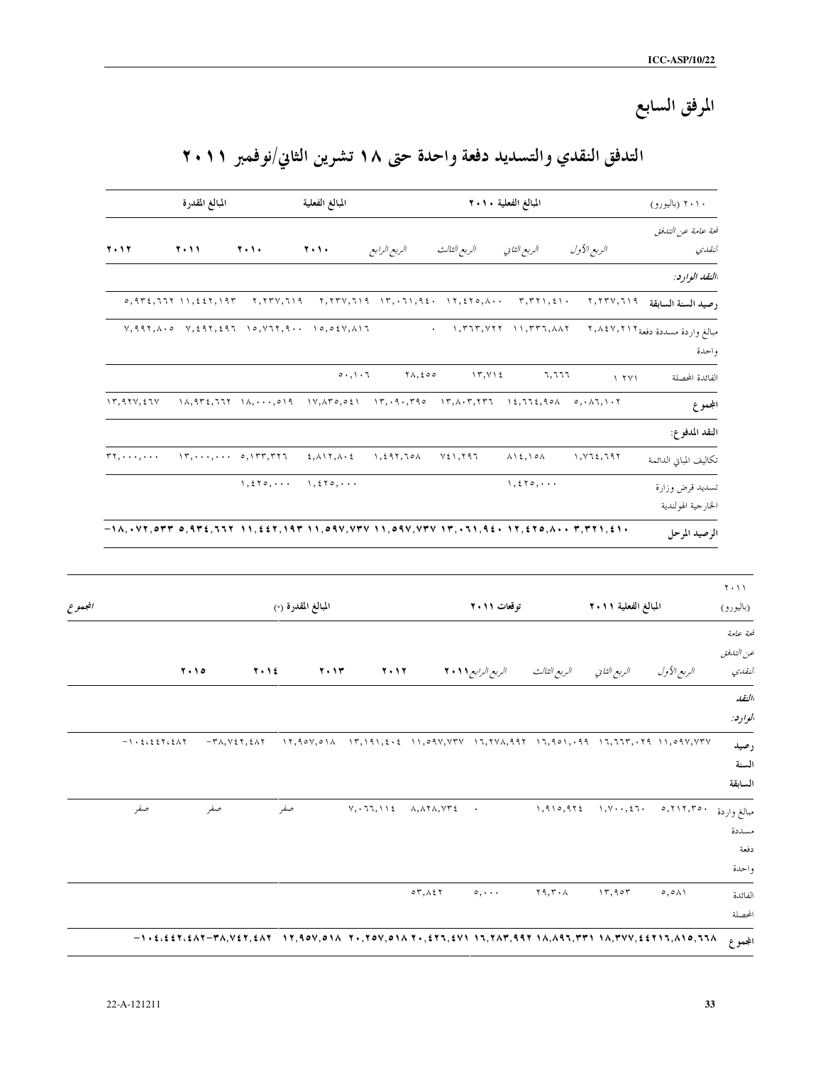# المرفق السابع

## التدفق النقدي والتسديد دفعة واحدة حتى ١٨ تشرين الثاني/نوفمبر ٢٠١١

| ٢٠١٠ (باليورو) | المبالغ الفعلية ٢٠١٠ | | | | المبالغ الفعلية | المبالغ المقدرة | | |
|---|---|---|---|---|---|---|---|---|
| *لمحة عامة عن التدفق النقدي* | *الربع الأول* | *الربع الثاني* | *الربع الثالث* | *الربع الرابع* | ٢٠١٠ | ٢٠١٠ | ٢٠١١ | ٢٠١٢ |
| ***النقد الوارد:*** | | | | | | | | |
| **رصيد السنة السابقة** | ٢,٢٣٧,٦١٩ | ٣,٣٢١,٤١٠ | ١٢,٤٢٥,٨٠٠ | ١٣,٠٦١,٩٤٠ | ٢,٢٣٧,٦١٩ | ٢,٢٣٧,٦١٩ | ١١,٤٤٢,١٩٣ | ٥,٩٣٤,٦٦٢ |
| مبالغ واردة مسددة دفعة واحدة | ٢,٨٤٧,٢١٢ | ١١,٣٣٦,٨٨٢ | ١,٣٦٣,٧٢٢ | ٠ | ١٥,٥٤٧,٨١٦ | ١٥,٧٦٢,٩٠٠ | ٧,٤٩٢,٤٩٦ | ٧,٩٩٢,٨٠٥ |
| الفائدة المحصلة | ١ ٢٧١ | ٦,٦٦٦ | ١٣,٧١٤ | ٢٨,٤٥٥ | ٥٠,١٠٦ | | | |
| **المجموع** | ٥,٠٨٦,١٠٢ | ١٤,٦٦٤,٩٥٨ | ١٣,٨٠٣,٢٣٦ | ١٣,٠٩٠,٣٩٥ | ١٧,٨٣٥,٥٤١ | ١٨,٠٠٠,٥١٩ | ١٨,٩٣٤,٦٦٢ | ١٣,٩٢٧,٤٦٧ |
| **النقد المدفوع:** | | | | | | | | |
| تكاليف المباني الدائمة | ١,٧٦٤,٦٩٢ | ٨١٤,١٥٨ | ٧٤١,٢٩٦ | ١,٤٩٢,٦٥٨ | ٤,٨١٢,٨٠٤ | ٥,١٣٣,٣٢٦ | ١٣,٠٠٠,٠٠٠ | ٣٢,٠٠٠,٠٠٠ |
| تسديد قرض وزارة الخارجية الهولندية | | ١,٤٢٥,٠٠٠ | | | ١,٤٢٥,٠٠٠ | ١,٤٢٥,٠٠٠ | | |
| **الرصيد المرحل** | **٣,٣٢١,٤١٠** | **١٢,٤٢٥,٨٠٠** | **١٣,٠٦١,٩٤٠** | **١١,٥٩٧,٧٣٧** | **١١,٥٩٧,٧٣٧** | **١١,٤٤٢,١٩٣** | **٥,٩٣٤,٦٦٢** | **-١٨,٠٧٢,٥٣٣** |

| ٢٠١١ (باليورو) | المبالغ الفعلية ٢٠١١ | | توقعات ٢٠١١ | | المبالغ المقدرة (*) | | | | المجموع |
|---|---|---|---|---|---|---|---|---|---|
| *لمحة عامة عن التدفق النقدي* | *الربع الأول* | *الربع الثاني* | *الربع الثالث* | *الربع الرابع* ٢٠١١ | ٢٠١٢ | ٢٠١٣ | ٢٠١٤ | ٢٠١٥ | |
| ***النقد الوارد:*** | | | | | | | | | |
| **رصيد السنة السابقة** | ١١,٥٩٧,٧٣٧ | ١٦,٦٦٣,٠٢٩ | ١٦,٩٥١,٠٩٩ | ١٦,٢٧٨,٩٩٢ | ١١,٥٩٧,٧٣٧ | ١٣,١٩١,٤٠٤ | ١٢,٩٥٧,٥١٨ | -٣٨,٧٤٢,٤٨٢ | -١٠٤،٤٤٢،٤٨٢ |
| مبالغ واردة مسددة دفعة واحدة | ٥,٢١٢,٣٥٠ | ١,٧٠٠,٤٦٠ | ١,٩١٥,٩٢٤ | ٠ | ٨,٨٢٨,٧٣٤ | ٧,٠٦٦,١١٤ | صفر | صفر | صفر |
| الفائدة المحصلة | ٥,٥٨١ | ١٣,٩٥٣ | ٢٩,٣٠٨ | ٥,٠٠٠ | ٥٣,٨٤٢ | | | | |
| **المجموع** | **١٦,٨١٥,٦٦٨** | **١٨,٣٧٧,٤٤٢** | **١٨,٨٩٦,٣٣١** | **١٦,٢٨٣,٩٩٢** | **٢٠,٤٢٦,٤٧١** | **٢٠,٢٥٧,٥١٨** | **١٢,٩٥٧,٥١٨** | **-٣٨,٧٤٢,٤٨٢** | **-١٠٤،٤٤٢،٤٨٢** |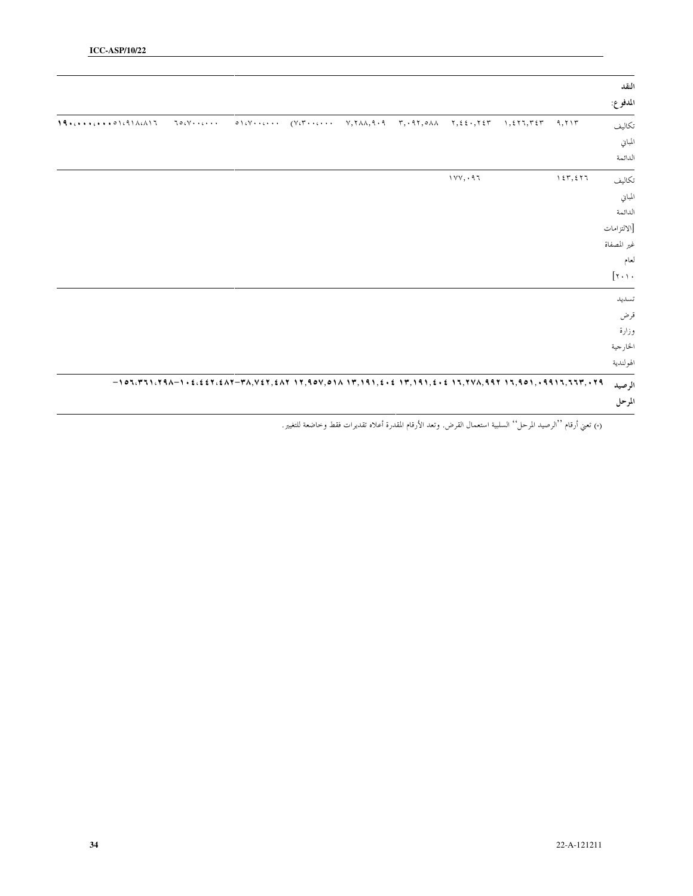| | | | | | | | | | | |
|---|---|---|---|---|---|---|---|---|---|---|
| النقد المدفوع: | | | | | | | | | | |
| تكاليف المباني الدائمة | ٩,٢١٣ | ١,٤٢٦,٣٤٣ | ٢,٤٤٠,٢٤٣ | ٣,٠٩٢,٥٨٨ | ٧,٢٨٨,٩٠٩ | (٧،٣٠٠،٠٠٠ | ٥١،٧٠٠،٠٠٠ | ٦٥،٧٠٠،٠٠٠ | ٥١،٩١٨،٨١٦ | **١٩٠،٠٠٠،٠٠٠** |
| تكاليف المباني الدائمة [الالتزامات غير المصفاة لعام ٢٠١٠] | ١٤٣,٤٢٦ | | ١٧٧,٠٩٦ | | | | | | | |
| تسديد قرض وزارة الخارجية الهولندية | | | | | | | | | | |
| **الرصيد المرحل** | **١٦,٦٦٣,٠٢٩** | **١٦,٩٥١,٠٩٩** | **١٦,٢٧٨,٩٩٢** | **١٣,١٩١,٤٠٤** | **١٣,١٩١,٤٠٤** | **١٢,٩٥٧,٥١٨** | **-٣٨,٧٤٢,٤٨٢** | **-١٠٤،٤٤٢،٤٨٢** | **-١٥٦،٣٦١،٢٩٨** | |

(*) تعني أرقام ''الرصيد المرحل'' السلبية استعمال القرض. وتعد الأرقام المقدرة أعلاه تقديرات فقط وخاضعة للتغيير.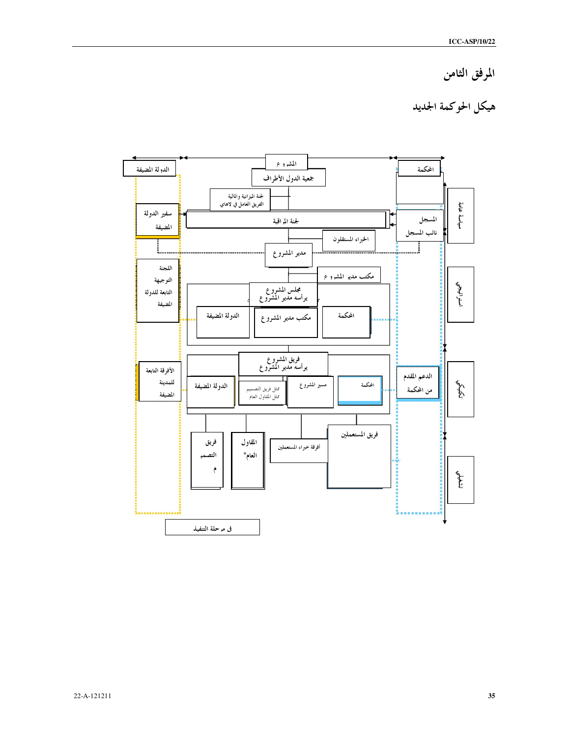# المرفق الثامن

## هيكل الحوكمة الجديد

الدولة المضيفة

المشروع

جمعية الدول الأطراف

المحكمة

لجنة الميزانية والمالية
الفريق العامل في لاهاي

سفير الدولة المضيفة

لجنة المراقبة

المسجل
نائب المسجل

سياسة عامة

الخبراء المستقلون

مدير المشروع

اللجنة التوجيهية التابعة للدولة المضيفة

مكتب مدير المشروع

مجلس المشروع
يرأسه مدير المشروع

الدولة المضيفة

مكتب مدير المشروع

المحكمة

استراتيجي

الأفرقة التابعة للمدينة المضيفة

فريق المشروع
يرأسه مدير المشروع

الدولة المضيفة

ممثل فريق التصميم
ممثل المقاول العام

مسير المشروع

المحكمة

الدعم المقدم من المحكمة

تكتيكي

فريق التصميم

المقاول العام*

أفرقة خبراء المستعملين

فريق المستعملين

تنفيذي

في مرحلة التنفيذ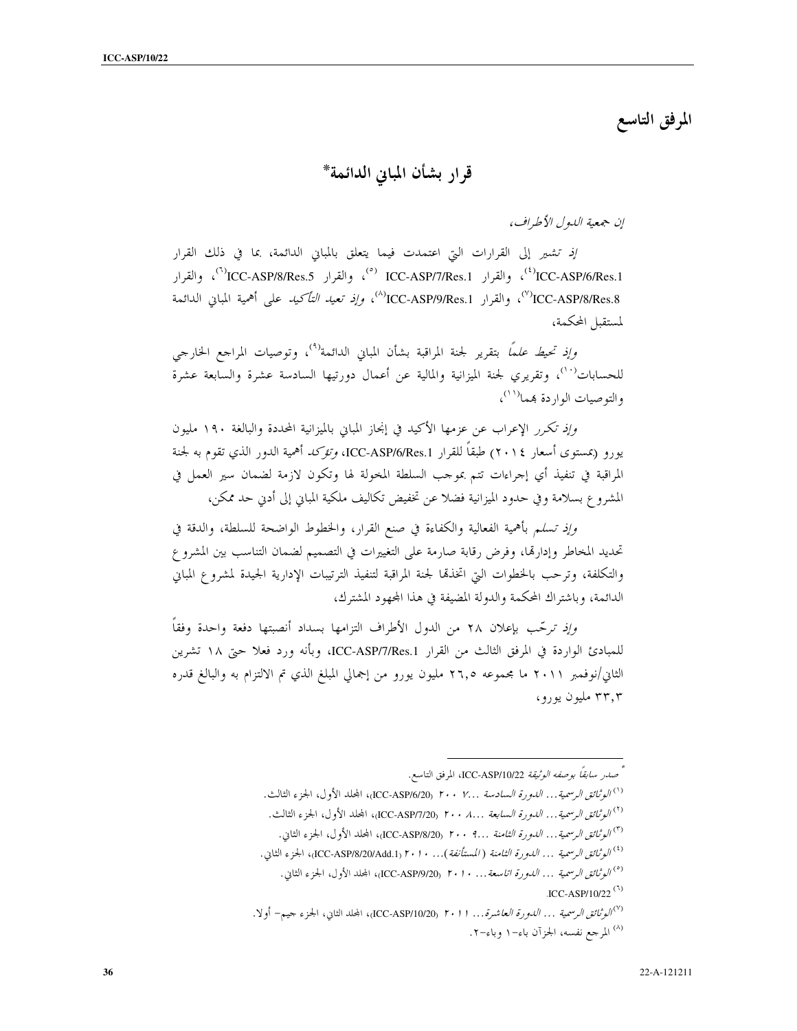# المرفق التاسع

## قرار بشأن المباني الدائمة*

*إن جمعية الدول الأطراف،*

*إذ تشير* إلى القرارات التي اعتمدت فيما يتعلق بالمباني الدائمة، بما في ذلك القرار ICC-ASP/6/Res.1[4]، والقرار ICC-ASP/7/Res.1 [5]، والقرار ICC-ASP/8/Res.5[6]، والقرار ICC-ASP/8/Res.8[7]، والقرار ICC-ASP/9/Res.1[8]، *وإذ تعيد التأكيد* على أهمية المباني الدائمة لمستقبل المحكمة،

*وإذ تحيط علماً* بتقرير لجنة المراقبة بشأن المباني الدائمة[9]، وتوصيات المراجع الخارجي للحسابات[10]، وتقريري لجنة الميزانية والمالية عن أعمال دورتيها السادسة عشرة والسابعة عشرة والتوصيات الواردة بهما[11]،

*وإذ تكرر* الإعراب عن عزمها الأكيد في إنجاز المباني بالميزانية المحددة والبالغة ١٩٠ مليون يورو (بمستوى أسعار ٢٠١٤) طبقاً للقرار ICC-ASP/6/Res.1، *وتؤكد* أهمية الدور الذي تقوم به لجنة المراقبة في تنفيذ أي إجراءات تتم بموجب السلطة المخولة لها وتكون لازمة لضمان سير العمل في المشروع بسلامة وفي حدود الميزانية فضلا عن تخفيض تكاليف ملكية المباني إلى أدنى حد ممكن،

*وإذ تسلم* بأهمية الفعالية والكفاءة في صنع القرار، والخطوط الواضحة للسلطة، والدقة في تحديد المخاطر وإدارتها، وفرض رقابة صارمة على التغييرات في التصميم لضمان التناسب بين المشروع والتكلفة، وترحب بالخطوات التي اتخذتها لجنة المراقبة لتنفيذ الترتيبات الإدارية الجيدة لمشروع المباني الدائمة، وباشتراك المحكمة والدولة المضيفة في هذا المجهود المشترك،

*وإذ ترحّب* بإعلان ٢٨ من الدول الأطراف التزامها بسداد أنصبتها دفعة واحدة وفقاً للمبادئ الواردة في المرفق الثالث من القرار ICC-ASP/7/Res.1، وبأنه ورد فعلا حتى ١٨ تشرين الثاني/نوفمبر ٢٠١١ ما مجموعه ٢٦,٥ مليون يورو من إجمالي المبلغ الذي تم الالتزام به والبالغ قدره ٣٣,٣ مليون يورو،

---

* *صدر سابقاً بوصفه الوثيقة* ICC-ASP/10/22، المرفق التاسع.

[1] *الوثائق الرسمية... الدورة السادسة ...٢٠٠٧* (ICC-ASP/6/20)، المجلد الأول، الجزء الثالث.

[2] *الوثائق الرسمية... الدورة السابعة ...٢٠٠٨* (ICC-ASP/7/20)، المجلد الأول، الجزء الثالث.

[3] *الوثائق الرسمية... الدورة الثامنة ...٢٠٠٩* (ICC-ASP/8/20)، المجلد الأول، الجزء الثاني.

[4] *الوثائق الرسمية ... الدورة الثامنة (المستأنفة)... ٢٠١٠* (ICC-ASP/8/20/Add.1)، الجزء الثاني.

[5] *الوثائق الرسمية ... الدورة التاسعة... ٢٠١٠* (ICC-ASP/9/20)، المجلد الأول، الجزء الثاني.

[6] ICC-ASP/10/22.

[7] *الوثائق الرسمية ... الدورة العاشرة... ٢٠١١* (ICC-ASP/10/20)، المجلد الثاني، الجزء جيم- أولا.

[8] المرجع نفسه، الجزآن باء-١ وباء-٢.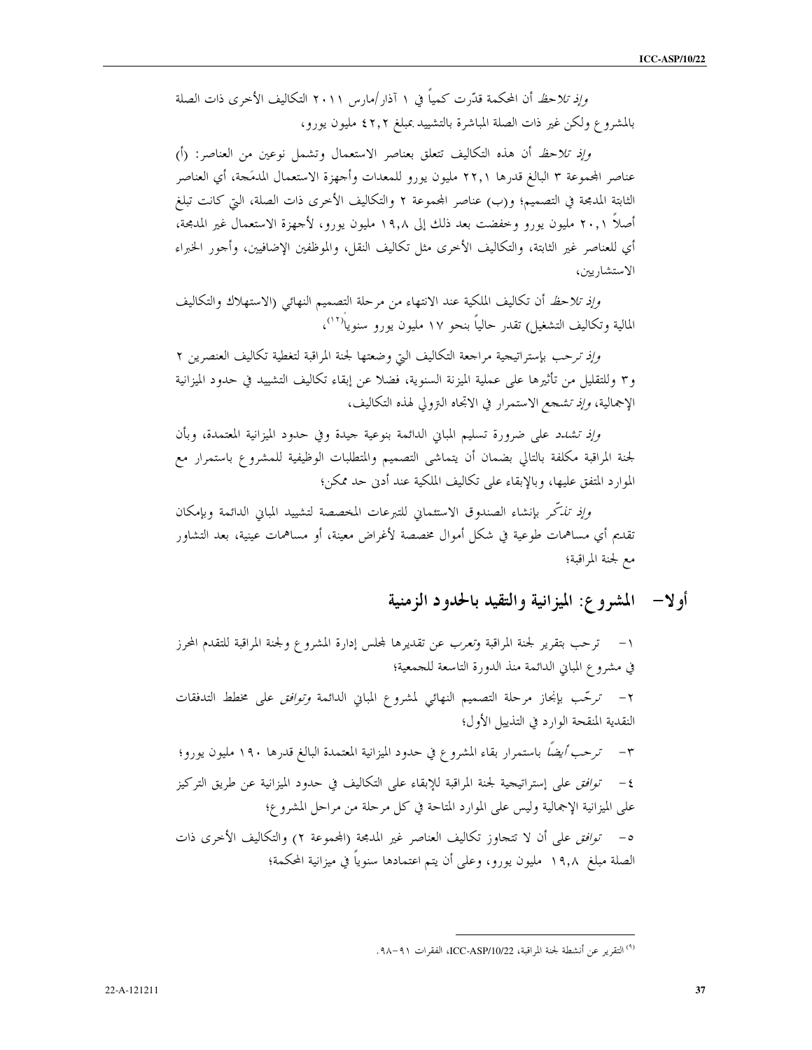*وإذ تلاحظ* أن المحكمة قدّرت كمياً في ١ آذار/مارس ٢٠١١ التكاليف الأخرى ذات الصلة بالمشروع ولكن غير ذات الصلة المباشرة بالتشييد بمبلغ ٤٢,٢ مليون يورو،

*وإذ تلاحظ* أن هذه التكاليف تتعلق بعناصر الاستعمال وتشمل نوعين من العناصر: (أ) عناصر المجموعة ٣ البالغ قدرها ٢٢,١ مليون يورو للمعدات وأجهزة الاستعمال المدمَجة، أي العناصر الثابتة المدمجة في التصميم؛ و(ب) عناصر المجموعة ٢ والتكاليف الأخرى ذات الصلة، التي كانت تبلغ أصلاً ٢٠,١ مليون يورو وخفضت بعد ذلك إلى ١٩,٨ مليون يورو، لأجهزة الاستعمال غير المدمجة، أي للعناصر غير الثابتة، والتكاليف الأخرى مثل تكاليف النقل، والموظفين الإضافيين، وأجور الخبراء الاستشاريين،

*وإذ تلاحظ* أن تكاليف الملكية عند الانتهاء من مرحلة التصميم النهائي (الاستهلاك والتكاليف المالية وتكاليف التشغيل) تقدر حالياً بنحو ١٧ مليون يورو سنوياً[١٢]،

*وإذ ترحب* بإستراتيجية مراجعة التكاليف التي وضعتها لجنة المراقبة لتغطية تكاليف العنصرين ٢ و٣ وللتقليل من تأثيرها على عملية الميزنة السنوية، فضلا عن إبقاء تكاليف التشييد في حدود الميزانية الإجمالية، *وإذ تشجع* الاستمرار في الاتجاه التزولي لهذه التكاليف،

*وإذ تشدد* على ضرورة تسليم المباني الدائمة بنوعية جيدة وفي حدود الميزانية المعتمدة، وبأن لجنة المراقبة مكلفة بالتالي بضمان أن يتماشى التصميم والمتطلبات الوظيفية للمشروع باستمرار مع الموارد المتفق عليها، وبالإبقاء على تكاليف الملكية عند أدنى حد ممكن؛

*وإذ تذكّر* بإنشاء الصندوق الاستئماني للتبرعات المخصصة لتشييد المباني الدائمة وبإمكان تقديم أي مساهمات طوعية في شكل أموال مخصصة لأغراض معينة، أو مساهمات عينية، بعد التشاور مع لجنة المراقبة؛

## أولا– المشروع: الميزانية والتقيد بالحدود الزمنية

١– ترحب بتقرير لجنة المراقبة *وتعرب* عن تقديرها لمجلس إدارة المشروع ولجنة المراقبة للتقدم المحرز في مشروع المباني الدائمة منذ الدورة التاسعة للجمعية؛

٢– *ترحّب* بإنجاز مرحلة التصميم النهائي لمشروع المباني الدائمة *وتوافق* على مخطط التدفقات النقدية المنقحة الوارد في التذييل الأول؛

٣– *ترحب أيضاً* باستمرار بقاء المشروع في حدود الميزانية المعتمدة البالغ قدرها ١٩٠ مليون يورو؛

٤– *توافق* على إستراتيجية لجنة المراقبة للإبقاء على التكاليف في حدود الميزانية عن طريق التركيز على الميزانية الإجمالية وليس على الموارد المتاحة في كل مرحلة من مراحل المشروع؛

٥– *توافق* على أن لا تتجاوز تكاليف العناصر غير المدمجة (المجموعة ٢) والتكاليف الأخرى ذات الصلة مبلغ ١٩,٨ مليون يورو، وعلى أن يتم اعتمادها سنوياً في ميزانية المحكمة؛

---

[٩] التقرير عن أنشطة لجنة المراقبة، ICC-ASP/10/22، الفقرات ٩١–٩٨.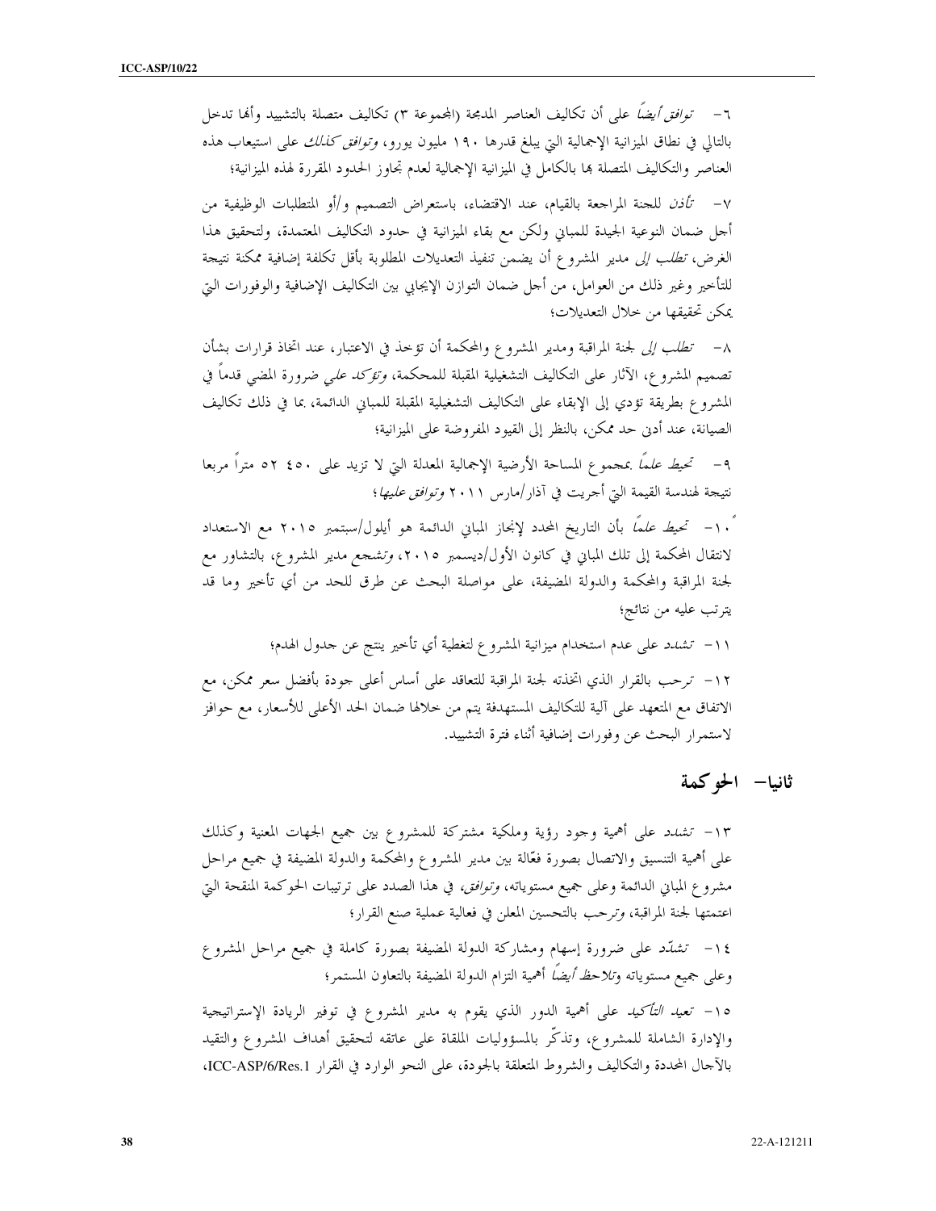٦- *توافق أيضاً* على أن تكاليف العناصر المدمجة (المجموعة ٣) تكاليف متصلة بالتشييد وأنها تدخل بالتالي في نطاق الميزانية الإجمالية التي يبلغ قدرها ١٩٠ مليون يورو، *وتوافق كذلك* على استيعاب هذه العناصر والتكاليف المتصلة بها بالكامل في الميزانية الإجمالية لعدم تجاوز الحدود المقررة لهذه الميزانية؛

٧- *تأذن* للجنة المراجعة بالقيام، عند الاقتضاء، باستعراض التصميم و/أو المتطلبات الوظيفية من أجل ضمان النوعية الجيدة للمباني ولكن مع بقاء الميزانية في حدود التكاليف المعتمدة، ولتحقيق هذا الغرض، *تطلب إلى* مدير المشروع أن يضمن تنفيذ التعديلات المطلوبة بأقل تكلفة إضافية ممكنة نتيجة للتأخير وغير ذلك من العوامل، من أجل ضمان التوازن الإيجابي بين التكاليف الإضافية والوفورات التي يمكن تحقيقها من خلال التعديلات؛

٨- *تطلب إلى* لجنة المراقبة ومدير المشروع والمحكمة أن تؤخذ في الاعتبار، عند اتخاذ قرارات بشأن تصميم المشروع، الآثار على التكاليف التشغيلية المقبلة للمحكمة، *وتؤكد على* ضرورة المضي قدماً في المشروع بطريقة تؤدي إلى الإبقاء على التكاليف التشغيلية المقبلة للمباني الدائمة، بما في ذلك تكاليف الصيانة، عند أدنى حد ممكن، بالنظر إلى القيود المفروضة على الميزانية؛

٩- *تحيط علماً* بمجموع المساحة الأرضية الإجمالية المعدلة التي لا تزيد على ٤٥٠ ٥٢ متراً مربعا نتيجة لهندسة القيمة التي أجريت في آذار/مارس ٢٠١١ *وتوافق عليها*؛

١٠- *تحيط علماً* بأن التاريخ المحدد لإنجاز المباني الدائمة هو أيلول/سبتمبر ٢٠١٥ مع الاستعداد لانتقال المحكمة إلى تلك المباني في كانون الأول/ديسمبر ٢٠١٥، *وتشجع* مدير المشروع، بالتشاور مع لجنة المراقبة والمحكمة والدولة المضيفة، على مواصلة البحث عن طرق للحد من أي تأخير وما قد يترتب عليه من نتائج؛

١١- *تشدد* على عدم استخدام ميزانية المشروع لتغطية أي تأخير ينتج عن جدول الهدم؛

١٢- *ترحب* بالقرار الذي اتخذته لجنة المراقبة للتعاقد على أساس أعلى جودة بأفضل سعر ممكن، مع الاتفاق مع المتعهد على آلية للتكاليف المستهدفة يتم من خلالها ضمان الحد الأعلى للأسعار، مع حوافز لاستمرار البحث عن وفورات إضافية أثناء فترة التشييد.

## ثانيا- الحوكمة

١٣- *تشدد* على أهمية وجود رؤية وملكية مشتركة للمشروع بين جميع الجهات المعنية وكذلك على أهمية التنسيق والاتصال بصورة فعّالة بين مدير المشروع والمحكمة والدولة المضيفة في جميع مراحل مشروع المباني الدائمة وعلى جميع مستوياته، *وتوافق*، في هذا الصدد على ترتيبات الحوكمة المنقحة التي اعتمدتها لجنة المراقبة، *وترحب* بالتحسين المعلن في فعالية عملية صنع القرار؛

١٤- *تشدّد* على ضرورة إسهام ومشاركة الدولة المضيفة بصورة كاملة في جميع مراحل المشروع وعلى جميع مستوياته *وتلاحظ أيضاً* أهمية التزام الدولة المضيفة بالتعاون المستمر؛

١٥- *تعيد التأكيد* على أهمية الدور الذي يقوم به مدير المشروع في توفير الريادة الإستراتيجية والإدارة الشاملة للمشروع، وتذكّر بالمسؤوليات الملقاة على عاتقه لتحقيق أهداف المشروع والتقيد بالآجال المحددة والتكاليف والشروط المتعلقة بالجودة، على النحو الوارد في القرار ICC-ASP/6/Res.1،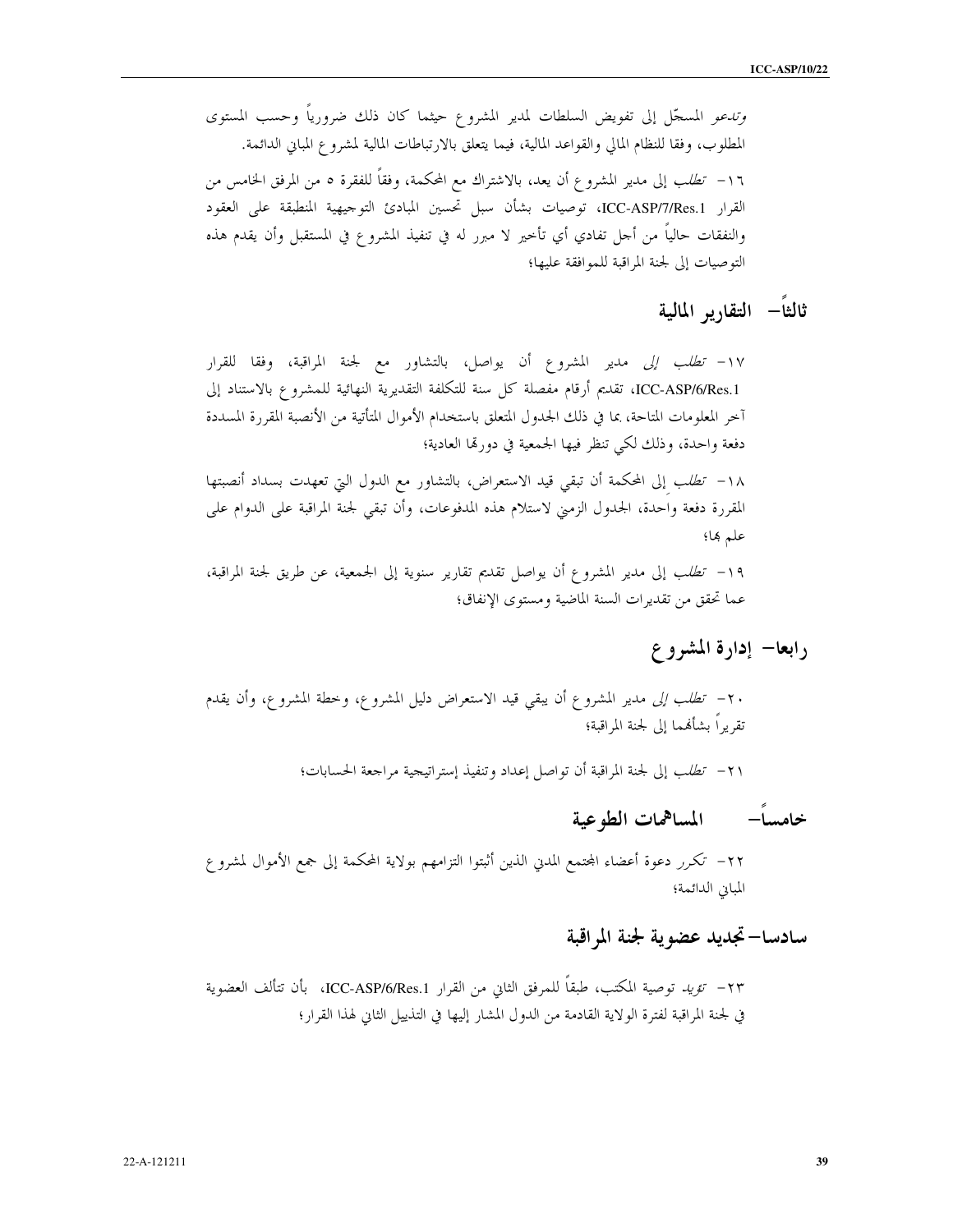*وتدعو* المسجّل إلى تفويض السلطات لمدير المشروع حيثما كان ذلك ضرورياً وحسب المستوى المطلوب، وفقا للنظام المالي والقواعد المالية، فيما يتعلق بالارتباطات المالية لمشروع المباني الدائمة.

١٦- *تطلب* إلى مدير المشروع أن يعد، بالاشتراك مع المحكمة، وفقاً للفقرة ٥ من المرفق الخامس من القرار ICC-ASP/7/Res.1، توصيات بشأن سبل تحسين المبادئ التوجيهية المنطبقة على العقود والنفقات حالياً من أجل تفادي أي تأخير لا مبرر له في تنفيذ المشروع في المستقبل وأن يقدم هذه التوصيات إلى لجنة المراقبة للموافقة عليها؛

## ثالثاً- التقارير المالية

١٧- *تطلب إلى* مدير المشروع أن يواصل، بالتشاور مع لجنة المراقبة، وفقا للقرار ICC-ASP/6/Res.1، تقديم أرقام مفصلة كل سنة للتكلفة التقديرية النهائية للمشروع بالاستناد إلى آخر المعلومات المتاحة، بما في ذلك الجدول المتعلق باستخدام الأموال المتأتية من الأنصبة المقررة المسددة دفعة واحدة، وذلك لكي تنظر فيها الجمعية في دورتها العادية؛

١٨- *تطلب* إلى المحكمة أن تبقي قيد الاستعراض، بالتشاور مع الدول التي تعهدت بسداد أنصبتها المقررة دفعة واحدة، الجدول الزمني لاستلام هذه المدفوعات، وأن تبقي لجنة المراقبة على الدوام على علم بها؛

١٩- *تطلب* إلى مدير المشروع أن يواصل تقديم تقارير سنوية إلى الجمعية، عن طريق لجنة المراقبة، عما تحقق من تقديرات السنة الماضية ومستوى الإنفاق؛

## رابعا- إدارة المشروع

٢٠- *تطلب إلى* مدير المشروع أن يبقي قيد الاستعراض دليل المشروع، وخطة المشروع، وأن يقدم تقريراً بشأنهما إلى لجنة المراقبة؛

٢١- *تطلب* إلى لجنة المراقبة أن تواصل إعداد وتنفيذ إستراتيجية مراجعة الحسابات؛

## خامساً- المساهمات الطوعية

٢٢- *تكرر* دعوة أعضاء المجتمع المدني الذين أثبتوا التزامهم بولاية المحكمة إلى جمع الأموال لمشروع المباني الدائمة؛

## سادسا- تجديد عضوية لجنة المراقبة

٢٣- *تؤيد* توصية المكتب، طبقاً للمرفق الثاني من القرار ICC-ASP/6/Res.1، بأن تتألف العضوية في لجنة المراقبة لفترة الولاية القادمة من الدول المشار إليها في التذييل الثاني لهذا القرار؛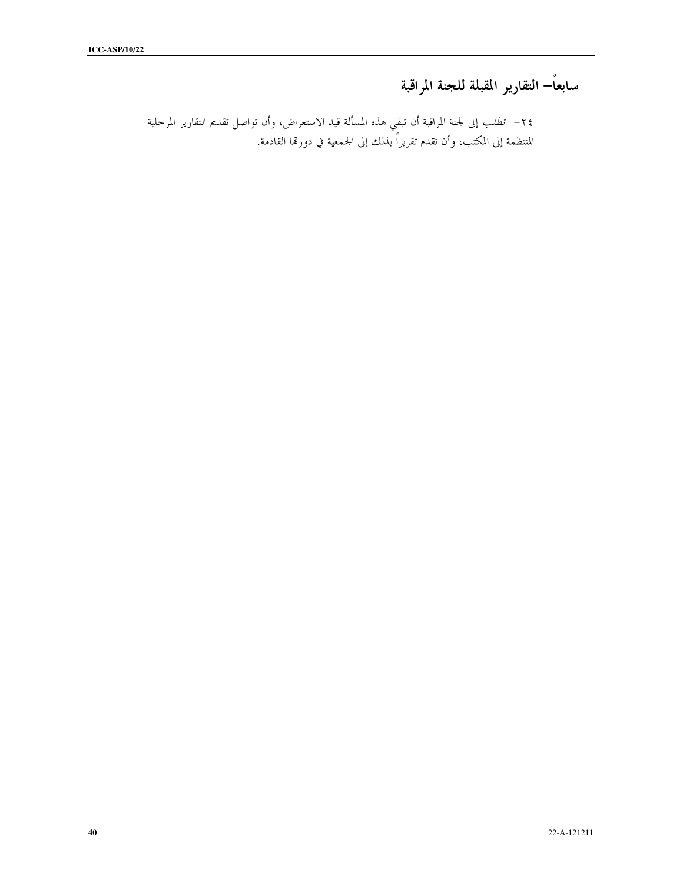## سابعاً– التقارير المقبلة للجنة المراقبة

٢٤– *تطلب* إلى لجنة المراقبة أن تبقي هذه المسألة قيد الاستعراض، وأن تواصل تقديم التقارير المرحلية المنتظمة إلى المكتب، وأن تقدم تقريراً بذلك إلى الجمعية في دورتها القادمة.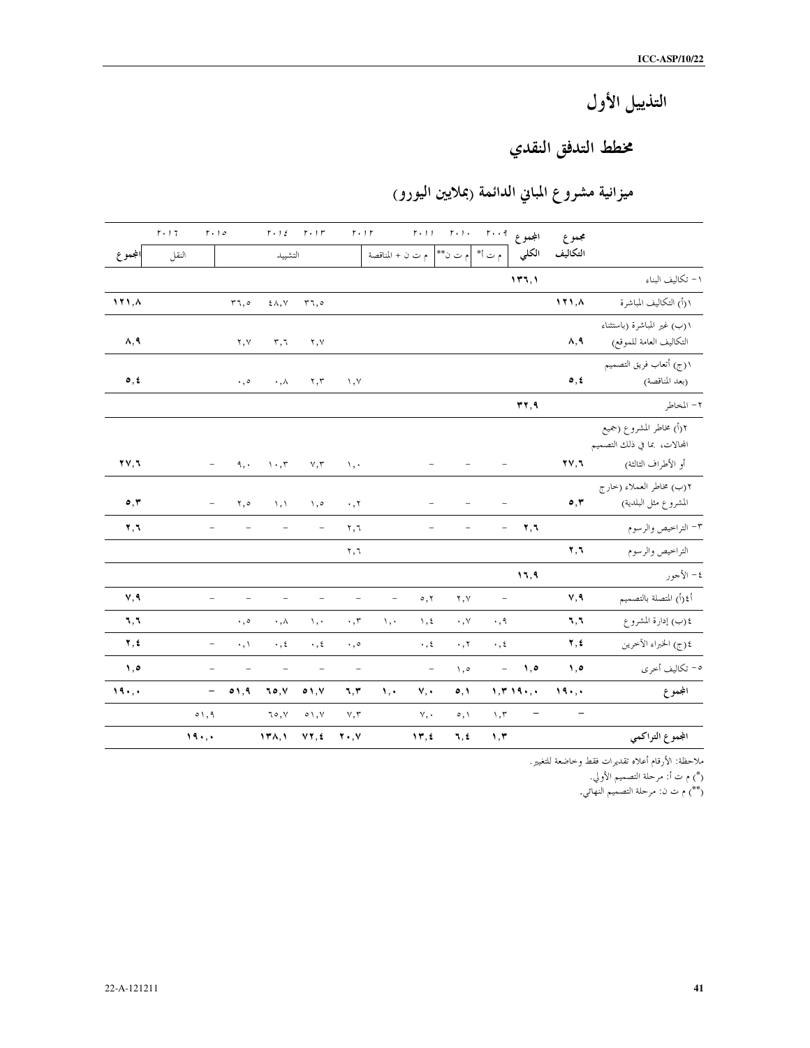# التذييل الأول

## مخطط التدفق النقدي

### ميزانية مشروع المباني الدائمة (بملايين اليورو)

| | مجموع التكاليف | المجموع الكلي | ٢٠٠٩ | ٢٠١٠ | ٢٠١١ | | ٢٠١٢ | ٢٠١٣ | ٢٠١٤ | ٢٠١٥ | ٢٠١٦ | |
|---|---|---|---|---|---|---|---|---|---|---|---|---|
| | | | م ت أ* | م ت ن** | م ت ن + المناقصة | | | التشييد | | | النقل | المجموع |
| ١- تكاليف البناء | | **١٣٦,١** | | | | | | | | | | |
| ١(أ) التكاليف المباشرة | **١٢١,٨** | | | | | | | ٣٦,٥ | ٤٨,٧ | ٣٦,٥ | | **١٢١,٨** |
| ١(ب) غير المباشرة (باستثناء التكاليف العامة للموقع) | **٨,٩** | | | | | | | ٢,٧ | ٣,٦ | ٢,٧ | | **٨,٩** |
| ١(ج) أتعاب فريق التصميم (بعد المناقصة) | **٥,٤** | | | | | | ١,٧ | ٢,٣ | ٠,٨ | ٠,٥ | | **٥,٤** |
| ٢- المخاطر | | **٣٢,٩** | | | | | | | | | | |
| ٢(أ) مخاطر المشروع (جميع المجالات، بما في ذلك التصميم أو الأطراف الثالثة) | **٢٧,٦** | | – | – | – | | ١,٠ | ٧,٣ | ١٠,٣ | ٩,٠ | – | **٢٧,٦** |
| ٢(ب) مخاطر العملاء (خارج المشروع مثل البلدية) | **٥,٣** | | – | – | – | | ٠,٢ | ١,٥ | ١,١ | ٢,٥ | – | **٥,٣** |
| ٣- التراخيص والرسوم | | **٢,٦** | – | – | – | | ٢,٦ | – | – | – | – | **٢,٦** |
| التراخيص والرسوم | **٢,٦** | | | | | | ٢,٦ | | | | | |
| ٤- الأجور | | **١٦,٩** | | | | | | | | | | |
| ٤(أ) المتصلة بالتصميم | **٧,٩** | | – | ٢,٧ | ٥,٢ | – | – | – | – | – | – | **٧,٩** |
| ٤(ب) إدارة المشروع | **٦,٦** | | ٠,٩ | ٠,٧ | ١,٤ | ١,٠ | ٠,٣ | ١,٠ | ٠,٨ | ٠,٥ | | **٦,٦** |
| ٤(ج) الخبراء الآخرين | **٢,٤** | | ٠,٤ | ٠,٢ | ٠,٤ | | ٠,٥ | ٠,٤ | ٠,٤ | ٠,١ | – | **٢,٤** |
| ٥- تكاليف أخرى | **١,٥** | **١,٥** | – | ١,٥ | – | | – | – | – | – | – | **١,٥** |
| **المجموع** | **١٩٠,٠** | **١٩٠,٠** | **١,٣** | **٥,١** | **٧,٠** | **١,٠** | **٦,٣** | **٥١,٧** | **٦٥,٧** | **٥١,٩** | – | **١٩٠,٠** |
| | – | – | ١,٣ | ٥,١ | ٧,٠ | | ٧,٣ | ٥١,٧ | ٦٥,٧ | ٥١,٩ | | |
| **المجموع التراكمي** | | | **١,٣** | **٦,٤** | **١٣,٤** | | **٢٠,٧** | **٧٢,٤** | **١٣٨,١** | **١٩٠,٠** | | |

ملاحظة: الأرقام أعلاه تقديرات فقط وخاضعة للتغيير.

(*) م ت أ: مرحلة التصميم الأولي.

(**) م ت ن: مرحلة التصميم النهائي.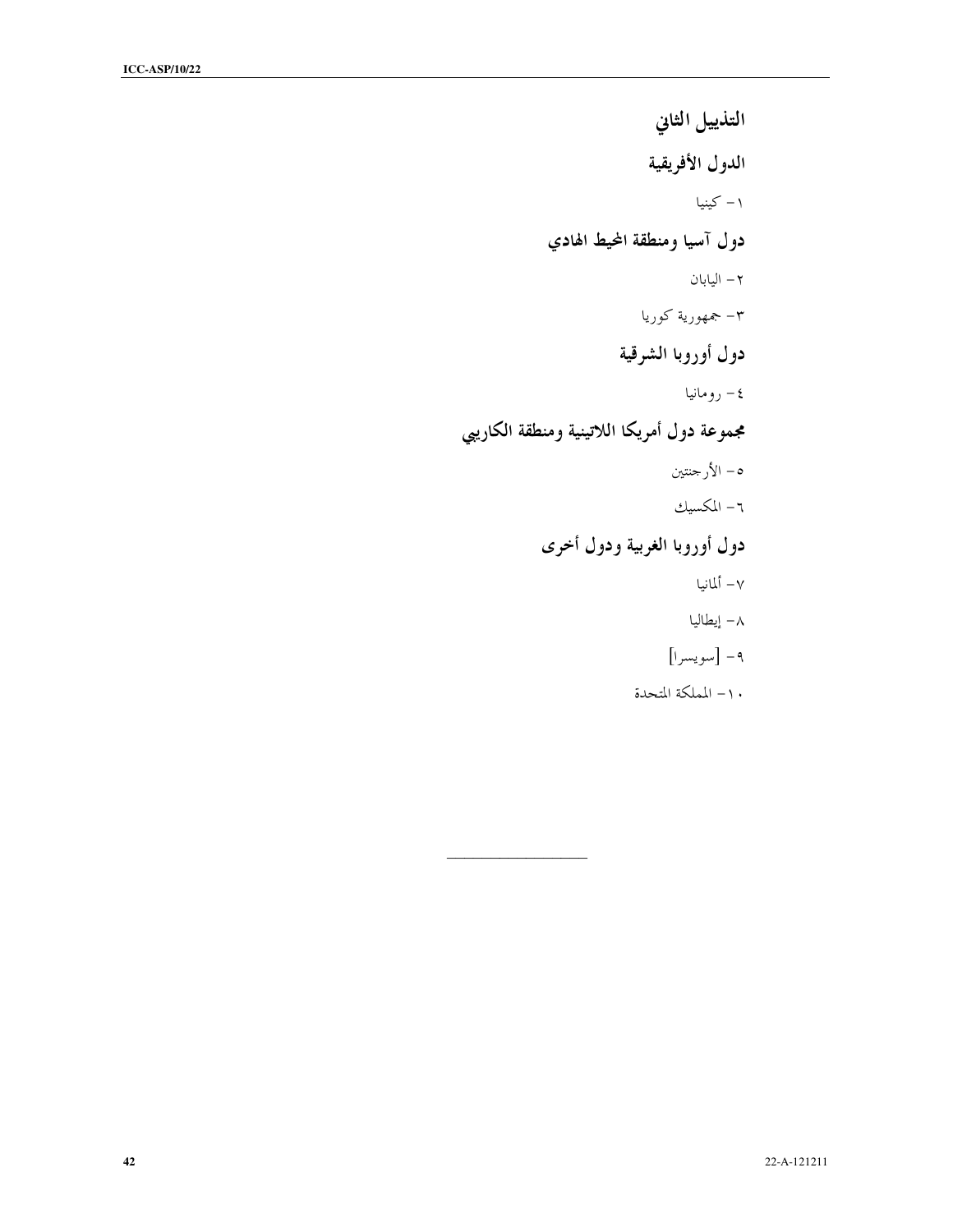# التذييل الثاني

## الدول الأفريقية

١- كينيا

## دول آسيا ومنطقة المحيط الهادي

٢- اليابان

٣- جمهورية كوريا

## دول أوروبا الشرقية

٤- رومانيا

## مجموعة دول أمريكا اللاتينية ومنطقة الكاريبي

٥- الأرجنتين

٦- المكسيك

## دول أوروبا الغربية ودول أخرى

٧- ألمانيا

٨- إيطاليا

٩- [سويسرا]

١٠- المملكة المتحدة

---